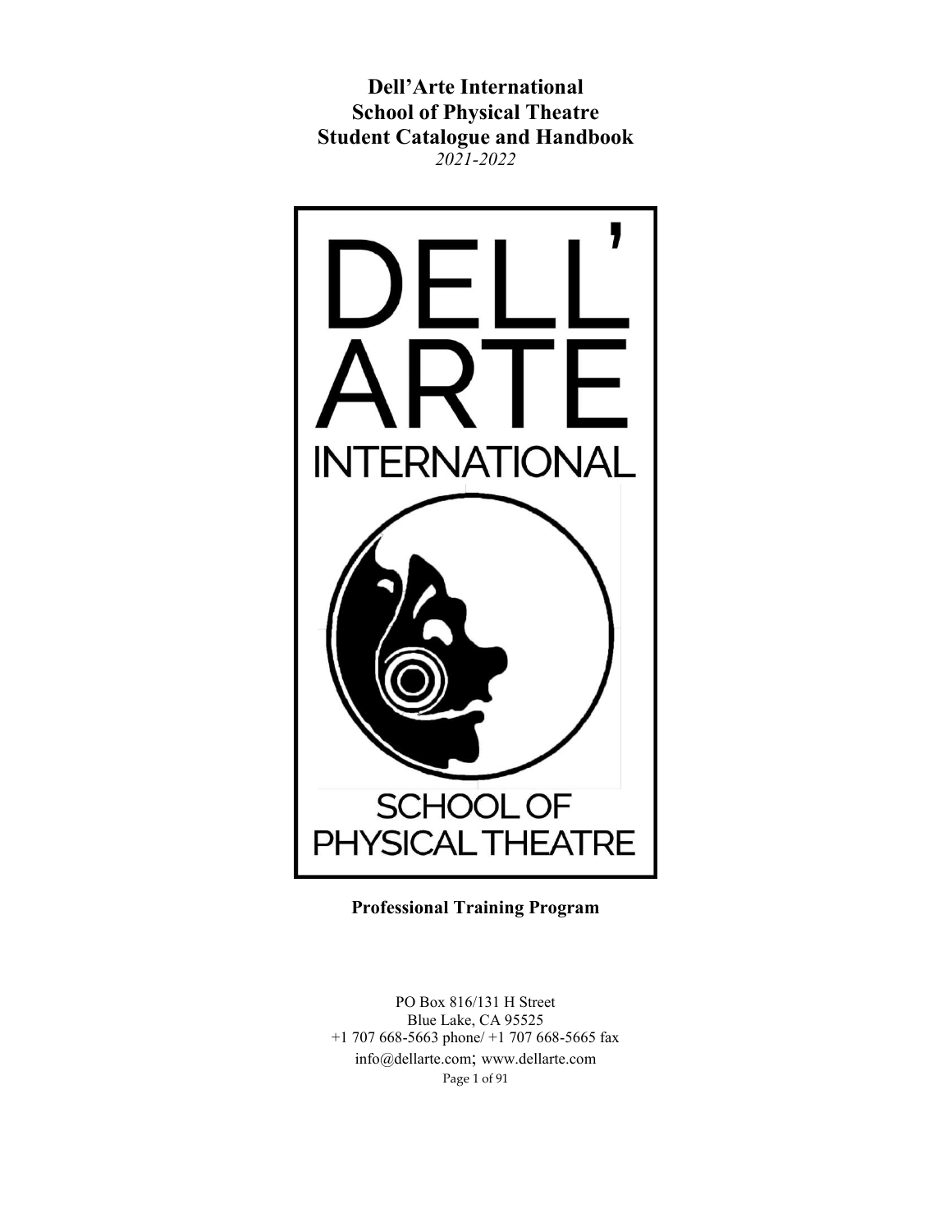# Dell'Arte International
# School of Physical Theatre
# Student Catalogue and Handbook

*2021-2022*

DELL' ARTE INTERNATIONAL

SCHOOL OF PHYSICAL THEATRE

**Professional Training Program**

PO Box 816/131 H Street
Blue Lake, CA 95525
+1 707 668-5663 phone/ +1 707 668-5665 fax
info@dellarte.com; www.dellarte.com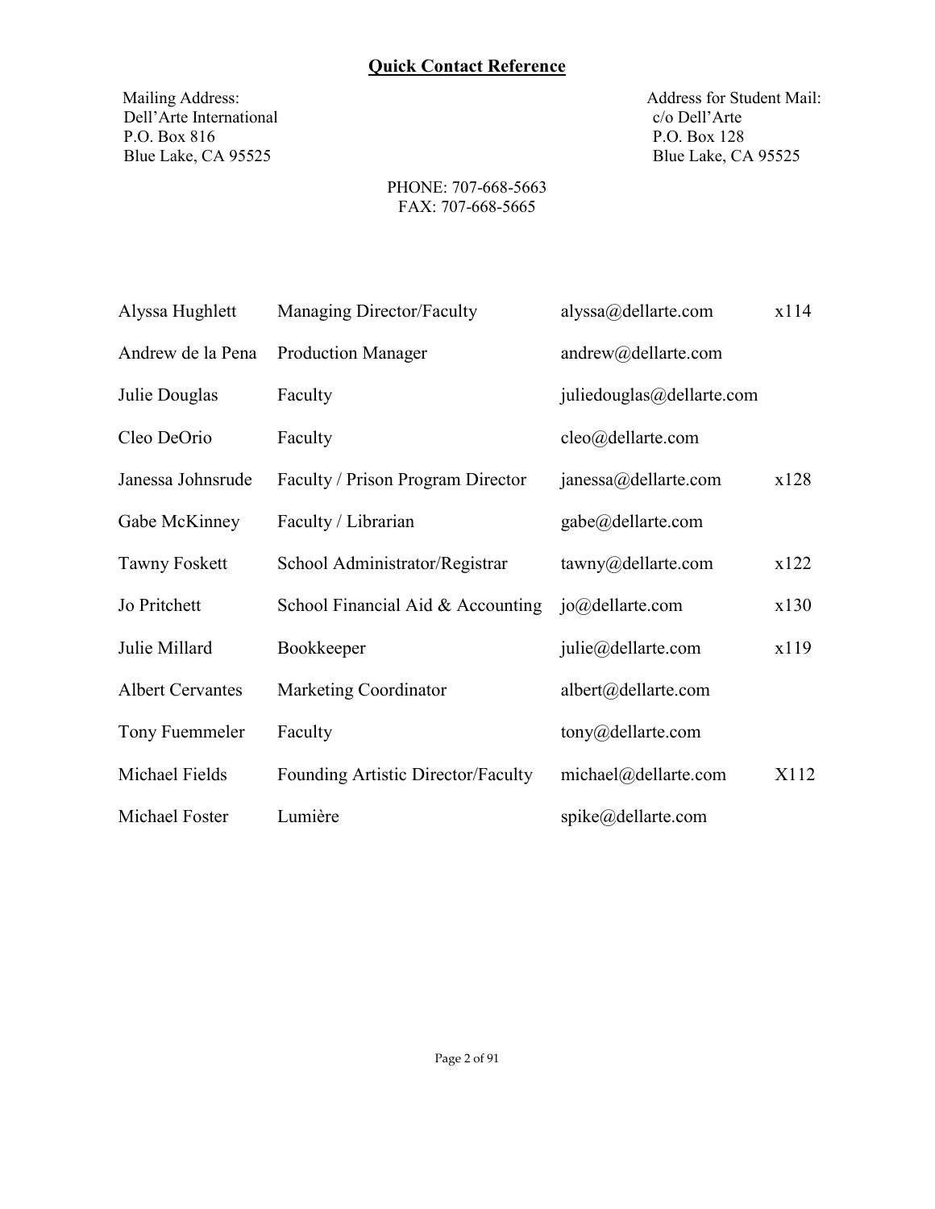## Quick Contact Reference

Mailing Address:
Dell'Arte International
P.O. Box 816
Blue Lake, CA 95525

Address for Student Mail:
c/o Dell'Arte
P.O. Box 128
Blue Lake, CA 95525

PHONE: 707-668-5663
FAX: 707-668-5665

| Name | Position | Email | Extension |
|---|---|---|---|
| Alyssa Hughlett | Managing Director/Faculty | alyssa@dellarte.com | x114 |
| Andrew de la Pena | Production Manager | andrew@dellarte.com | |
| Julie Douglas | Faculty | juliedouglas@dellarte.com | |
| Cleo DeOrio | Faculty | cleo@dellarte.com | |
| Janessa Johnsrude | Faculty / Prison Program Director | janessa@dellarte.com | x128 |
| Gabe McKinney | Faculty / Librarian | gabe@dellarte.com | |
| Tawny Foskett | School Administrator/Registrar | tawny@dellarte.com | x122 |
| Jo Pritchett | School Financial Aid & Accounting | jo@dellarte.com | x130 |
| Julie Millard | Bookkeeper | julie@dellarte.com | x119 |
| Albert Cervantes | Marketing Coordinator | albert@dellarte.com | |
| Tony Fuemmeler | Faculty | tony@dellarte.com | |
| Michael Fields | Founding Artistic Director/Faculty | michael@dellarte.com | X112 |
| Michael Foster | Lumière | spike@dellarte.com | |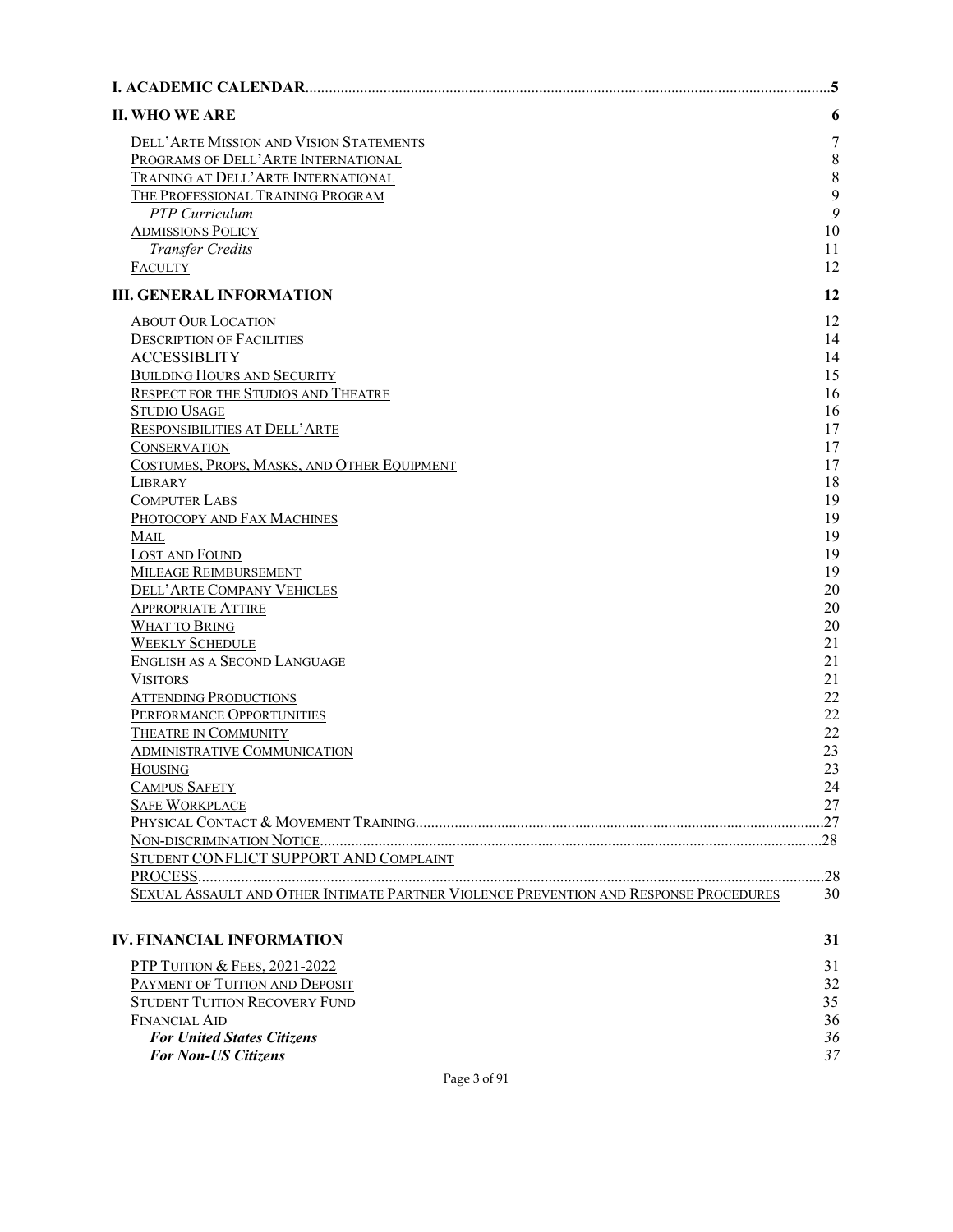**I. ACADEMIC CALENDAR** .......................................................... **5**

**II. WHO WE ARE** **6**

- DELL'ARTE MISSION AND VISION STATEMENTS 7
- PROGRAMS OF DELL'ARTE INTERNATIONAL 8
- TRAINING AT DELL'ARTE INTERNATIONAL 8
- THE PROFESSIONAL TRAINING PROGRAM 9
  - *PTP Curriculum* 9
- ADMISSIONS POLICY 10
  - *Transfer Credits* 11
- FACULTY 12

**III. GENERAL INFORMATION** **12**

- ABOUT OUR LOCATION 12
- DESCRIPTION OF FACILITIES 14
- ACCESSIBLITY 14
- BUILDING HOURS AND SECURITY 15
- RESPECT FOR THE STUDIOS AND THEATRE 16
- STUDIO USAGE 16
- RESPONSIBILITIES AT DELL'ARTE 17
- CONSERVATION 17
- COSTUMES, PROPS, MASKS, AND OTHER EQUIPMENT 17
- LIBRARY 18
- COMPUTER LABS 19
- PHOTOCOPY AND FAX MACHINES 19
- MAIL 19
- LOST AND FOUND 19
- MILEAGE REIMBURSEMENT 19
- DELL'ARTE COMPANY VEHICLES 20
- APPROPRIATE ATTIRE 20
- WHAT TO BRING 20
- WEEKLY SCHEDULE 21
- ENGLISH AS A SECOND LANGUAGE 21
- VISITORS 21
- ATTENDING PRODUCTIONS 22
- PERFORMANCE OPPORTUNITIES 22
- THEATRE IN COMMUNITY 22
- ADMINISTRATIVE COMMUNICATION 23
- HOUSING 23
- CAMPUS SAFETY 24
- SAFE WORKPLACE 27
- PHYSICAL CONTACT & MOVEMENT TRAINING .......................................................... 27
- NON-DISCRIMINATION NOTICE .......................................................... 28
- STUDENT CONFLICT SUPPORT AND COMPLAINT PROCESS .......................................................... 28
- SEXUAL ASSAULT AND OTHER INTIMATE PARTNER VIOLENCE PREVENTION AND RESPONSE PROCEDURES 30

**IV. FINANCIAL INFORMATION** **31**

- PTP TUITION & FEES, 2021-2022 31
- PAYMENT OF TUITION AND DEPOSIT 32
- STUDENT TUITION RECOVERY FUND 35
- FINANCIAL AID 36
  - ***For United States Citizens*** *36*
  - ***For Non-US Citizens*** *37*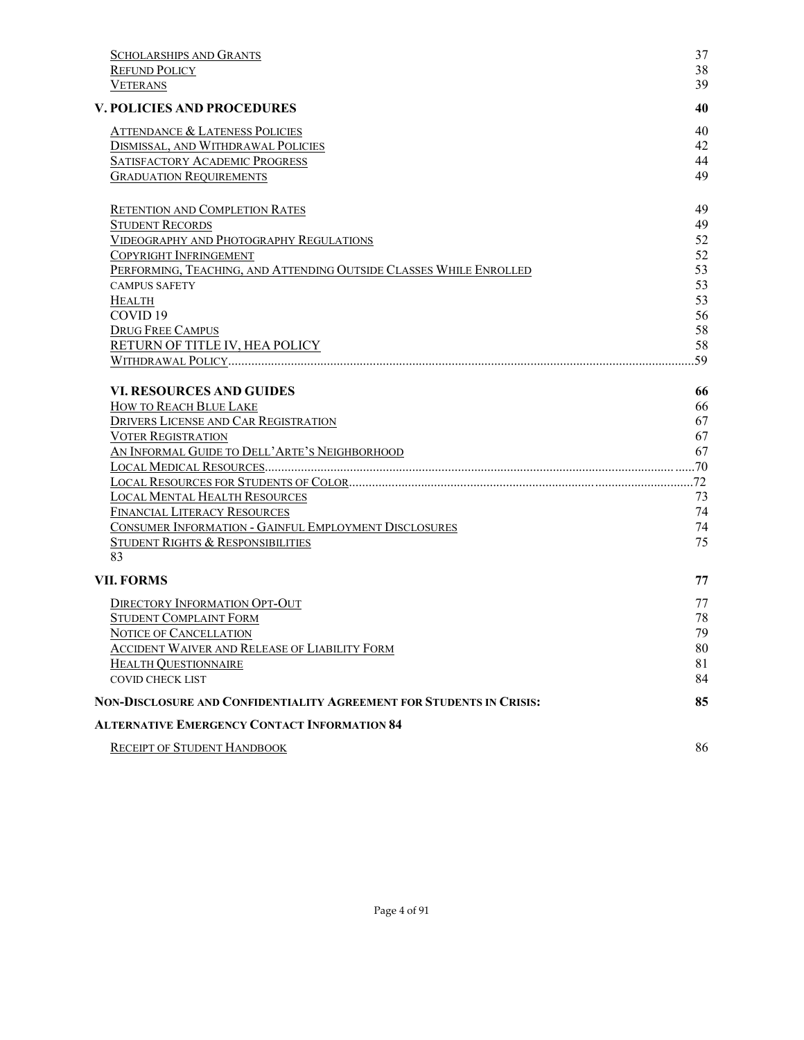| | |
|---|---|
| Scholarships and Grants | 37 |
| Refund Policy | 38 |
| Veterans | 39 |
| **V. POLICIES AND PROCEDURES** | **40** |
| Attendance & Lateness Policies | 40 |
| Dismissal, and Withdrawal Policies | 42 |
| Satisfactory Academic Progress | 44 |
| Graduation Requirements | 49 |
| Retention and Completion Rates | 49 |
| Student Records | 49 |
| Videography and Photography Regulations | 52 |
| Copyright Infringement | 52 |
| Performing, Teaching, and Attending Outside Classes While Enrolled | 53 |
| CAMPUS SAFETY | 53 |
| Health | 53 |
| COVID 19 | 56 |
| Drug Free Campus | 58 |
| RETURN OF TITLE IV, HEA POLICY | 58 |
| Withdrawal Policy | 59 |
| **VI. RESOURCES AND GUIDES** | **66** |
| How to Reach Blue Lake | 66 |
| Drivers License and Car Registration | 67 |
| Voter Registration | 67 |
| An Informal Guide to Dell'Arte's Neighborhood | 67 |
| Local Medical Resources | 70 |
| Local Resources for Students of Color | 72 |
| Local Mental Health Resources | 73 |
| Financial Literacy Resources | 74 |
| Consumer Information - Gainful Employment Disclosures | 74 |
| Student Rights & Responsibilities | 75 |
| 83 | |
| **VII. FORMS** | **77** |
| Directory Information Opt-Out | 77 |
| Student Complaint Form | 78 |
| Notice of Cancellation | 79 |
| Accident Waiver and Release of Liability Form | 80 |
| Health Questionnaire | 81 |
| COVID CHECK LIST | 84 |
| **Non-Disclosure and Confidentiality Agreement for Students in Crisis:** | **85** |
| **Alternative Emergency Contact Information 84** | |
| Receipt of Student Handbook | 86 |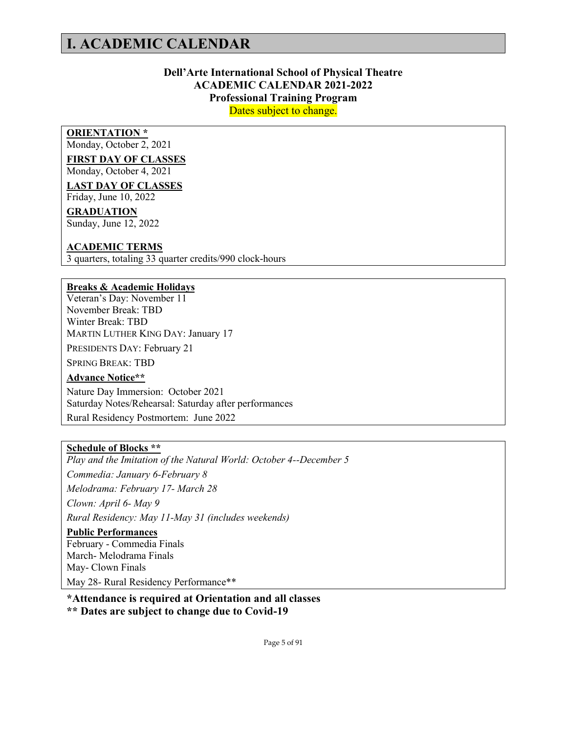# I. ACADEMIC CALENDAR

**Dell'Arte International School of Physical Theatre**
**ACADEMIC CALENDAR 2021-2022**
**Professional Training Program**
Dates subject to change.

**ORIENTATION ***
Monday, October 2, 2021

**FIRST DAY OF CLASSES**
Monday, October 4, 2021

**LAST DAY OF CLASSES**
Friday, June 10, 2022

**GRADUATION**
Sunday, June 12, 2022

**ACADEMIC TERMS**
3 quarters, totaling 33 quarter credits/990 clock-hours

**Breaks & Academic Holidays**
Veteran's Day: November 11
November Break: TBD
Winter Break: TBD
MARTIN LUTHER KING DAY: January 17
PRESIDENTS DAY: February 21
SPRING BREAK: TBD

**Advance Notice****
Nature Day Immersion: October 2021
Saturday Notes/Rehearsal: Saturday after performances
Rural Residency Postmortem: June 2022

**Schedule of Blocks ****
*Play and the Imitation of the Natural World: October 4--December 5*
*Commedia: January 6-February 8*
*Melodrama: February 17- March 28*
*Clown: April 6- May 9*
*Rural Residency: May 11-May 31 (includes weekends)*

**Public Performances**
February - Commedia Finals
March- Melodrama Finals
May- Clown Finals
May 28- Rural Residency Performance**

***Attendance is required at Orientation and all classes**
**** Dates are subject to change due to Covid-19**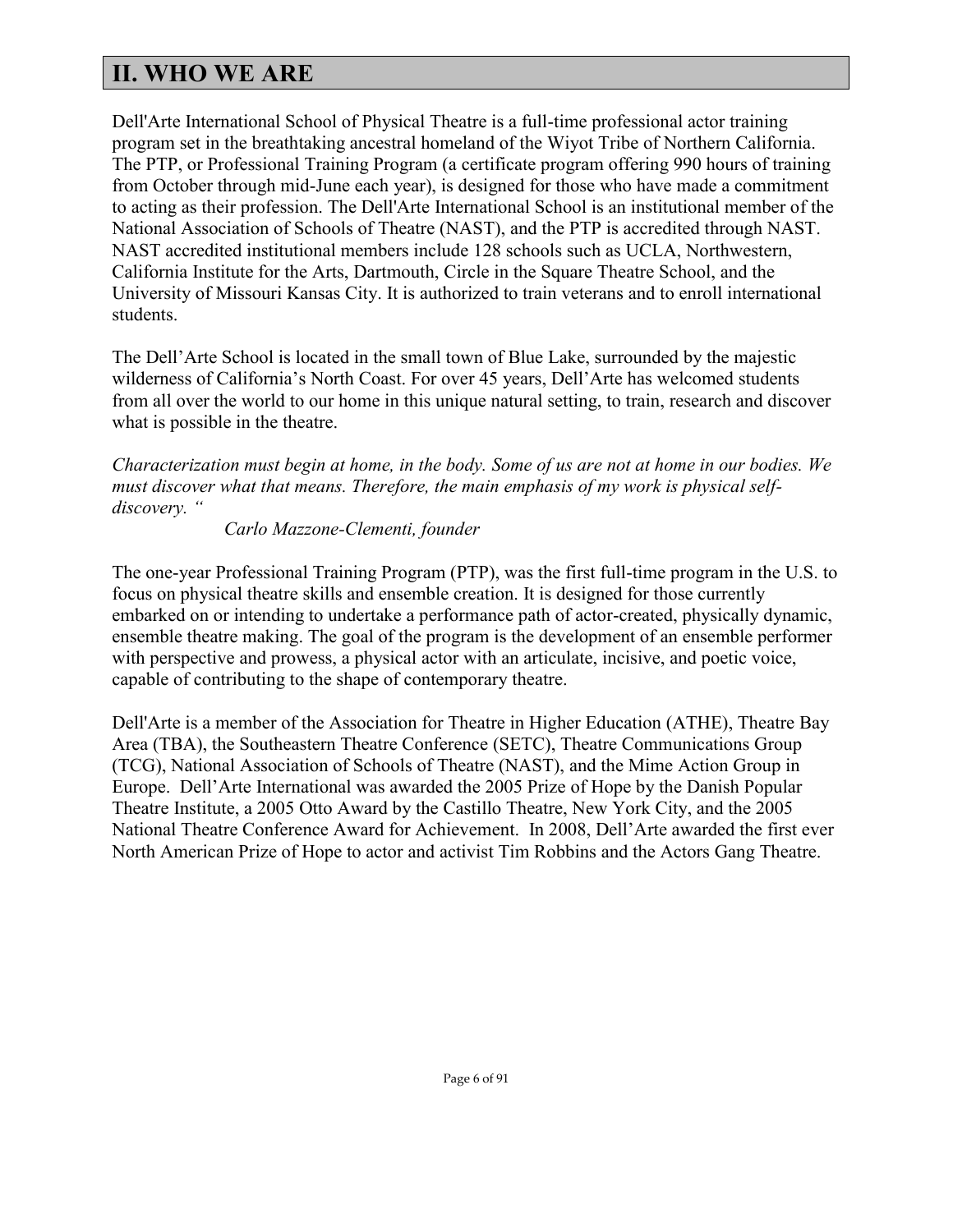## II. WHO WE ARE

Dell'Arte International School of Physical Theatre is a full-time professional actor training program set in the breathtaking ancestral homeland of the Wiyot Tribe of Northern California. The PTP, or Professional Training Program (a certificate program offering 990 hours of training from October through mid-June each year), is designed for those who have made a commitment to acting as their profession. The Dell'Arte International School is an institutional member of the National Association of Schools of Theatre (NAST), and the PTP is accredited through NAST. NAST accredited institutional members include 128 schools such as UCLA, Northwestern, California Institute for the Arts, Dartmouth, Circle in the Square Theatre School, and the University of Missouri Kansas City. It is authorized to train veterans and to enroll international students.

The Dell'Arte School is located in the small town of Blue Lake, surrounded by the majestic wilderness of California's North Coast. For over 45 years, Dell'Arte has welcomed students from all over the world to our home in this unique natural setting, to train, research and discover what is possible in the theatre.

*Characterization must begin at home, in the body. Some of us are not at home in our bodies. We must discover what that means. Therefore, the main emphasis of my work is physical self-discovery. "*

*Carlo Mazzone-Clementi, founder*

The one-year Professional Training Program (PTP), was the first full-time program in the U.S. to focus on physical theatre skills and ensemble creation. It is designed for those currently embarked on or intending to undertake a performance path of actor-created, physically dynamic, ensemble theatre making. The goal of the program is the development of an ensemble performer with perspective and prowess, a physical actor with an articulate, incisive, and poetic voice, capable of contributing to the shape of contemporary theatre.

Dell'Arte is a member of the Association for Theatre in Higher Education (ATHE), Theatre Bay Area (TBA), the Southeastern Theatre Conference (SETC), Theatre Communications Group (TCG), National Association of Schools of Theatre (NAST), and the Mime Action Group in Europe. Dell'Arte International was awarded the 2005 Prize of Hope by the Danish Popular Theatre Institute, a 2005 Otto Award by the Castillo Theatre, New York City, and the 2005 National Theatre Conference Award for Achievement. In 2008, Dell'Arte awarded the first ever North American Prize of Hope to actor and activist Tim Robbins and the Actors Gang Theatre.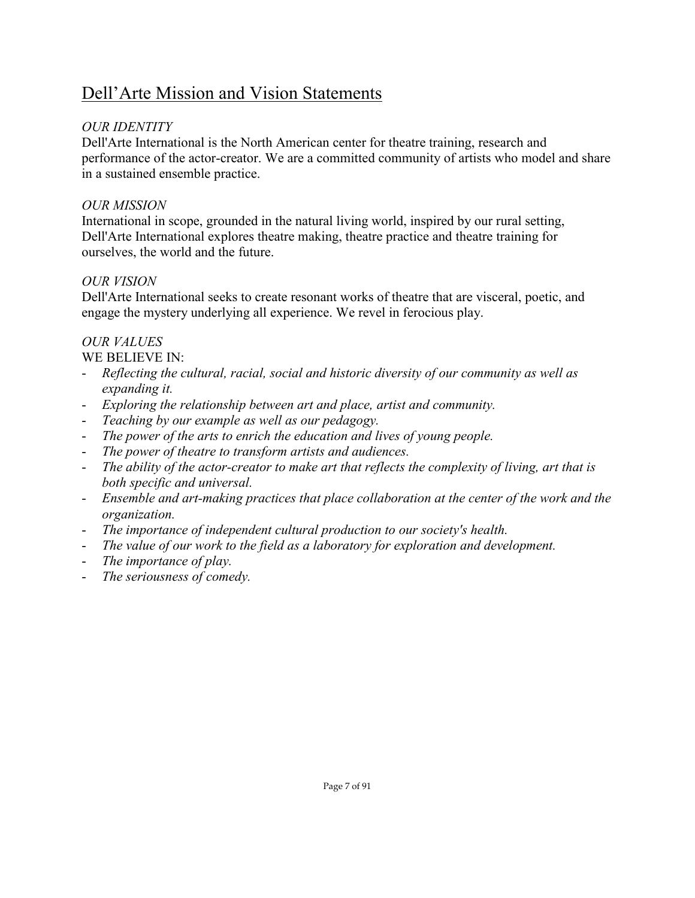# Dell'Arte Mission and Vision Statements

*OUR IDENTITY*

Dell'Arte International is the North American center for theatre training, research and performance of the actor-creator. We are a committed community of artists who model and share in a sustained ensemble practice.

*OUR MISSION*

International in scope, grounded in the natural living world, inspired by our rural setting, Dell'Arte International explores theatre making, theatre practice and theatre training for ourselves, the world and the future.

*OUR VISION*

Dell'Arte International seeks to create resonant works of theatre that are visceral, poetic, and engage the mystery underlying all experience. We revel in ferocious play.

*OUR VALUES*

WE BELIEVE IN:

- *Reflecting the cultural, racial, social and historic diversity of our community as well as expanding it.*
- *Exploring the relationship between art and place, artist and community.*
- *Teaching by our example as well as our pedagogy.*
- *The power of the arts to enrich the education and lives of young people.*
- *The power of theatre to transform artists and audiences.*
- *The ability of the actor-creator to make art that reflects the complexity of living, art that is both specific and universal.*
- *Ensemble and art-making practices that place collaboration at the center of the work and the organization.*
- *The importance of independent cultural production to our society's health.*
- *The value of our work to the field as a laboratory for exploration and development.*
- *The importance of play.*
- *The seriousness of comedy.*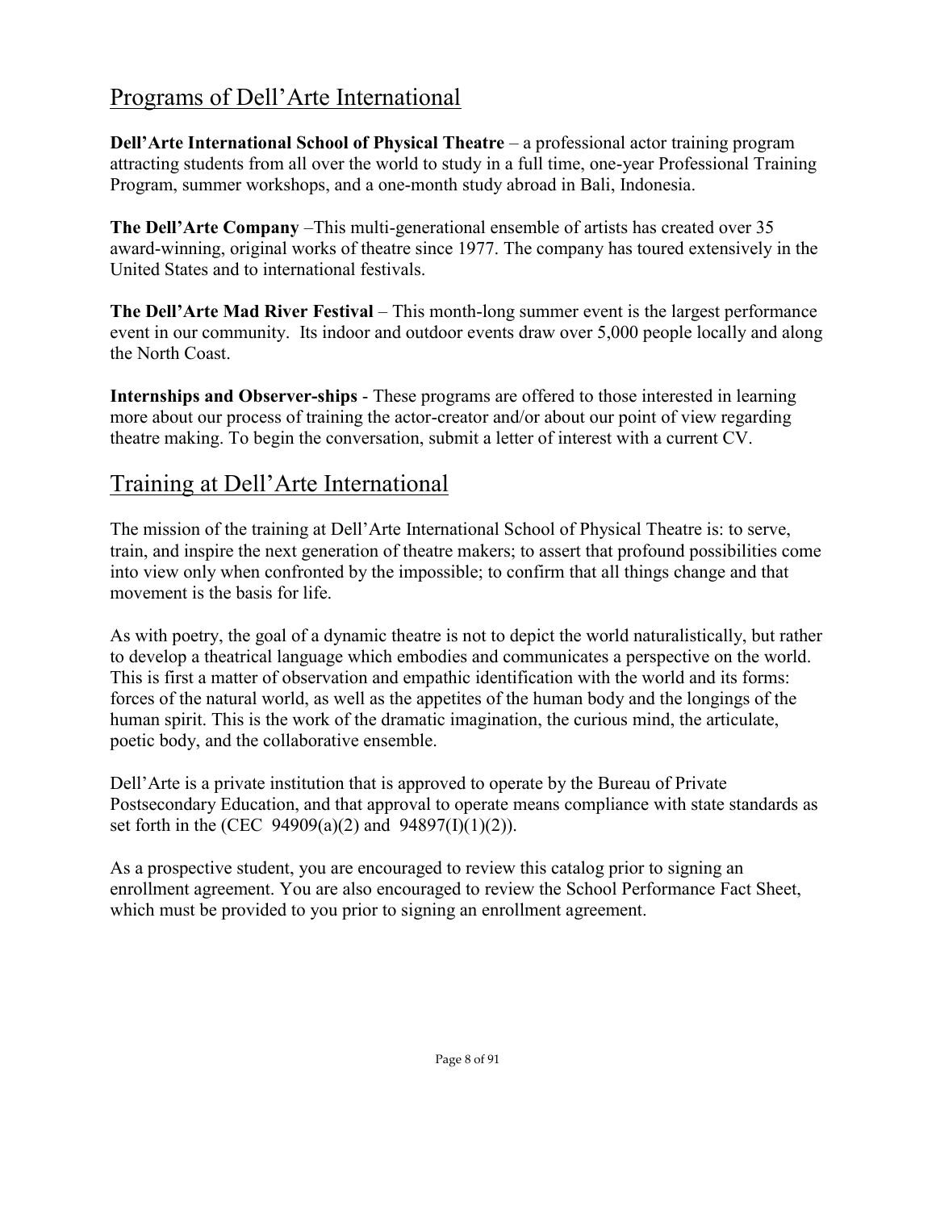## Programs of Dell'Arte International

**Dell'Arte International School of Physical Theatre** – a professional actor training program attracting students from all over the world to study in a full time, one-year Professional Training Program, summer workshops, and a one-month study abroad in Bali, Indonesia.

**The Dell'Arte Company** –This multi-generational ensemble of artists has created over 35 award-winning, original works of theatre since 1977. The company has toured extensively in the United States and to international festivals.

**The Dell'Arte Mad River Festival** – This month-long summer event is the largest performance event in our community. Its indoor and outdoor events draw over 5,000 people locally and along the North Coast.

**Internships and Observer-ships** - These programs are offered to those interested in learning more about our process of training the actor-creator and/or about our point of view regarding theatre making. To begin the conversation, submit a letter of interest with a current CV.

## Training at Dell'Arte International

The mission of the training at Dell'Arte International School of Physical Theatre is: to serve, train, and inspire the next generation of theatre makers; to assert that profound possibilities come into view only when confronted by the impossible; to confirm that all things change and that movement is the basis for life.

As with poetry, the goal of a dynamic theatre is not to depict the world naturalistically, but rather to develop a theatrical language which embodies and communicates a perspective on the world. This is first a matter of observation and empathic identification with the world and its forms: forces of the natural world, as well as the appetites of the human body and the longings of the human spirit. This is the work of the dramatic imagination, the curious mind, the articulate, poetic body, and the collaborative ensemble.

Dell'Arte is a private institution that is approved to operate by the Bureau of Private Postsecondary Education, and that approval to operate means compliance with state standards as set forth in the (CEC 94909(a)(2) and 94897(I)(1)(2)).

As a prospective student, you are encouraged to review this catalog prior to signing an enrollment agreement. You are also encouraged to review the School Performance Fact Sheet, which must be provided to you prior to signing an enrollment agreement.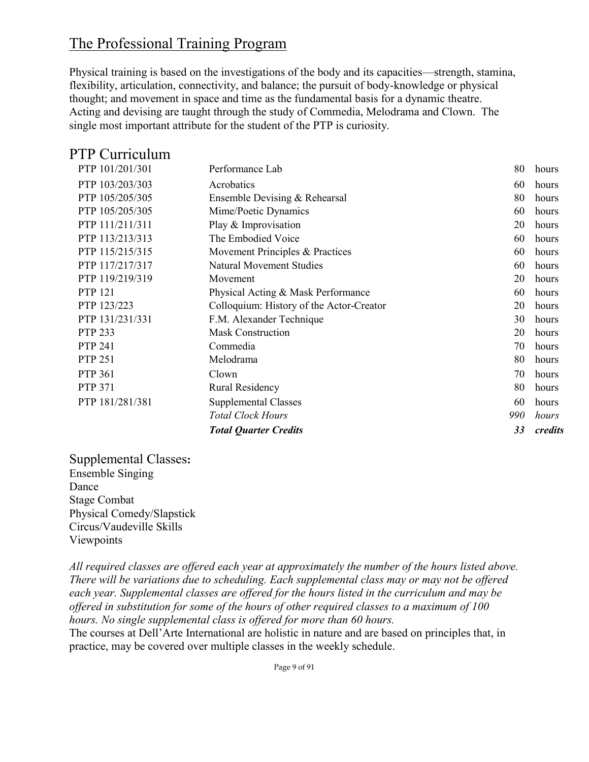## The Professional Training Program

Physical training is based on the investigations of the body and its capacities—strength, stamina, flexibility, articulation, connectivity, and balance; the pursuit of body-knowledge or physical thought; and movement in space and time as the fundamental basis for a dynamic theatre. Acting and devising are taught through the study of Commedia, Melodrama and Clown. The single most important attribute for the student of the PTP is curiosity.

## PTP Curriculum

| Course | Title | Hours | |
|---|---|---|---|
| PTP 101/201/301 | Performance Lab | 80 | hours |
| PTP 103/203/303 | Acrobatics | 60 | hours |
| PTP 105/205/305 | Ensemble Devising & Rehearsal | 80 | hours |
| PTP 105/205/305 | Mime/Poetic Dynamics | 60 | hours |
| PTP 111/211/311 | Play & Improvisation | 20 | hours |
| PTP 113/213/313 | The Embodied Voice | 60 | hours |
| PTP 115/215/315 | Movement Principles & Practices | 60 | hours |
| PTP 117/217/317 | Natural Movement Studies | 60 | hours |
| PTP 119/219/319 | Movement | 20 | hours |
| PTP 121 | Physical Acting & Mask Performance | 60 | hours |
| PTP 123/223 | Colloquium: History of the Actor-Creator | 20 | hours |
| PTP 131/231/331 | F.M. Alexander Technique | 30 | hours |
| PTP 233 | Mask Construction | 20 | hours |
| PTP 241 | Commedia | 70 | hours |
| PTP 251 | Melodrama | 80 | hours |
| PTP 361 | Clown | 70 | hours |
| PTP 371 | Rural Residency | 80 | hours |
| PTP 181/281/381 | Supplemental Classes | 60 | hours |
| | *Total Clock Hours* | *990* | *hours* |
| | ***Total Quarter Credits*** | ***33*** | ***credits*** |

### Supplemental Classes:

Ensemble Singing
Dance
Stage Combat
Physical Comedy/Slapstick
Circus/Vaudeville Skills
Viewpoints

*All required classes are offered each year at approximately the number of the hours listed above. There will be variations due to scheduling. Each supplemental class may or may not be offered each year. Supplemental classes are offered for the hours listed in the curriculum and may be offered in substitution for some of the hours of other required classes to a maximum of 100 hours. No single supplemental class is offered for more than 60 hours.*

The courses at Dell'Arte International are holistic in nature and are based on principles that, in practice, may be covered over multiple classes in the weekly schedule.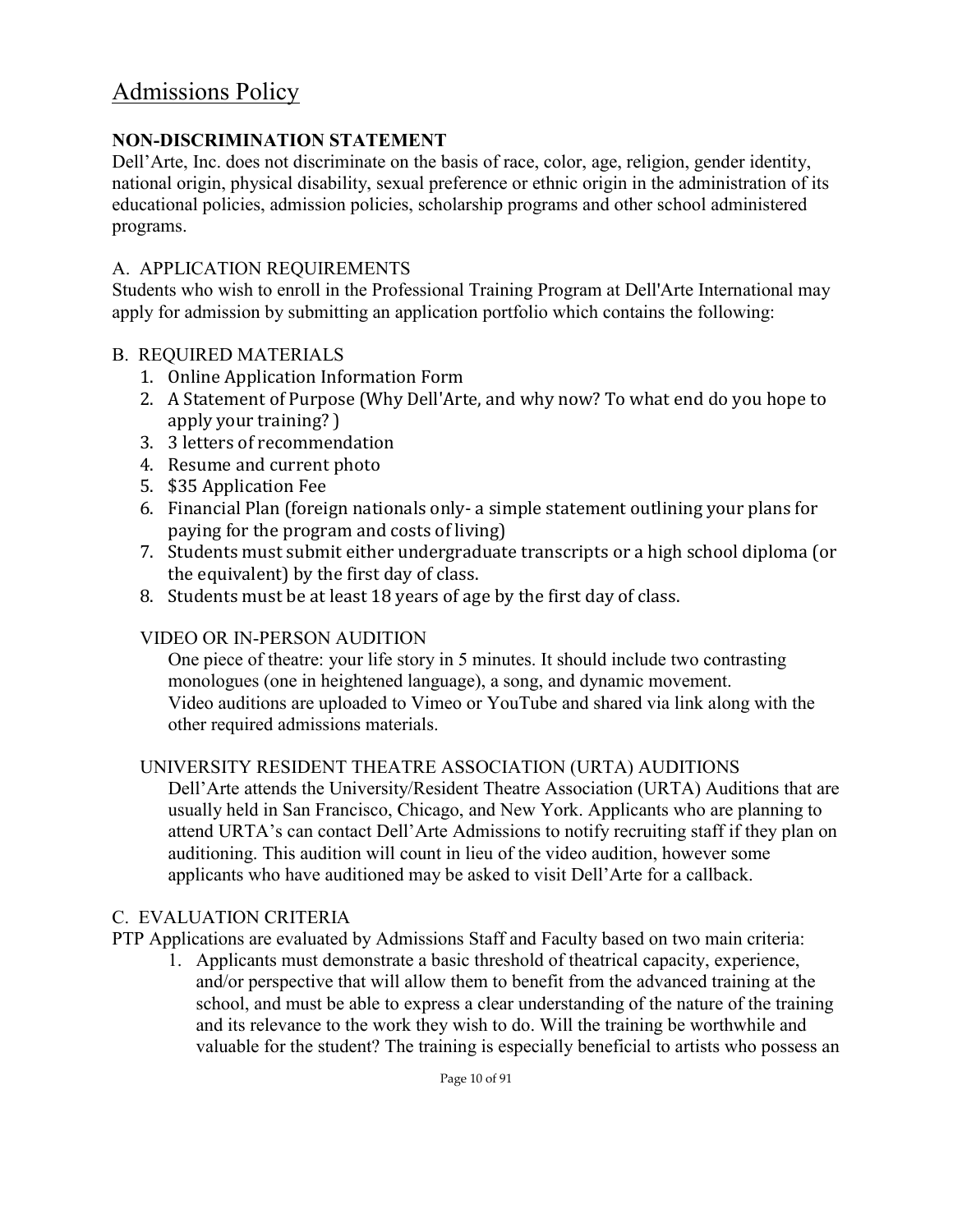# Admissions Policy

**NON-DISCRIMINATION STATEMENT**

Dell'Arte, Inc. does not discriminate on the basis of race, color, age, religion, gender identity, national origin, physical disability, sexual preference or ethnic origin in the administration of its educational policies, admission policies, scholarship programs and other school administered programs.

A. APPLICATION REQUIREMENTS

Students who wish to enroll in the Professional Training Program at Dell'Arte International may apply for admission by submitting an application portfolio which contains the following:

B. REQUIRED MATERIALS

1. Online Application Information Form
2. A Statement of Purpose (Why Dell'Arte, and why now? To what end do you hope to apply your training? )
3. 3 letters of recommendation
4. Resume and current photo
5. $35 Application Fee
6. Financial Plan (foreign nationals only- a simple statement outlining your plans for paying for the program and costs of living)
7. Students must submit either undergraduate transcripts or a high school diploma (or the equivalent) by the first day of class.
8. Students must be at least 18 years of age by the first day of class.

VIDEO OR IN-PERSON AUDITION

One piece of theatre: your life story in 5 minutes. It should include two contrasting monologues (one in heightened language), a song, and dynamic movement. Video auditions are uploaded to Vimeo or YouTube and shared via link along with the other required admissions materials.

UNIVERSITY RESIDENT THEATRE ASSOCIATION (URTA) AUDITIONS

Dell'Arte attends the University/Resident Theatre Association (URTA) Auditions that are usually held in San Francisco, Chicago, and New York. Applicants who are planning to attend URTA's can contact Dell'Arte Admissions to notify recruiting staff if they plan on auditioning. This audition will count in lieu of the video audition, however some applicants who have auditioned may be asked to visit Dell'Arte for a callback.

C. EVALUATION CRITERIA

PTP Applications are evaluated by Admissions Staff and Faculty based on two main criteria:

1. Applicants must demonstrate a basic threshold of theatrical capacity, experience, and/or perspective that will allow them to benefit from the advanced training at the school, and must be able to express a clear understanding of the nature of the training and its relevance to the work they wish to do. Will the training be worthwhile and valuable for the student? The training is especially beneficial to artists who possess an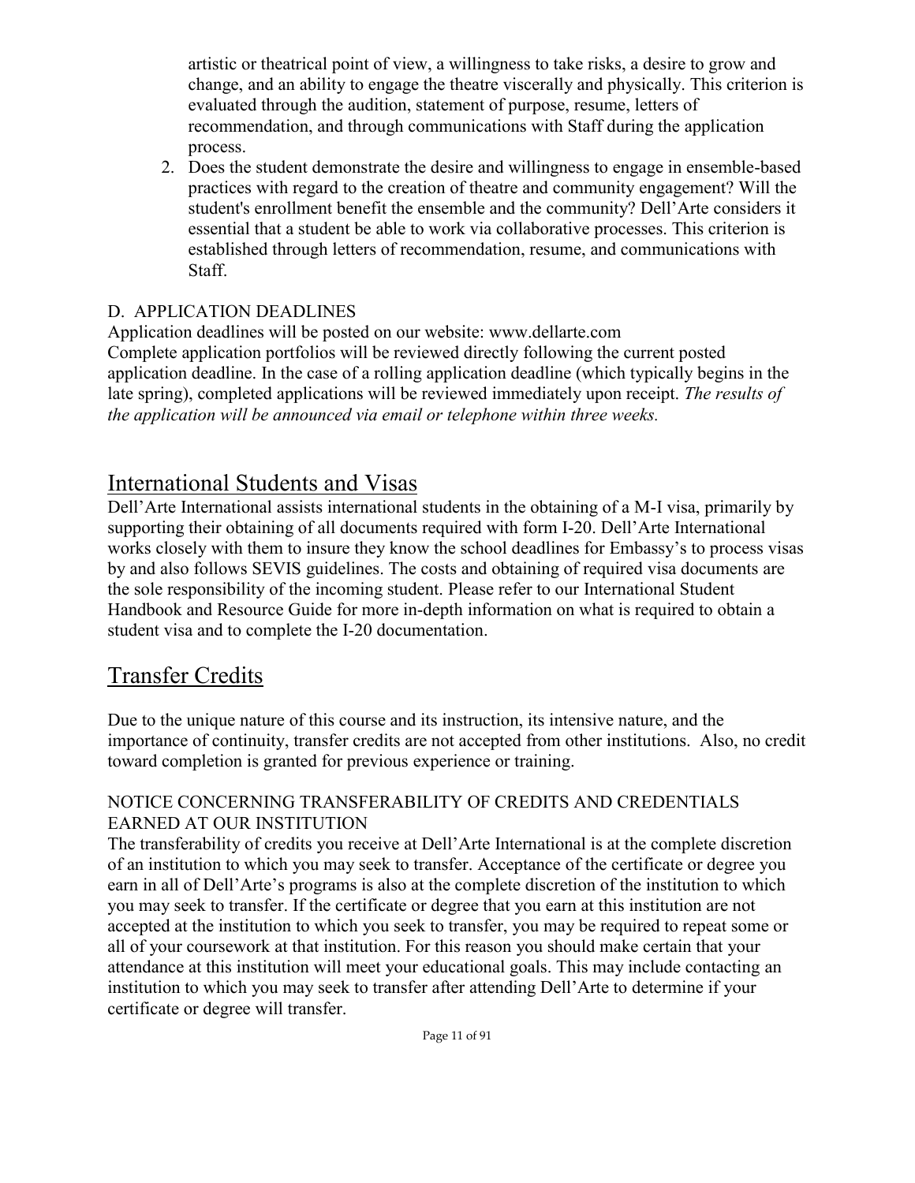artistic or theatrical point of view, a willingness to take risks, a desire to grow and change, and an ability to engage the theatre viscerally and physically. This criterion is evaluated through the audition, statement of purpose, resume, letters of recommendation, and through communications with Staff during the application process.

2. Does the student demonstrate the desire and willingness to engage in ensemble-based practices with regard to the creation of theatre and community engagement? Will the student's enrollment benefit the ensemble and the community? Dell'Arte considers it essential that a student be able to work via collaborative processes. This criterion is established through letters of recommendation, resume, and communications with Staff.

D. APPLICATION DEADLINES

Application deadlines will be posted on our website: www.dellarte.com
Complete application portfolios will be reviewed directly following the current posted application deadline. In the case of a rolling application deadline (which typically begins in the late spring), completed applications will be reviewed immediately upon receipt. *The results of the application will be announced via email or telephone within three weeks.*

## International Students and Visas

Dell'Arte International assists international students in the obtaining of a M-I visa, primarily by supporting their obtaining of all documents required with form I-20. Dell'Arte International works closely with them to insure they know the school deadlines for Embassy's to process visas by and also follows SEVIS guidelines. The costs and obtaining of required visa documents are the sole responsibility of the incoming student. Please refer to our International Student Handbook and Resource Guide for more in-depth information on what is required to obtain a student visa and to complete the I-20 documentation.

## Transfer Credits

Due to the unique nature of this course and its instruction, its intensive nature, and the importance of continuity, transfer credits are not accepted from other institutions. Also, no credit toward completion is granted for previous experience or training.

NOTICE CONCERNING TRANSFERABILITY OF CREDITS AND CREDENTIALS EARNED AT OUR INSTITUTION

The transferability of credits you receive at Dell'Arte International is at the complete discretion of an institution to which you may seek to transfer. Acceptance of the certificate or degree you earn in all of Dell'Arte's programs is also at the complete discretion of the institution to which you may seek to transfer. If the certificate or degree that you earn at this institution are not accepted at the institution to which you seek to transfer, you may be required to repeat some or all of your coursework at that institution. For this reason you should make certain that your attendance at this institution will meet your educational goals. This may include contacting an institution to which you may seek to transfer after attending Dell'Arte to determine if your certificate or degree will transfer.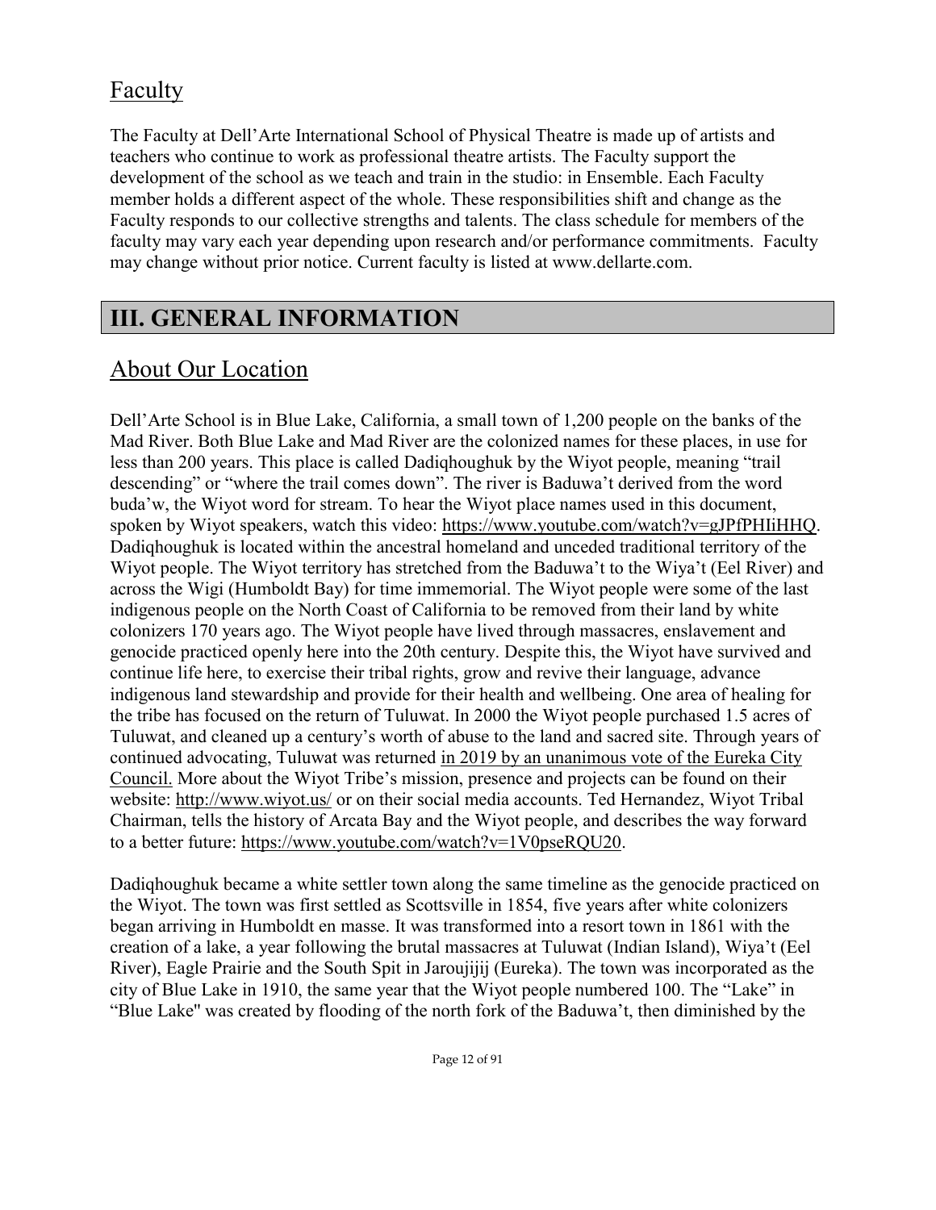## Faculty

The Faculty at Dell'Arte International School of Physical Theatre is made up of artists and teachers who continue to work as professional theatre artists. The Faculty support the development of the school as we teach and train in the studio: in Ensemble. Each Faculty member holds a different aspect of the whole. These responsibilities shift and change as the Faculty responds to our collective strengths and talents. The class schedule for members of the faculty may vary each year depending upon research and/or performance commitments. Faculty may change without prior notice. Current faculty is listed at www.dellarte.com.

# III. GENERAL INFORMATION

## About Our Location

Dell'Arte School is in Blue Lake, California, a small town of 1,200 people on the banks of the Mad River. Both Blue Lake and Mad River are the colonized names for these places, in use for less than 200 years. This place is called Dadiqhoughuk by the Wiyot people, meaning "trail descending" or "where the trail comes down". The river is Baduwa't derived from the word buda'w, the Wiyot word for stream. To hear the Wiyot place names used in this document, spoken by Wiyot speakers, watch this video: https://www.youtube.com/watch?v=gJPfPHIiHHQ. Dadiqhoughuk is located within the ancestral homeland and unceded traditional territory of the Wiyot people. The Wiyot territory has stretched from the Baduwa't to the Wiya't (Eel River) and across the Wigi (Humboldt Bay) for time immemorial. The Wiyot people were some of the last indigenous people on the North Coast of California to be removed from their land by white colonizers 170 years ago. The Wiyot people have lived through massacres, enslavement and genocide practiced openly here into the 20th century. Despite this, the Wiyot have survived and continue life here, to exercise their tribal rights, grow and revive their language, advance indigenous land stewardship and provide for their health and wellbeing. One area of healing for the tribe has focused on the return of Tuluwat. In 2000 the Wiyot people purchased 1.5 acres of Tuluwat, and cleaned up a century's worth of abuse to the land and sacred site. Through years of continued advocating, Tuluwat was returned in 2019 by an unanimous vote of the Eureka City Council. More about the Wiyot Tribe's mission, presence and projects can be found on their website: http://www.wiyot.us/ or on their social media accounts. Ted Hernandez, Wiyot Tribal Chairman, tells the history of Arcata Bay and the Wiyot people, and describes the way forward to a better future: https://www.youtube.com/watch?v=1V0pseRQU20.

Dadiqhoughuk became a white settler town along the same timeline as the genocide practiced on the Wiyot. The town was first settled as Scottsville in 1854, five years after white colonizers began arriving in Humboldt en masse. It was transformed into a resort town in 1861 with the creation of a lake, a year following the brutal massacres at Tuluwat (Indian Island), Wiya't (Eel River), Eagle Prairie and the South Spit in Jaroujijij (Eureka). The town was incorporated as the city of Blue Lake in 1910, the same year that the Wiyot people numbered 100. The "Lake" in "Blue Lake" was created by flooding of the north fork of the Baduwa't, then diminished by the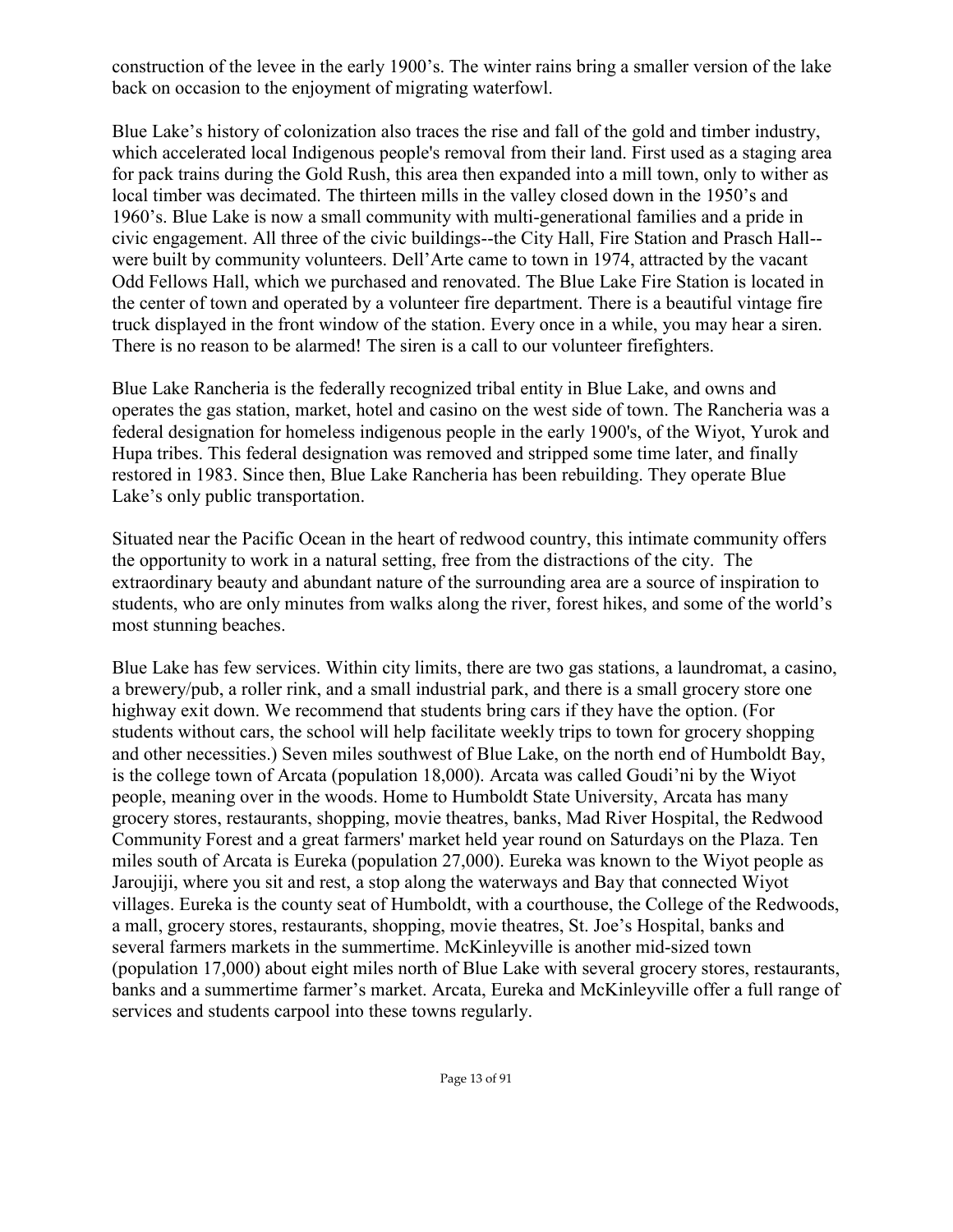construction of the levee in the early 1900's. The winter rains bring a smaller version of the lake back on occasion to the enjoyment of migrating waterfowl.

Blue Lake's history of colonization also traces the rise and fall of the gold and timber industry, which accelerated local Indigenous people's removal from their land. First used as a staging area for pack trains during the Gold Rush, this area then expanded into a mill town, only to wither as local timber was decimated. The thirteen mills in the valley closed down in the 1950's and 1960's. Blue Lake is now a small community with multi-generational families and a pride in civic engagement. All three of the civic buildings--the City Hall, Fire Station and Prasch Hall--were built by community volunteers. Dell'Arte came to town in 1974, attracted by the vacant Odd Fellows Hall, which we purchased and renovated. The Blue Lake Fire Station is located in the center of town and operated by a volunteer fire department. There is a beautiful vintage fire truck displayed in the front window of the station. Every once in a while, you may hear a siren. There is no reason to be alarmed! The siren is a call to our volunteer firefighters.

Blue Lake Rancheria is the federally recognized tribal entity in Blue Lake, and owns and operates the gas station, market, hotel and casino on the west side of town. The Rancheria was a federal designation for homeless indigenous people in the early 1900's, of the Wiyot, Yurok and Hupa tribes. This federal designation was removed and stripped some time later, and finally restored in 1983. Since then, Blue Lake Rancheria has been rebuilding. They operate Blue Lake's only public transportation.

Situated near the Pacific Ocean in the heart of redwood country, this intimate community offers the opportunity to work in a natural setting, free from the distractions of the city. The extraordinary beauty and abundant nature of the surrounding area are a source of inspiration to students, who are only minutes from walks along the river, forest hikes, and some of the world's most stunning beaches.

Blue Lake has few services. Within city limits, there are two gas stations, a laundromat, a casino, a brewery/pub, a roller rink, and a small industrial park, and there is a small grocery store one highway exit down. We recommend that students bring cars if they have the option. (For students without cars, the school will help facilitate weekly trips to town for grocery shopping and other necessities.) Seven miles southwest of Blue Lake, on the north end of Humboldt Bay, is the college town of Arcata (population 18,000). Arcata was called Goudi'ni by the Wiyot people, meaning over in the woods. Home to Humboldt State University, Arcata has many grocery stores, restaurants, shopping, movie theatres, banks, Mad River Hospital, the Redwood Community Forest and a great farmers' market held year round on Saturdays on the Plaza. Ten miles south of Arcata is Eureka (population 27,000). Eureka was known to the Wiyot people as Jaroujiji, where you sit and rest, a stop along the waterways and Bay that connected Wiyot villages. Eureka is the county seat of Humboldt, with a courthouse, the College of the Redwoods, a mall, grocery stores, restaurants, shopping, movie theatres, St. Joe's Hospital, banks and several farmers markets in the summertime. McKinleyville is another mid-sized town (population 17,000) about eight miles north of Blue Lake with several grocery stores, restaurants, banks and a summertime farmer's market. Arcata, Eureka and McKinleyville offer a full range of services and students carpool into these towns regularly.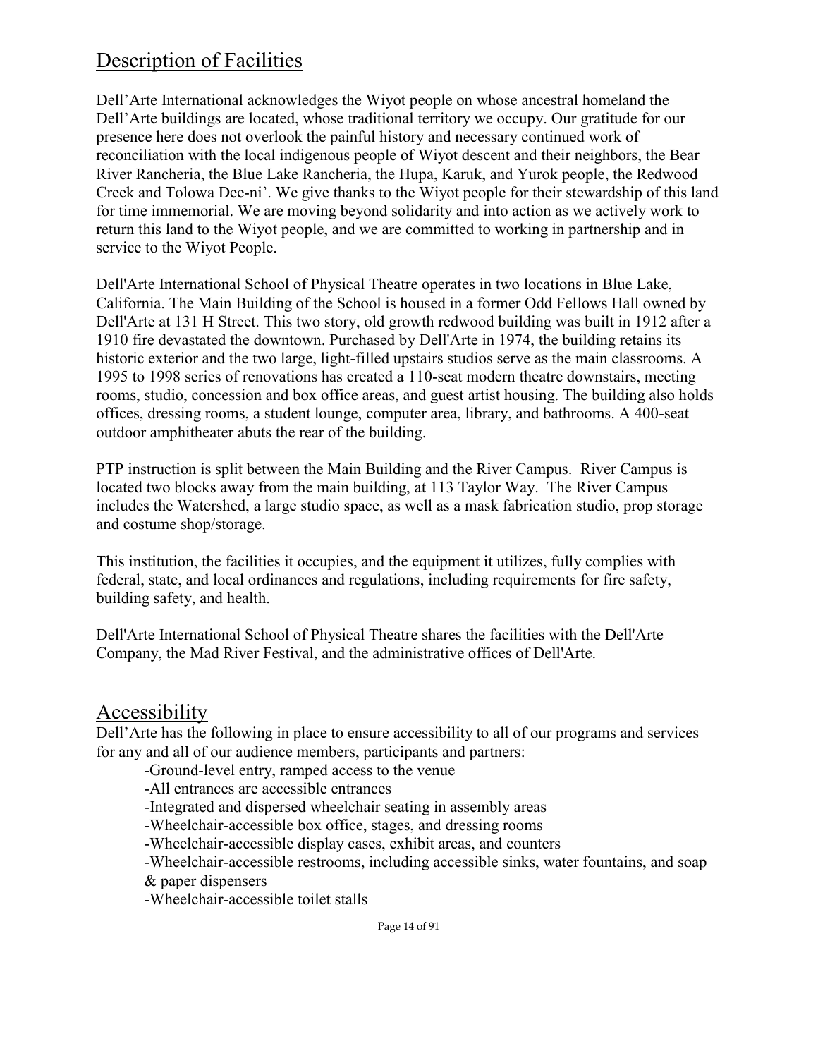## Description of Facilities

Dell'Arte International acknowledges the Wiyot people on whose ancestral homeland the Dell'Arte buildings are located, whose traditional territory we occupy. Our gratitude for our presence here does not overlook the painful history and necessary continued work of reconciliation with the local indigenous people of Wiyot descent and their neighbors, the Bear River Rancheria, the Blue Lake Rancheria, the Hupa, Karuk, and Yurok people, the Redwood Creek and Tolowa Dee-ni'. We give thanks to the Wiyot people for their stewardship of this land for time immemorial. We are moving beyond solidarity and into action as we actively work to return this land to the Wiyot people, and we are committed to working in partnership and in service to the Wiyot People.

Dell'Arte International School of Physical Theatre operates in two locations in Blue Lake, California. The Main Building of the School is housed in a former Odd Fellows Hall owned by Dell'Arte at 131 H Street. This two story, old growth redwood building was built in 1912 after a 1910 fire devastated the downtown. Purchased by Dell'Arte in 1974, the building retains its historic exterior and the two large, light-filled upstairs studios serve as the main classrooms. A 1995 to 1998 series of renovations has created a 110-seat modern theatre downstairs, meeting rooms, studio, concession and box office areas, and guest artist housing. The building also holds offices, dressing rooms, a student lounge, computer area, library, and bathrooms. A 400-seat outdoor amphitheater abuts the rear of the building.

PTP instruction is split between the Main Building and the River Campus. River Campus is located two blocks away from the main building, at 113 Taylor Way. The River Campus includes the Watershed, a large studio space, as well as a mask fabrication studio, prop storage and costume shop/storage.

This institution, the facilities it occupies, and the equipment it utilizes, fully complies with federal, state, and local ordinances and regulations, including requirements for fire safety, building safety, and health.

Dell'Arte International School of Physical Theatre shares the facilities with the Dell'Arte Company, the Mad River Festival, and the administrative offices of Dell'Arte.

## Accessibility

Dell'Arte has the following in place to ensure accessibility to all of our programs and services for any and all of our audience members, participants and partners:

- Ground-level entry, ramped access to the venue
- All entrances are accessible entrances
- Integrated and dispersed wheelchair seating in assembly areas
- Wheelchair-accessible box office, stages, and dressing rooms
- Wheelchair-accessible display cases, exhibit areas, and counters
- Wheelchair-accessible restrooms, including accessible sinks, water fountains, and soap & paper dispensers
- Wheelchair-accessible toilet stalls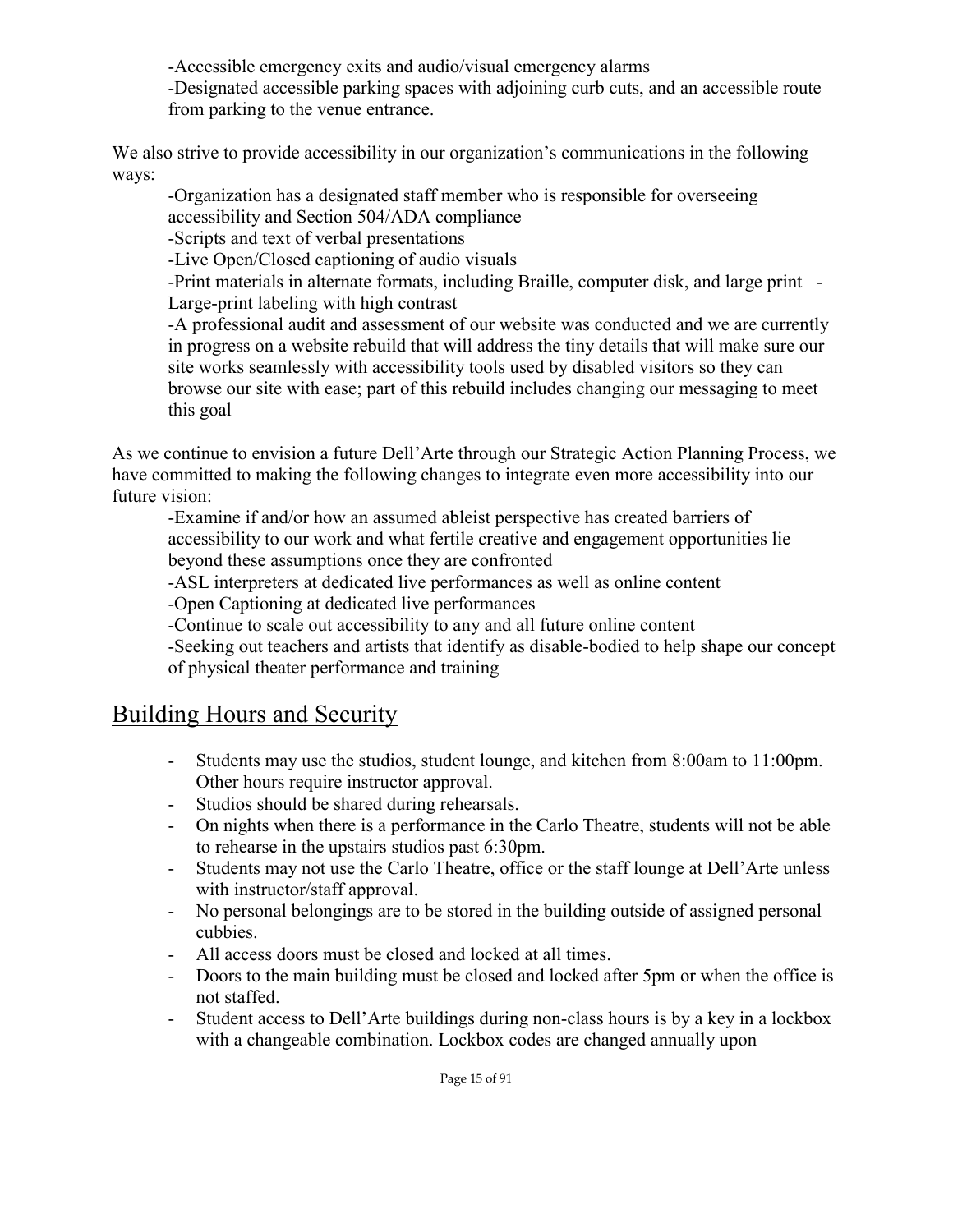-Accessible emergency exits and audio/visual emergency alarms
-Designated accessible parking spaces with adjoining curb cuts, and an accessible route from parking to the venue entrance.

We also strive to provide accessibility in our organization's communications in the following ways:

-Organization has a designated staff member who is responsible for overseeing accessibility and Section 504/ADA compliance
-Scripts and text of verbal presentations
-Live Open/Closed captioning of audio visuals
-Print materials in alternate formats, including Braille, computer disk, and large print -Large-print labeling with high contrast
-A professional audit and assessment of our website was conducted and we are currently in progress on a website rebuild that will address the tiny details that will make sure our site works seamlessly with accessibility tools used by disabled visitors so they can browse our site with ease; part of this rebuild includes changing our messaging to meet this goal

As we continue to envision a future Dell'Arte through our Strategic Action Planning Process, we have committed to making the following changes to integrate even more accessibility into our future vision:

-Examine if and/or how an assumed ableist perspective has created barriers of accessibility to our work and what fertile creative and engagement opportunities lie beyond these assumptions once they are confronted
-ASL interpreters at dedicated live performances as well as online content
-Open Captioning at dedicated live performances
-Continue to scale out accessibility to any and all future online content
-Seeking out teachers and artists that identify as disable-bodied to help shape our concept of physical theater performance and training

## Building Hours and Security

- Students may use the studios, student lounge, and kitchen from 8:00am to 11:00pm. Other hours require instructor approval.
- Studios should be shared during rehearsals.
- On nights when there is a performance in the Carlo Theatre, students will not be able to rehearse in the upstairs studios past 6:30pm.
- Students may not use the Carlo Theatre, office or the staff lounge at Dell'Arte unless with instructor/staff approval.
- No personal belongings are to be stored in the building outside of assigned personal cubbies.
- All access doors must be closed and locked at all times.
- Doors to the main building must be closed and locked after 5pm or when the office is not staffed.
- Student access to Dell'Arte buildings during non-class hours is by a key in a lockbox with a changeable combination. Lockbox codes are changed annually upon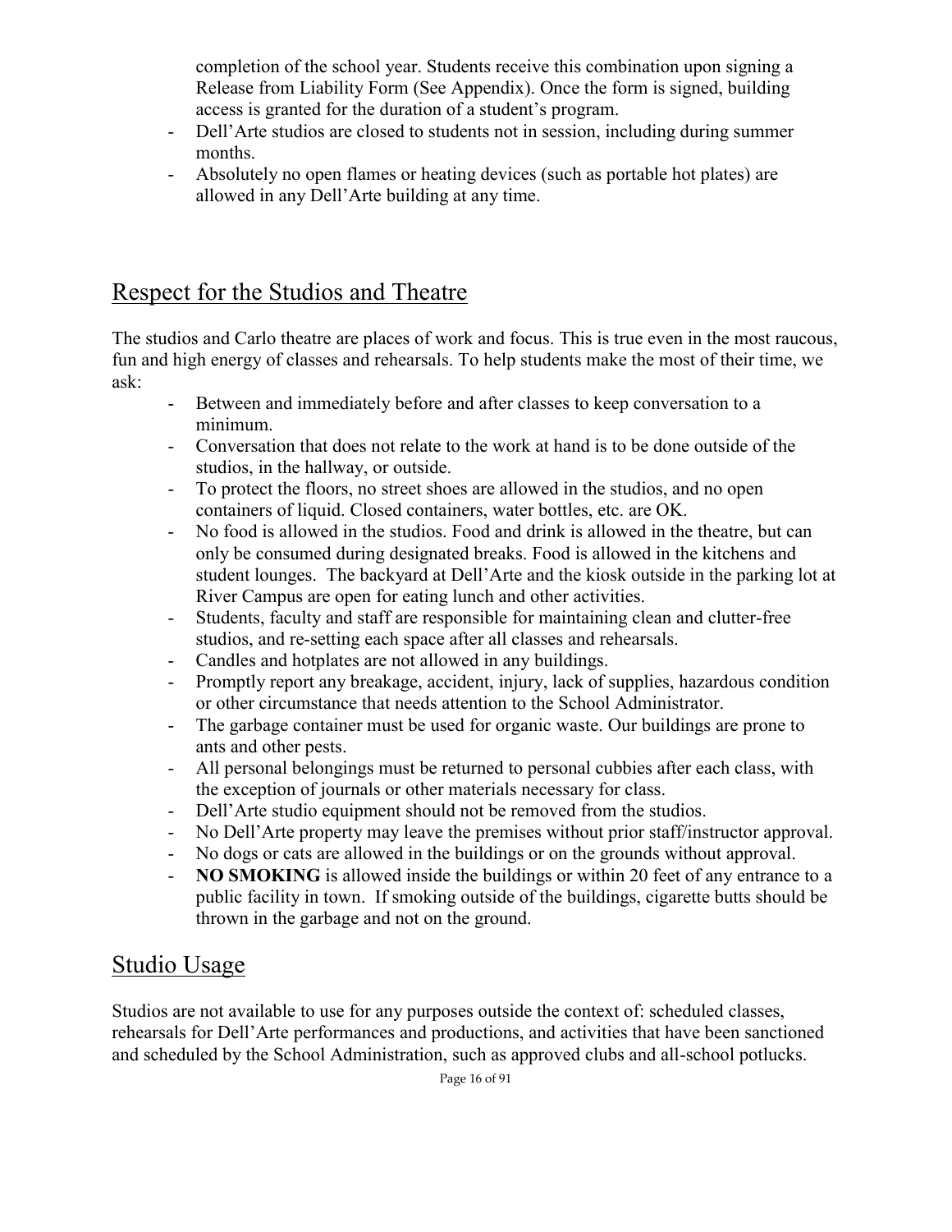completion of the school year. Students receive this combination upon signing a Release from Liability Form (See Appendix). Once the form is signed, building access is granted for the duration of a student's program.

- Dell'Arte studios are closed to students not in session, including during summer months.
- Absolutely no open flames or heating devices (such as portable hot plates) are allowed in any Dell'Arte building at any time.

## Respect for the Studios and Theatre

The studios and Carlo theatre are places of work and focus. This is true even in the most raucous, fun and high energy of classes and rehearsals. To help students make the most of their time, we ask:

- Between and immediately before and after classes to keep conversation to a minimum.
- Conversation that does not relate to the work at hand is to be done outside of the studios, in the hallway, or outside.
- To protect the floors, no street shoes are allowed in the studios, and no open containers of liquid. Closed containers, water bottles, etc. are OK.
- No food is allowed in the studios. Food and drink is allowed in the theatre, but can only be consumed during designated breaks. Food is allowed in the kitchens and student lounges. The backyard at Dell'Arte and the kiosk outside in the parking lot at River Campus are open for eating lunch and other activities.
- Students, faculty and staff are responsible for maintaining clean and clutter-free studios, and re-setting each space after all classes and rehearsals.
- Candles and hotplates are not allowed in any buildings.
- Promptly report any breakage, accident, injury, lack of supplies, hazardous condition or other circumstance that needs attention to the School Administrator.
- The garbage container must be used for organic waste. Our buildings are prone to ants and other pests.
- All personal belongings must be returned to personal cubbies after each class, with the exception of journals or other materials necessary for class.
- Dell'Arte studio equipment should not be removed from the studios.
- No Dell'Arte property may leave the premises without prior staff/instructor approval.
- No dogs or cats are allowed in the buildings or on the grounds without approval.
- **NO SMOKING** is allowed inside the buildings or within 20 feet of any entrance to a public facility in town. If smoking outside of the buildings, cigarette butts should be thrown in the garbage and not on the ground.

## Studio Usage

Studios are not available to use for any purposes outside the context of: scheduled classes, rehearsals for Dell'Arte performances and productions, and activities that have been sanctioned and scheduled by the School Administration, such as approved clubs and all-school potlucks.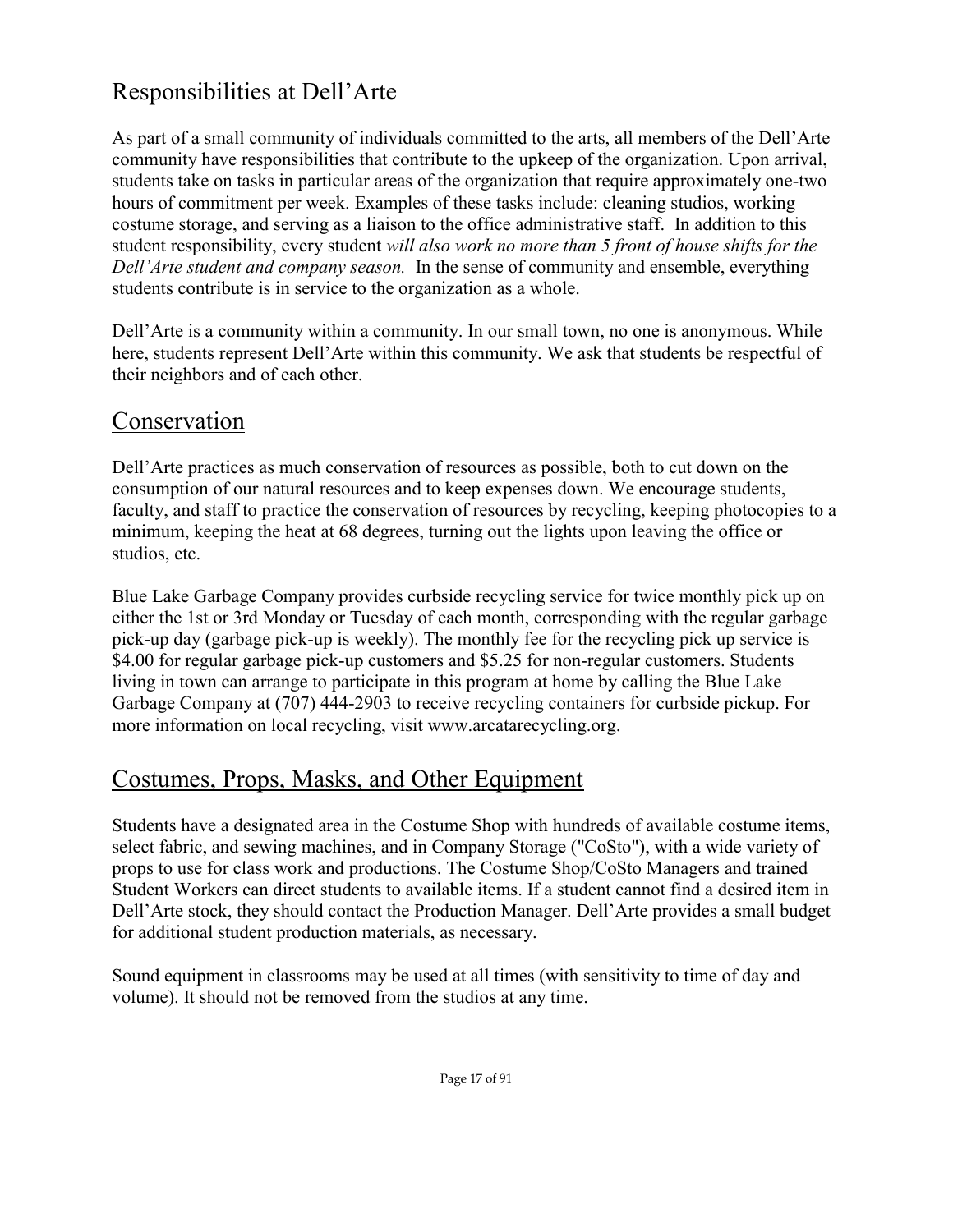## Responsibilities at Dell'Arte

As part of a small community of individuals committed to the arts, all members of the Dell'Arte community have responsibilities that contribute to the upkeep of the organization. Upon arrival, students take on tasks in particular areas of the organization that require approximately one-two hours of commitment per week. Examples of these tasks include: cleaning studios, working costume storage, and serving as a liaison to the office administrative staff. In addition to this student responsibility, every student *will also work no more than 5 front of house shifts for the Dell'Arte student and company season.* In the sense of community and ensemble, everything students contribute is in service to the organization as a whole.

Dell'Arte is a community within a community. In our small town, no one is anonymous. While here, students represent Dell'Arte within this community. We ask that students be respectful of their neighbors and of each other.

## Conservation

Dell'Arte practices as much conservation of resources as possible, both to cut down on the consumption of our natural resources and to keep expenses down. We encourage students, faculty, and staff to practice the conservation of resources by recycling, keeping photocopies to a minimum, keeping the heat at 68 degrees, turning out the lights upon leaving the office or studios, etc.

Blue Lake Garbage Company provides curbside recycling service for twice monthly pick up on either the 1st or 3rd Monday or Tuesday of each month, corresponding with the regular garbage pick-up day (garbage pick-up is weekly). The monthly fee for the recycling pick up service is $4.00 for regular garbage pick-up customers and $5.25 for non-regular customers. Students living in town can arrange to participate in this program at home by calling the Blue Lake Garbage Company at (707) 444-2903 to receive recycling containers for curbside pickup. For more information on local recycling, visit www.arcatarecycling.org.

## Costumes, Props, Masks, and Other Equipment

Students have a designated area in the Costume Shop with hundreds of available costume items, select fabric, and sewing machines, and in Company Storage ("CoSto"), with a wide variety of props to use for class work and productions. The Costume Shop/CoSto Managers and trained Student Workers can direct students to available items. If a student cannot find a desired item in Dell'Arte stock, they should contact the Production Manager. Dell'Arte provides a small budget for additional student production materials, as necessary.

Sound equipment in classrooms may be used at all times (with sensitivity to time of day and volume). It should not be removed from the studios at any time.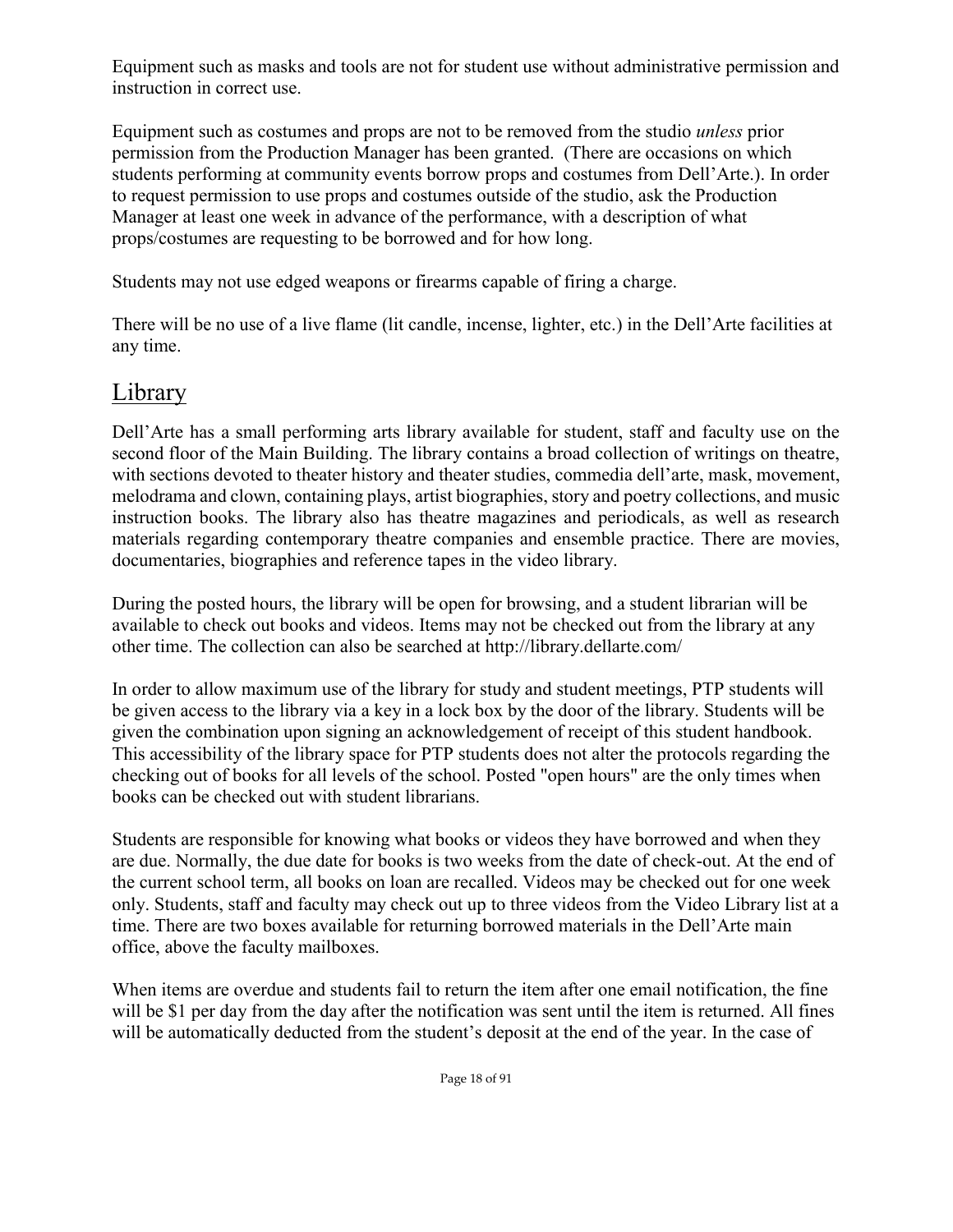Equipment such as masks and tools are not for student use without administrative permission and instruction in correct use.

Equipment such as costumes and props are not to be removed from the studio *unless* prior permission from the Production Manager has been granted. (There are occasions on which students performing at community events borrow props and costumes from Dell'Arte.). In order to request permission to use props and costumes outside of the studio, ask the Production Manager at least one week in advance of the performance, with a description of what props/costumes are requesting to be borrowed and for how long.

Students may not use edged weapons or firearms capable of firing a charge.

There will be no use of a live flame (lit candle, incense, lighter, etc.) in the Dell'Arte facilities at any time.

## Library

Dell'Arte has a small performing arts library available for student, staff and faculty use on the second floor of the Main Building. The library contains a broad collection of writings on theatre, with sections devoted to theater history and theater studies, commedia dell'arte, mask, movement, melodrama and clown, containing plays, artist biographies, story and poetry collections, and music instruction books. The library also has theatre magazines and periodicals, as well as research materials regarding contemporary theatre companies and ensemble practice. There are movies, documentaries, biographies and reference tapes in the video library.

During the posted hours, the library will be open for browsing, and a student librarian will be available to check out books and videos. Items may not be checked out from the library at any other time. The collection can also be searched at http://library.dellarte.com/

In order to allow maximum use of the library for study and student meetings, PTP students will be given access to the library via a key in a lock box by the door of the library. Students will be given the combination upon signing an acknowledgement of receipt of this student handbook. This accessibility of the library space for PTP students does not alter the protocols regarding the checking out of books for all levels of the school. Posted "open hours" are the only times when books can be checked out with student librarians.

Students are responsible for knowing what books or videos they have borrowed and when they are due. Normally, the due date for books is two weeks from the date of check-out. At the end of the current school term, all books on loan are recalled. Videos may be checked out for one week only. Students, staff and faculty may check out up to three videos from the Video Library list at a time. There are two boxes available for returning borrowed materials in the Dell'Arte main office, above the faculty mailboxes.

When items are overdue and students fail to return the item after one email notification, the fine will be $1 per day from the day after the notification was sent until the item is returned. All fines will be automatically deducted from the student's deposit at the end of the year. In the case of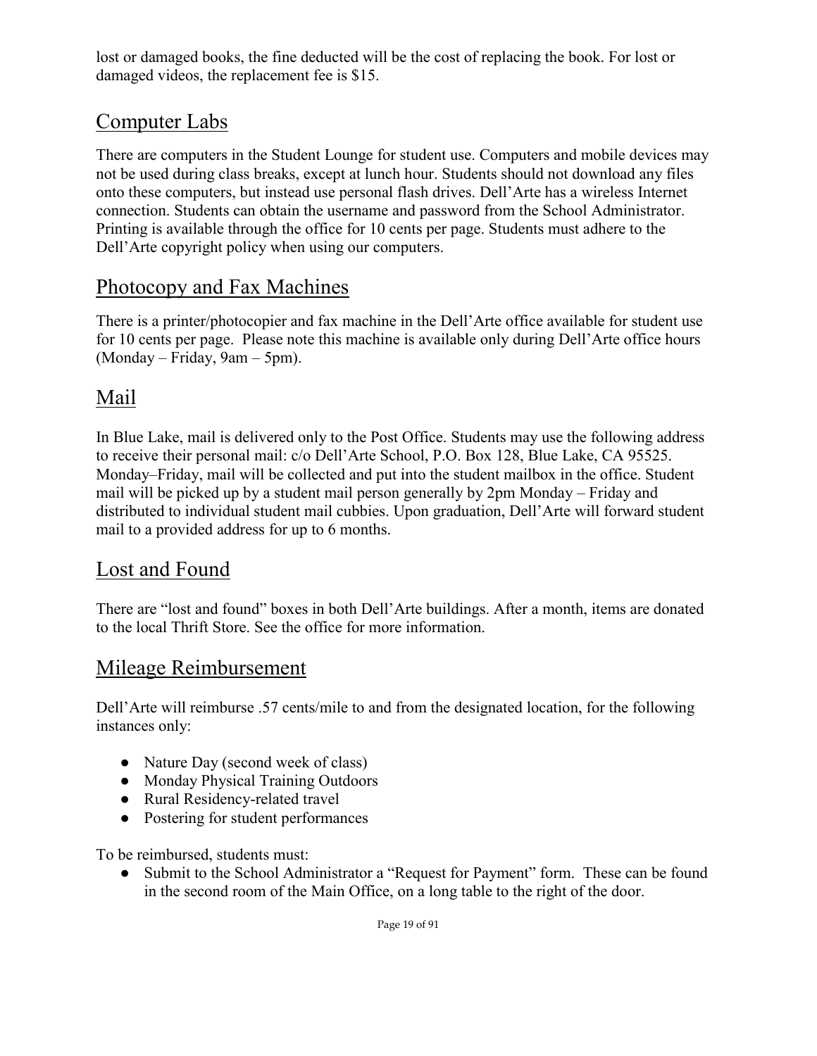lost or damaged books, the fine deducted will be the cost of replacing the book. For lost or damaged videos, the replacement fee is $15.

## Computer Labs

There are computers in the Student Lounge for student use. Computers and mobile devices may not be used during class breaks, except at lunch hour. Students should not download any files onto these computers, but instead use personal flash drives. Dell'Arte has a wireless Internet connection. Students can obtain the username and password from the School Administrator. Printing is available through the office for 10 cents per page. Students must adhere to the Dell'Arte copyright policy when using our computers.

## Photocopy and Fax Machines

There is a printer/photocopier and fax machine in the Dell'Arte office available for student use for 10 cents per page. Please note this machine is available only during Dell'Arte office hours (Monday – Friday, 9am – 5pm).

## Mail

In Blue Lake, mail is delivered only to the Post Office. Students may use the following address to receive their personal mail: c/o Dell'Arte School, P.O. Box 128, Blue Lake, CA 95525. Monday–Friday, mail will be collected and put into the student mailbox in the office. Student mail will be picked up by a student mail person generally by 2pm Monday – Friday and distributed to individual student mail cubbies. Upon graduation, Dell'Arte will forward student mail to a provided address for up to 6 months.

## Lost and Found

There are "lost and found" boxes in both Dell'Arte buildings. After a month, items are donated to the local Thrift Store. See the office for more information.

## Mileage Reimbursement

Dell'Arte will reimburse .57 cents/mile to and from the designated location, for the following instances only:

- Nature Day (second week of class)
- Monday Physical Training Outdoors
- Rural Residency-related travel
- Postering for student performances

To be reimbursed, students must:

- Submit to the School Administrator a "Request for Payment" form. These can be found in the second room of the Main Office, on a long table to the right of the door.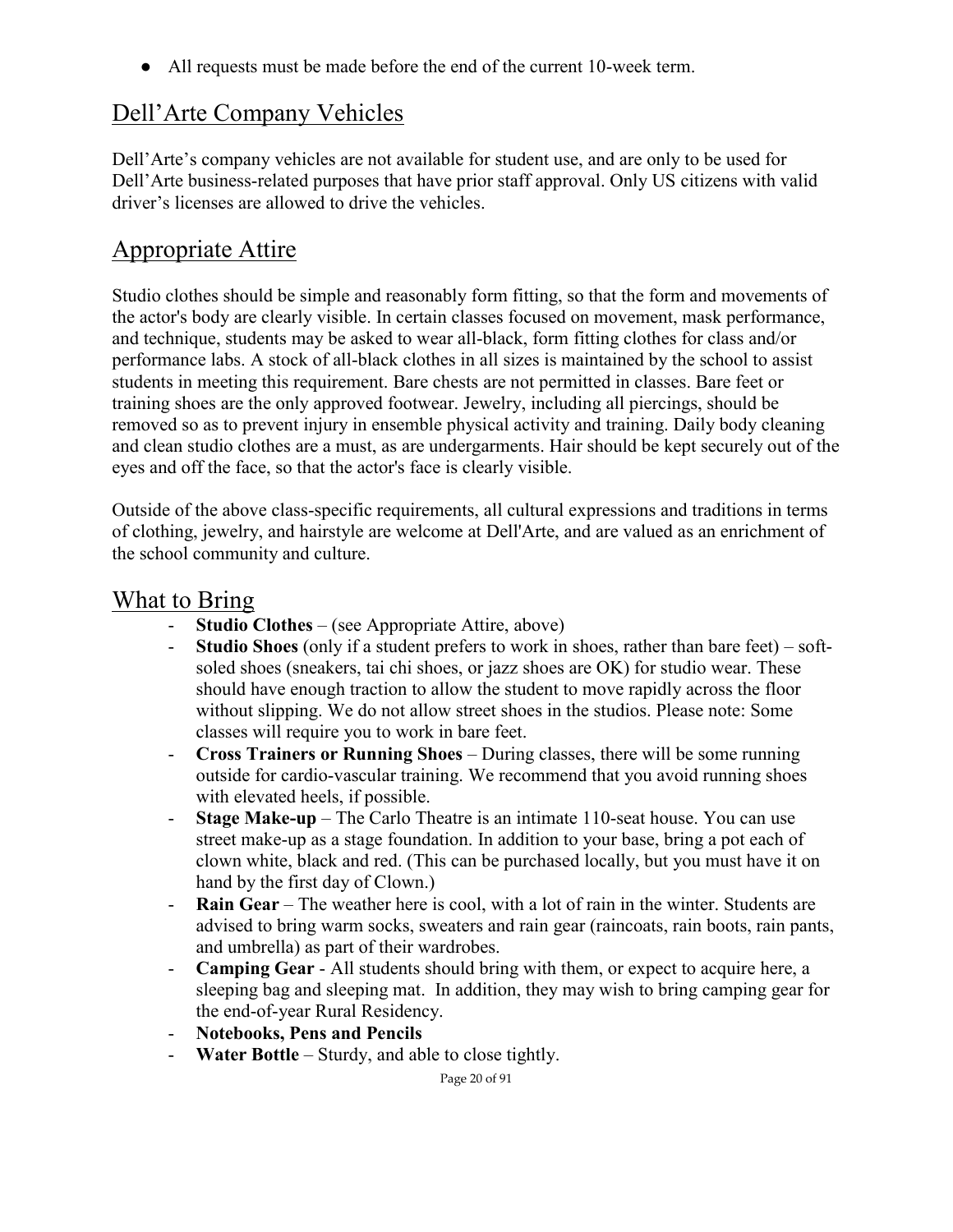- All requests must be made before the end of the current 10-week term.

## Dell'Arte Company Vehicles

Dell'Arte's company vehicles are not available for student use, and are only to be used for Dell'Arte business-related purposes that have prior staff approval. Only US citizens with valid driver's licenses are allowed to drive the vehicles.

## Appropriate Attire

Studio clothes should be simple and reasonably form fitting, so that the form and movements of the actor's body are clearly visible. In certain classes focused on movement, mask performance, and technique, students may be asked to wear all-black, form fitting clothes for class and/or performance labs. A stock of all-black clothes in all sizes is maintained by the school to assist students in meeting this requirement. Bare chests are not permitted in classes. Bare feet or training shoes are the only approved footwear. Jewelry, including all piercings, should be removed so as to prevent injury in ensemble physical activity and training. Daily body cleaning and clean studio clothes are a must, as are undergarments. Hair should be kept securely out of the eyes and off the face, so that the actor's face is clearly visible.

Outside of the above class-specific requirements, all cultural expressions and traditions in terms of clothing, jewelry, and hairstyle are welcome at Dell'Arte, and are valued as an enrichment of the school community and culture.

## What to Bring

- **Studio Clothes** – (see Appropriate Attire, above)
- **Studio Shoes** (only if a student prefers to work in shoes, rather than bare feet) – soft-soled shoes (sneakers, tai chi shoes, or jazz shoes are OK) for studio wear. These should have enough traction to allow the student to move rapidly across the floor without slipping. We do not allow street shoes in the studios. Please note: Some classes will require you to work in bare feet.
- **Cross Trainers or Running Shoes** – During classes, there will be some running outside for cardio-vascular training. We recommend that you avoid running shoes with elevated heels, if possible.
- **Stage Make-up** – The Carlo Theatre is an intimate 110-seat house. You can use street make-up as a stage foundation. In addition to your base, bring a pot each of clown white, black and red. (This can be purchased locally, but you must have it on hand by the first day of Clown.)
- **Rain Gear** – The weather here is cool, with a lot of rain in the winter. Students are advised to bring warm socks, sweaters and rain gear (raincoats, rain boots, rain pants, and umbrella) as part of their wardrobes.
- **Camping Gear** - All students should bring with them, or expect to acquire here, a sleeping bag and sleeping mat. In addition, they may wish to bring camping gear for the end-of-year Rural Residency.
- **Notebooks, Pens and Pencils**
- **Water Bottle** – Sturdy, and able to close tightly.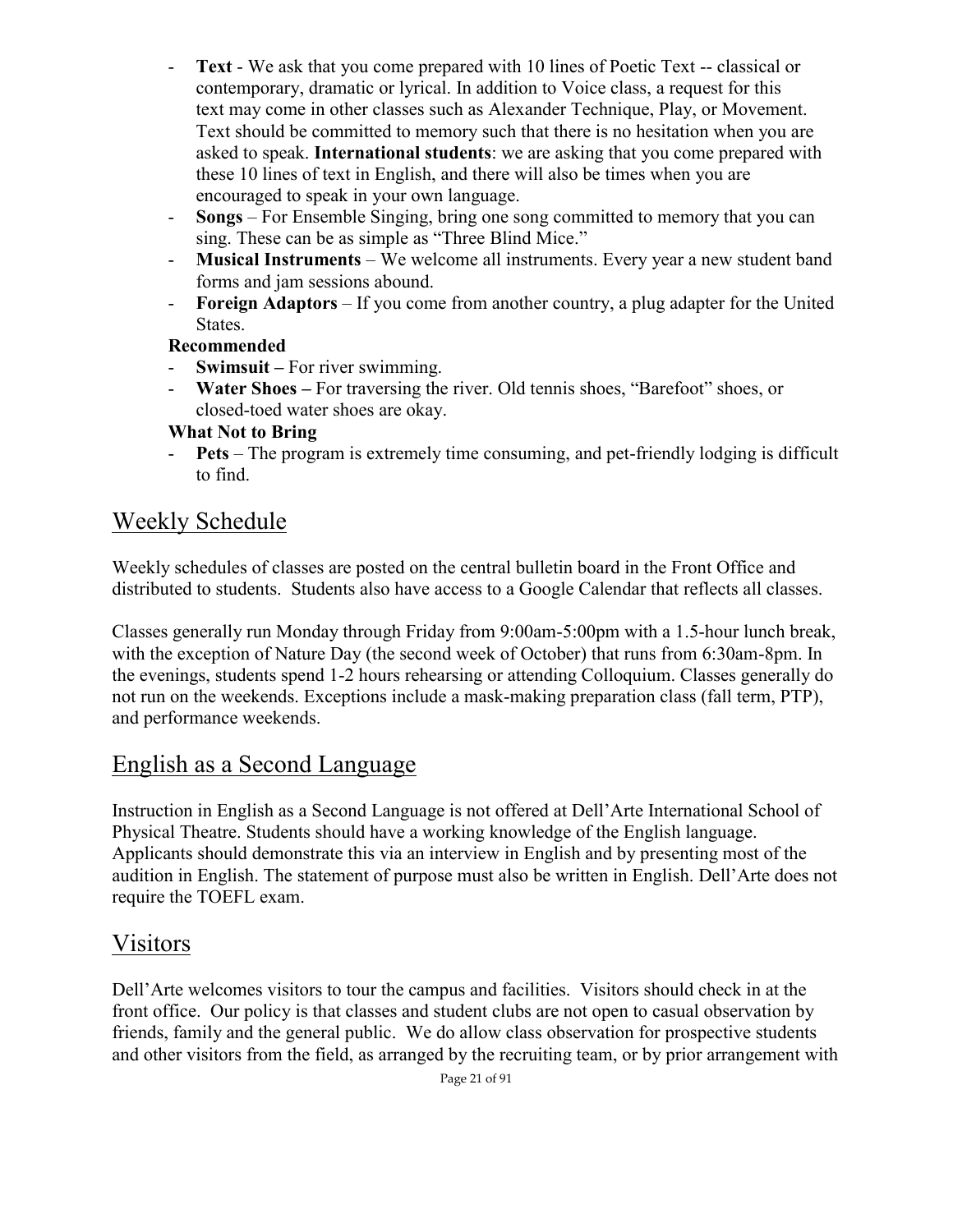- **Text** - We ask that you come prepared with 10 lines of Poetic Text -- classical or contemporary, dramatic or lyrical. In addition to Voice class, a request for this text may come in other classes such as Alexander Technique, Play, or Movement. Text should be committed to memory such that there is no hesitation when you are asked to speak. **International students**: we are asking that you come prepared with these 10 lines of text in English, and there will also be times when you are encouraged to speak in your own language.
- **Songs** – For Ensemble Singing, bring one song committed to memory that you can sing. These can be as simple as "Three Blind Mice."
- **Musical Instruments** – We welcome all instruments. Every year a new student band forms and jam sessions abound.
- **Foreign Adaptors** – If you come from another country, a plug adapter for the United States.

**Recommended**

- **Swimsuit –** For river swimming.
- **Water Shoes –** For traversing the river. Old tennis shoes, "Barefoot" shoes, or closed-toed water shoes are okay.

**What Not to Bring**

- **Pets** – The program is extremely time consuming, and pet-friendly lodging is difficult to find.

## Weekly Schedule

Weekly schedules of classes are posted on the central bulletin board in the Front Office and distributed to students. Students also have access to a Google Calendar that reflects all classes.

Classes generally run Monday through Friday from 9:00am-5:00pm with a 1.5-hour lunch break, with the exception of Nature Day (the second week of October) that runs from 6:30am-8pm. In the evenings, students spend 1-2 hours rehearsing or attending Colloquium. Classes generally do not run on the weekends. Exceptions include a mask-making preparation class (fall term, PTP), and performance weekends.

## English as a Second Language

Instruction in English as a Second Language is not offered at Dell'Arte International School of Physical Theatre. Students should have a working knowledge of the English language. Applicants should demonstrate this via an interview in English and by presenting most of the audition in English. The statement of purpose must also be written in English. Dell'Arte does not require the TOEFL exam.

## Visitors

Dell'Arte welcomes visitors to tour the campus and facilities. Visitors should check in at the front office. Our policy is that classes and student clubs are not open to casual observation by friends, family and the general public. We do allow class observation for prospective students and other visitors from the field, as arranged by the recruiting team, or by prior arrangement with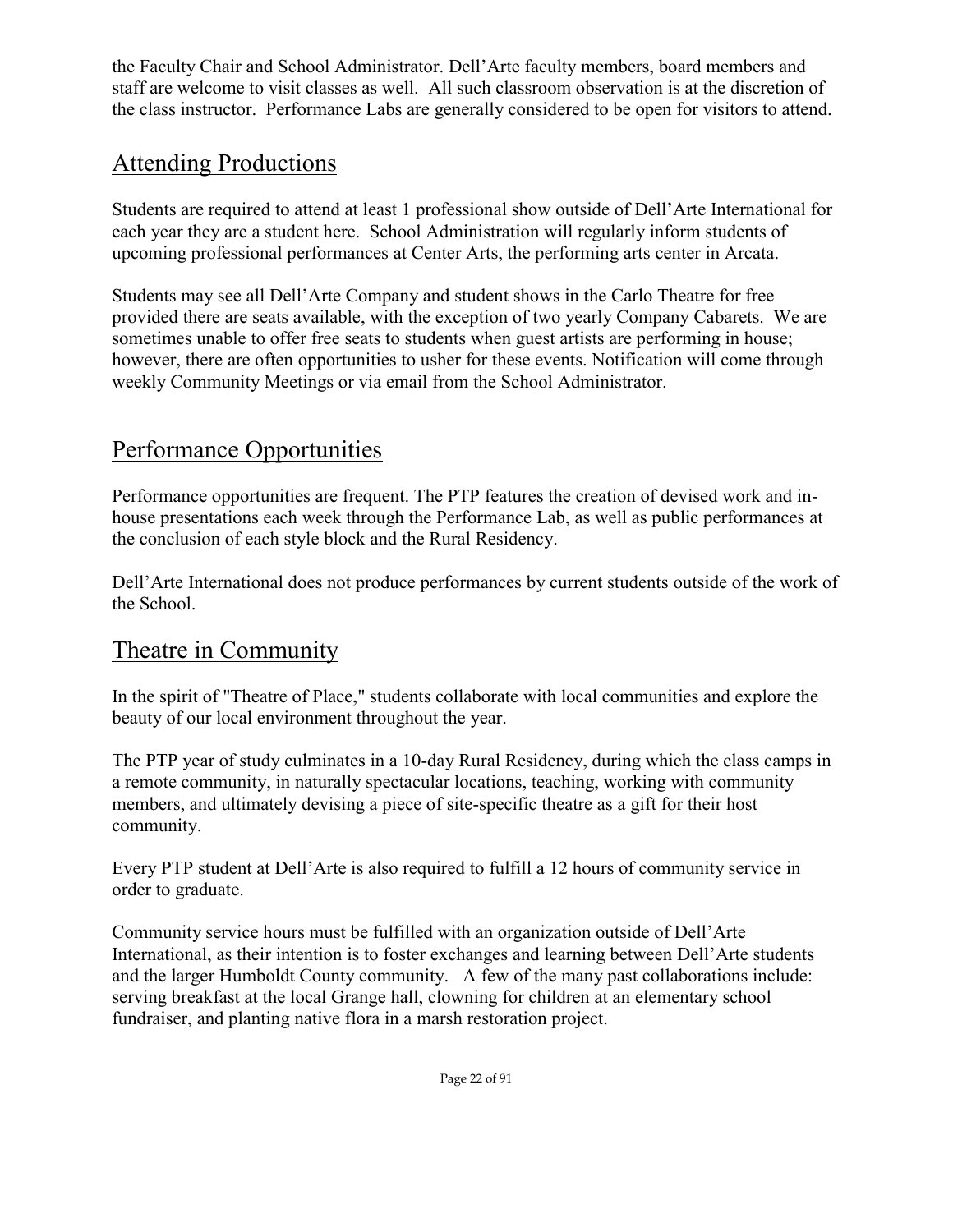the Faculty Chair and School Administrator. Dell'Arte faculty members, board members and staff are welcome to visit classes as well. All such classroom observation is at the discretion of the class instructor. Performance Labs are generally considered to be open for visitors to attend.

## Attending Productions

Students are required to attend at least 1 professional show outside of Dell'Arte International for each year they are a student here. School Administration will regularly inform students of upcoming professional performances at Center Arts, the performing arts center in Arcata.

Students may see all Dell'Arte Company and student shows in the Carlo Theatre for free provided there are seats available, with the exception of two yearly Company Cabarets. We are sometimes unable to offer free seats to students when guest artists are performing in house; however, there are often opportunities to usher for these events. Notification will come through weekly Community Meetings or via email from the School Administrator.

## Performance Opportunities

Performance opportunities are frequent. The PTP features the creation of devised work and in-house presentations each week through the Performance Lab, as well as public performances at the conclusion of each style block and the Rural Residency.

Dell'Arte International does not produce performances by current students outside of the work of the School.

## Theatre in Community

In the spirit of "Theatre of Place," students collaborate with local communities and explore the beauty of our local environment throughout the year.

The PTP year of study culminates in a 10-day Rural Residency, during which the class camps in a remote community, in naturally spectacular locations, teaching, working with community members, and ultimately devising a piece of site-specific theatre as a gift for their host community.

Every PTP student at Dell'Arte is also required to fulfill a 12 hours of community service in order to graduate.

Community service hours must be fulfilled with an organization outside of Dell'Arte International, as their intention is to foster exchanges and learning between Dell'Arte students and the larger Humboldt County community. A few of the many past collaborations include: serving breakfast at the local Grange hall, clowning for children at an elementary school fundraiser, and planting native flora in a marsh restoration project.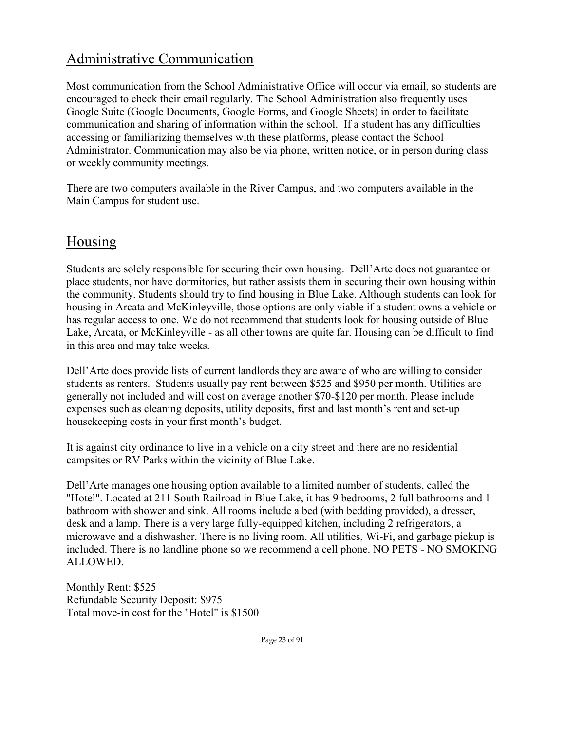## Administrative Communication

Most communication from the School Administrative Office will occur via email, so students are encouraged to check their email regularly. The School Administration also frequently uses Google Suite (Google Documents, Google Forms, and Google Sheets) in order to facilitate communication and sharing of information within the school. If a student has any difficulties accessing or familiarizing themselves with these platforms, please contact the School Administrator. Communication may also be via phone, written notice, or in person during class or weekly community meetings.

There are two computers available in the River Campus, and two computers available in the Main Campus for student use.

## Housing

Students are solely responsible for securing their own housing. Dell'Arte does not guarantee or place students, nor have dormitories, but rather assists them in securing their own housing within the community. Students should try to find housing in Blue Lake. Although students can look for housing in Arcata and McKinleyville, those options are only viable if a student owns a vehicle or has regular access to one. We do not recommend that students look for housing outside of Blue Lake, Arcata, or McKinleyville - as all other towns are quite far. Housing can be difficult to find in this area and may take weeks.

Dell'Arte does provide lists of current landlords they are aware of who are willing to consider students as renters. Students usually pay rent between $525 and $950 per month. Utilities are generally not included and will cost on average another $70-$120 per month. Please include expenses such as cleaning deposits, utility deposits, first and last month's rent and set-up housekeeping costs in your first month's budget.

It is against city ordinance to live in a vehicle on a city street and there are no residential campsites or RV Parks within the vicinity of Blue Lake.

Dell'Arte manages one housing option available to a limited number of students, called the "Hotel". Located at 211 South Railroad in Blue Lake, it has 9 bedrooms, 2 full bathrooms and 1 bathroom with shower and sink. All rooms include a bed (with bedding provided), a dresser, desk and a lamp. There is a very large fully-equipped kitchen, including 2 refrigerators, a microwave and a dishwasher. There is no living room. All utilities, Wi-Fi, and garbage pickup is included. There is no landline phone so we recommend a cell phone. NO PETS - NO SMOKING ALLOWED.

Monthly Rent: $525
Refundable Security Deposit: $975
Total move-in cost for the "Hotel" is $1500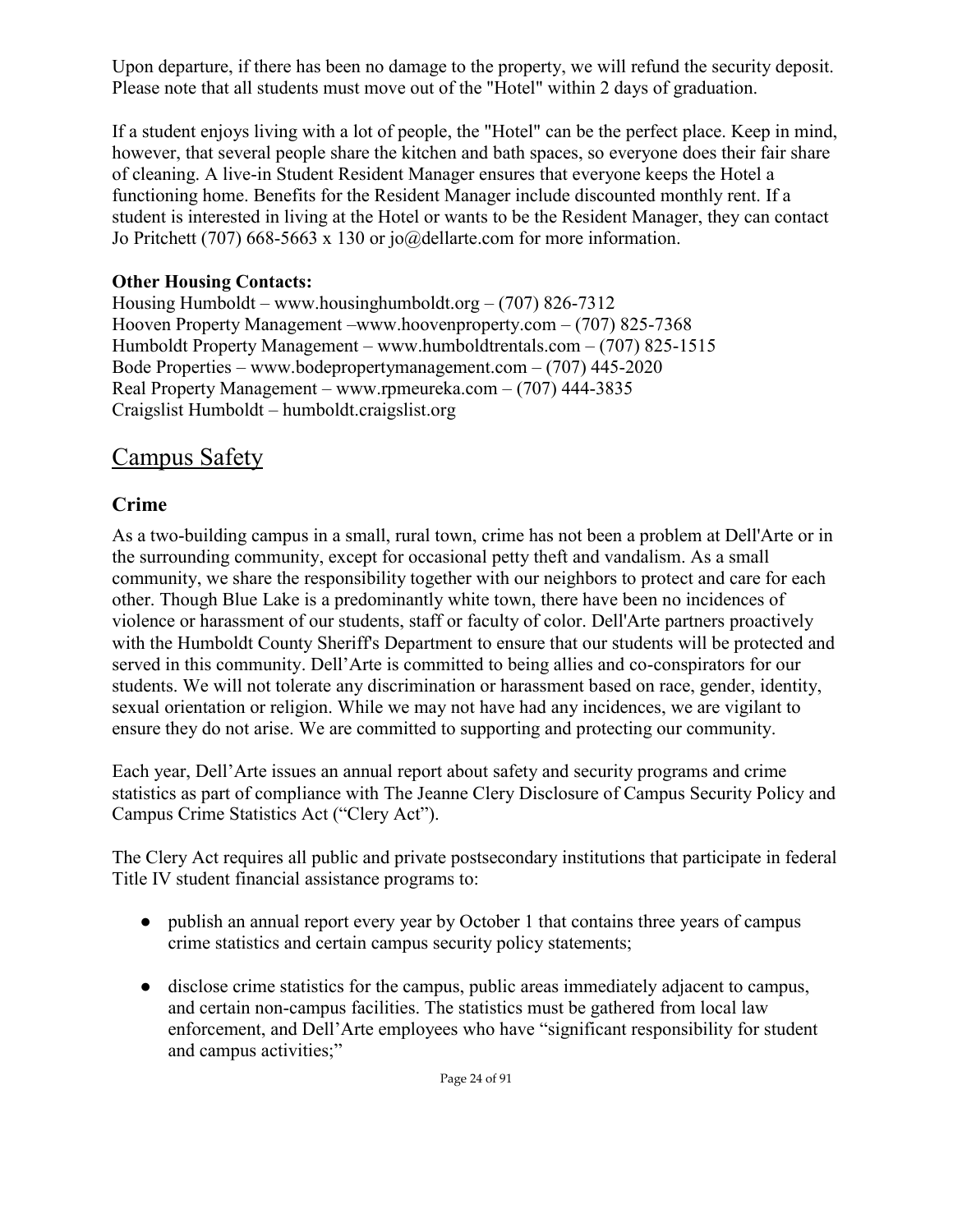Upon departure, if there has been no damage to the property, we will refund the security deposit. Please note that all students must move out of the "Hotel" within 2 days of graduation.

If a student enjoys living with a lot of people, the "Hotel" can be the perfect place. Keep in mind, however, that several people share the kitchen and bath spaces, so everyone does their fair share of cleaning. A live-in Student Resident Manager ensures that everyone keeps the Hotel a functioning home. Benefits for the Resident Manager include discounted monthly rent. If a student is interested in living at the Hotel or wants to be the Resident Manager, they can contact Jo Pritchett (707) 668-5663 x 130 or jo@dellarte.com for more information.

**Other Housing Contacts:**
Housing Humboldt – www.housinghumboldt.org – (707) 826-7312
Hooven Property Management –www.hoovenproperty.com – (707) 825-7368
Humboldt Property Management – www.humboldtrentals.com – (707) 825-1515
Bode Properties – www.bodepropertymanagement.com – (707) 445-2020
Real Property Management – www.rpmeureka.com – (707) 444-3835
Craigslist Humboldt – humboldt.craigslist.org

## Campus Safety

### Crime

As a two-building campus in a small, rural town, crime has not been a problem at Dell'Arte or in the surrounding community, except for occasional petty theft and vandalism. As a small community, we share the responsibility together with our neighbors to protect and care for each other. Though Blue Lake is a predominantly white town, there have been no incidences of violence or harassment of our students, staff or faculty of color. Dell'Arte partners proactively with the Humboldt County Sheriff's Department to ensure that our students will be protected and served in this community. Dell'Arte is committed to being allies and co-conspirators for our students. We will not tolerate any discrimination or harassment based on race, gender, identity, sexual orientation or religion. While we may not have had any incidences, we are vigilant to ensure they do not arise. We are committed to supporting and protecting our community.

Each year, Dell'Arte issues an annual report about safety and security programs and crime statistics as part of compliance with The Jeanne Clery Disclosure of Campus Security Policy and Campus Crime Statistics Act ("Clery Act").

The Clery Act requires all public and private postsecondary institutions that participate in federal Title IV student financial assistance programs to:

- publish an annual report every year by October 1 that contains three years of campus crime statistics and certain campus security policy statements;
- disclose crime statistics for the campus, public areas immediately adjacent to campus, and certain non-campus facilities. The statistics must be gathered from local law enforcement, and Dell'Arte employees who have "significant responsibility for student and campus activities;"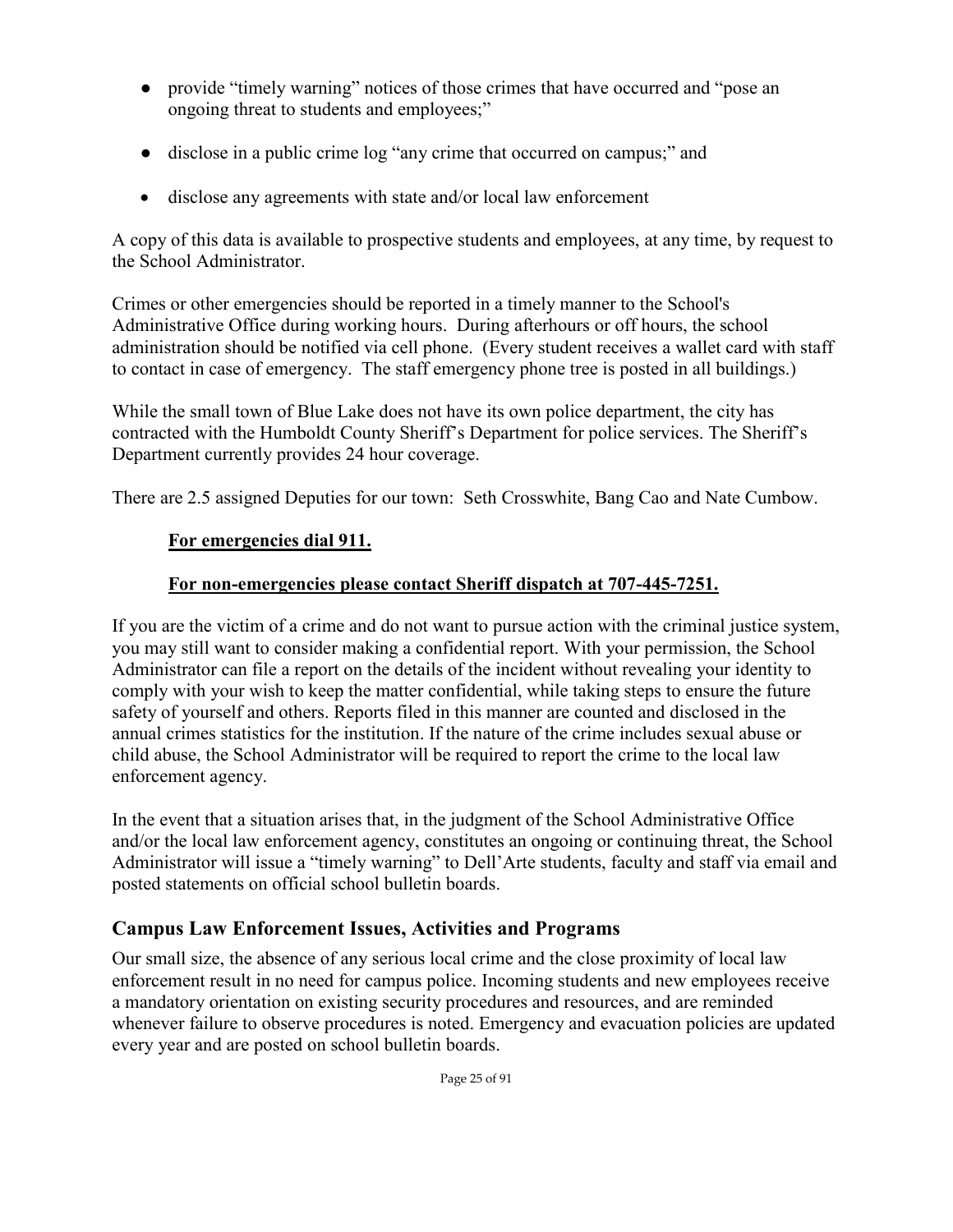- provide "timely warning" notices of those crimes that have occurred and "pose an ongoing threat to students and employees;"
- disclose in a public crime log "any crime that occurred on campus;" and
- disclose any agreements with state and/or local law enforcement

A copy of this data is available to prospective students and employees, at any time, by request to the School Administrator.

Crimes or other emergencies should be reported in a timely manner to the School's Administrative Office during working hours. During afterhours or off hours, the school administration should be notified via cell phone. (Every student receives a wallet card with staff to contact in case of emergency. The staff emergency phone tree is posted in all buildings.)

While the small town of Blue Lake does not have its own police department, the city has contracted with the Humboldt County Sheriff's Department for police services. The Sheriff's Department currently provides 24 hour coverage.

There are 2.5 assigned Deputies for our town: Seth Crosswhite, Bang Cao and Nate Cumbow.

**For emergencies dial 911.**

**For non-emergencies please contact Sheriff dispatch at 707-445-7251.**

If you are the victim of a crime and do not want to pursue action with the criminal justice system, you may still want to consider making a confidential report. With your permission, the School Administrator can file a report on the details of the incident without revealing your identity to comply with your wish to keep the matter confidential, while taking steps to ensure the future safety of yourself and others. Reports filed in this manner are counted and disclosed in the annual crimes statistics for the institution. If the nature of the crime includes sexual abuse or child abuse, the School Administrator will be required to report the crime to the local law enforcement agency.

In the event that a situation arises that, in the judgment of the School Administrative Office and/or the local law enforcement agency, constitutes an ongoing or continuing threat, the School Administrator will issue a "timely warning" to Dell'Arte students, faculty and staff via email and posted statements on official school bulletin boards.

## Campus Law Enforcement Issues, Activities and Programs

Our small size, the absence of any serious local crime and the close proximity of local law enforcement result in no need for campus police. Incoming students and new employees receive a mandatory orientation on existing security procedures and resources, and are reminded whenever failure to observe procedures is noted. Emergency and evacuation policies are updated every year and are posted on school bulletin boards.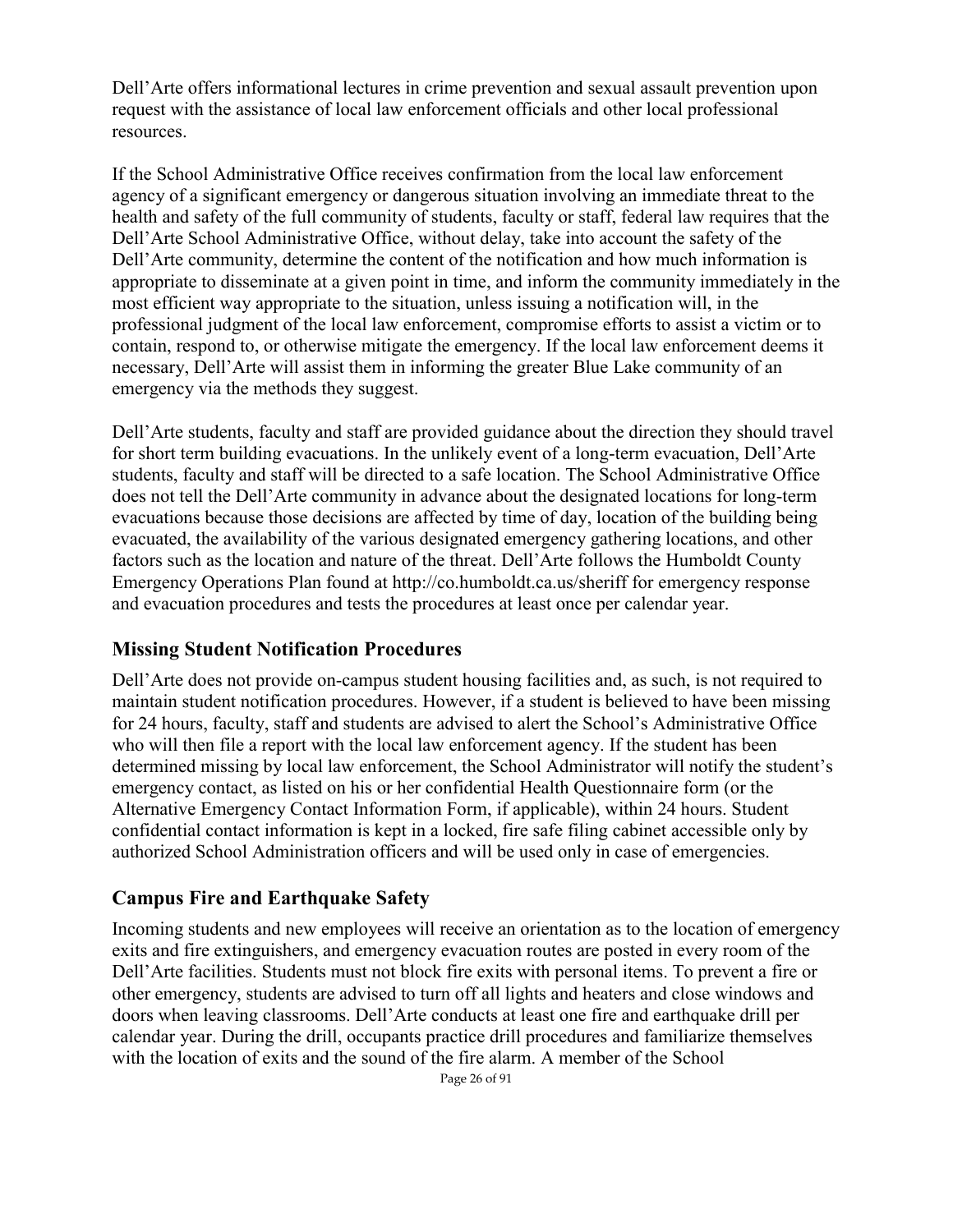Dell'Arte offers informational lectures in crime prevention and sexual assault prevention upon request with the assistance of local law enforcement officials and other local professional resources.

If the School Administrative Office receives confirmation from the local law enforcement agency of a significant emergency or dangerous situation involving an immediate threat to the health and safety of the full community of students, faculty or staff, federal law requires that the Dell'Arte School Administrative Office, without delay, take into account the safety of the Dell'Arte community, determine the content of the notification and how much information is appropriate to disseminate at a given point in time, and inform the community immediately in the most efficient way appropriate to the situation, unless issuing a notification will, in the professional judgment of the local law enforcement, compromise efforts to assist a victim or to contain, respond to, or otherwise mitigate the emergency. If the local law enforcement deems it necessary, Dell'Arte will assist them in informing the greater Blue Lake community of an emergency via the methods they suggest.

Dell'Arte students, faculty and staff are provided guidance about the direction they should travel for short term building evacuations. In the unlikely event of a long-term evacuation, Dell'Arte students, faculty and staff will be directed to a safe location. The School Administrative Office does not tell the Dell'Arte community in advance about the designated locations for long-term evacuations because those decisions are affected by time of day, location of the building being evacuated, the availability of the various designated emergency gathering locations, and other factors such as the location and nature of the threat. Dell'Arte follows the Humboldt County Emergency Operations Plan found at http://co.humboldt.ca.us/sheriff for emergency response and evacuation procedures and tests the procedures at least once per calendar year.

## Missing Student Notification Procedures

Dell'Arte does not provide on-campus student housing facilities and, as such, is not required to maintain student notification procedures. However, if a student is believed to have been missing for 24 hours, faculty, staff and students are advised to alert the School's Administrative Office who will then file a report with the local law enforcement agency. If the student has been determined missing by local law enforcement, the School Administrator will notify the student's emergency contact, as listed on his or her confidential Health Questionnaire form (or the Alternative Emergency Contact Information Form, if applicable), within 24 hours. Student confidential contact information is kept in a locked, fire safe filing cabinet accessible only by authorized School Administration officers and will be used only in case of emergencies.

## Campus Fire and Earthquake Safety

Incoming students and new employees will receive an orientation as to the location of emergency exits and fire extinguishers, and emergency evacuation routes are posted in every room of the Dell'Arte facilities. Students must not block fire exits with personal items. To prevent a fire or other emergency, students are advised to turn off all lights and heaters and close windows and doors when leaving classrooms. Dell'Arte conducts at least one fire and earthquake drill per calendar year. During the drill, occupants practice drill procedures and familiarize themselves with the location of exits and the sound of the fire alarm. A member of the School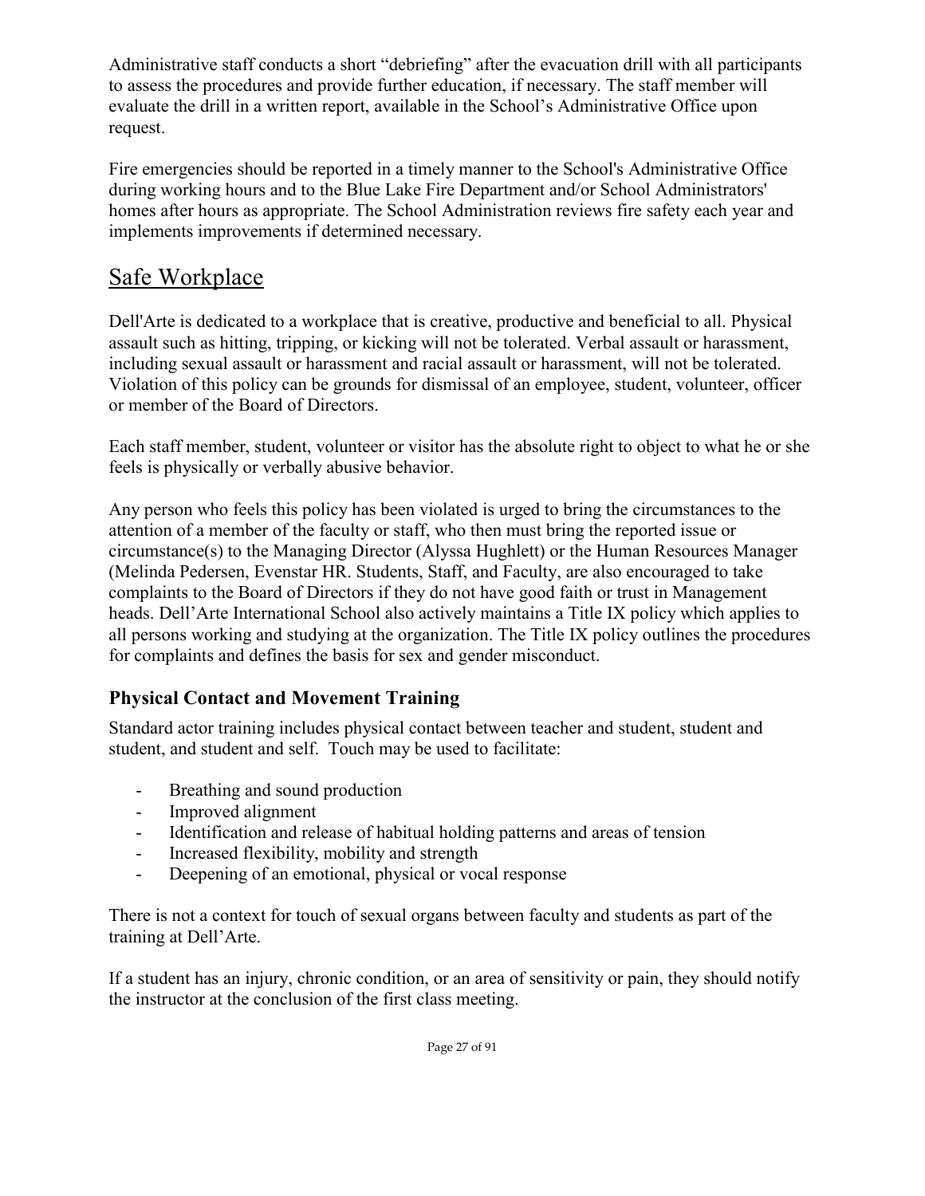Administrative staff conducts a short "debriefing" after the evacuation drill with all participants to assess the procedures and provide further education, if necessary. The staff member will evaluate the drill in a written report, available in the School's Administrative Office upon request.

Fire emergencies should be reported in a timely manner to the School's Administrative Office during working hours and to the Blue Lake Fire Department and/or School Administrators' homes after hours as appropriate. The School Administration reviews fire safety each year and implements improvements if determined necessary.

## Safe Workplace

Dell'Arte is dedicated to a workplace that is creative, productive and beneficial to all. Physical assault such as hitting, tripping, or kicking will not be tolerated. Verbal assault or harassment, including sexual assault or harassment and racial assault or harassment, will not be tolerated. Violation of this policy can be grounds for dismissal of an employee, student, volunteer, officer or member of the Board of Directors.

Each staff member, student, volunteer or visitor has the absolute right to object to what he or she feels is physically or verbally abusive behavior.

Any person who feels this policy has been violated is urged to bring the circumstances to the attention of a member of the faculty or staff, who then must bring the reported issue or circumstance(s) to the Managing Director (Alyssa Hughlett) or the Human Resources Manager (Melinda Pedersen, Evenstar HR. Students, Staff, and Faculty, are also encouraged to take complaints to the Board of Directors if they do not have good faith or trust in Management heads. Dell'Arte International School also actively maintains a Title IX policy which applies to all persons working and studying at the organization. The Title IX policy outlines the procedures for complaints and defines the basis for sex and gender misconduct.

### Physical Contact and Movement Training

Standard actor training includes physical contact between teacher and student, student and student, and student and self. Touch may be used to facilitate:

- Breathing and sound production
- Improved alignment
- Identification and release of habitual holding patterns and areas of tension
- Increased flexibility, mobility and strength
- Deepening of an emotional, physical or vocal response

There is not a context for touch of sexual organs between faculty and students as part of the training at Dell'Arte.

If a student has an injury, chronic condition, or an area of sensitivity or pain, they should notify the instructor at the conclusion of the first class meeting.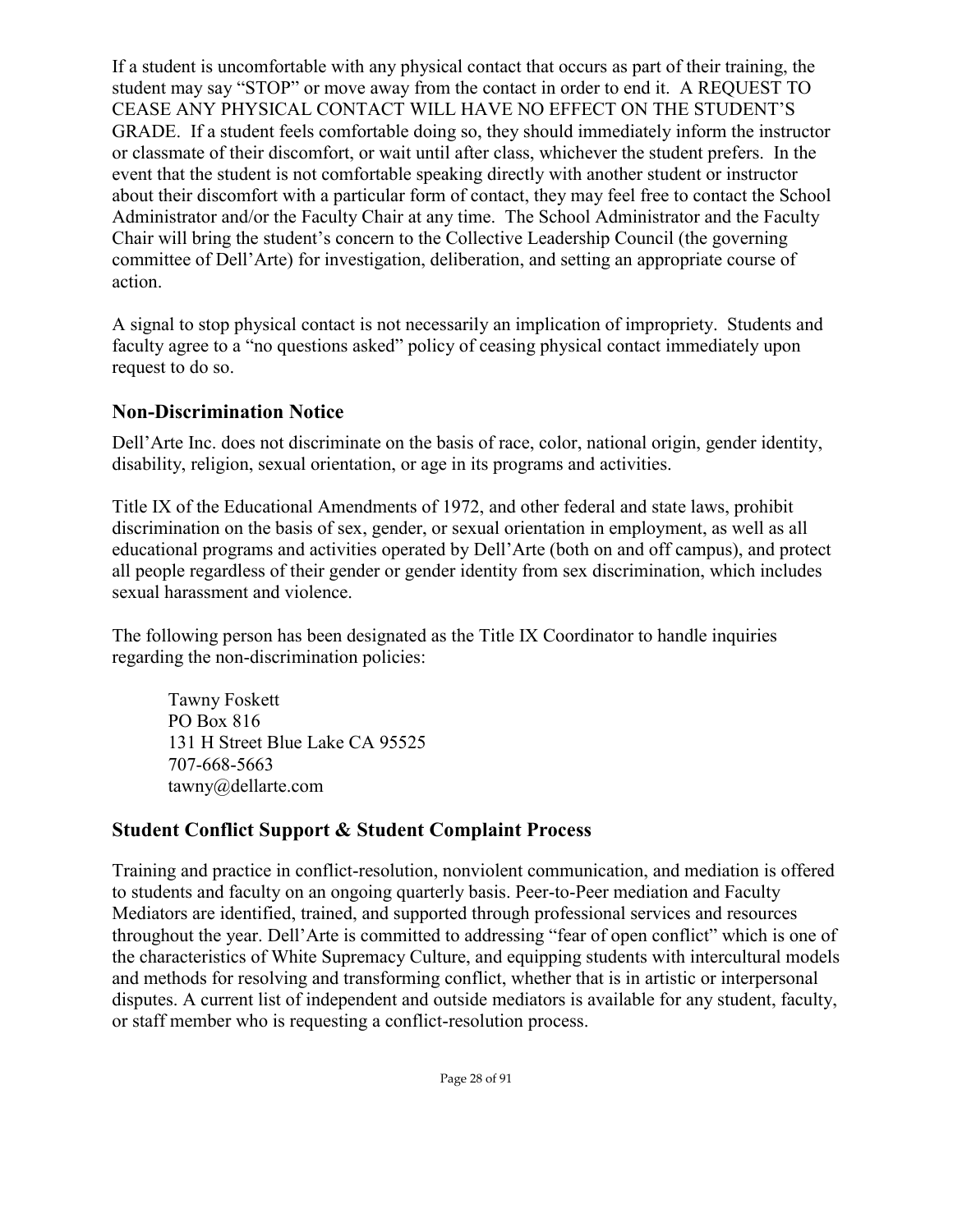If a student is uncomfortable with any physical contact that occurs as part of their training, the student may say "STOP" or move away from the contact in order to end it. A REQUEST TO CEASE ANY PHYSICAL CONTACT WILL HAVE NO EFFECT ON THE STUDENT'S GRADE. If a student feels comfortable doing so, they should immediately inform the instructor or classmate of their discomfort, or wait until after class, whichever the student prefers. In the event that the student is not comfortable speaking directly with another student or instructor about their discomfort with a particular form of contact, they may feel free to contact the School Administrator and/or the Faculty Chair at any time. The School Administrator and the Faculty Chair will bring the student's concern to the Collective Leadership Council (the governing committee of Dell'Arte) for investigation, deliberation, and setting an appropriate course of action.

A signal to stop physical contact is not necessarily an implication of impropriety. Students and faculty agree to a "no questions asked" policy of ceasing physical contact immediately upon request to do so.

## Non-Discrimination Notice

Dell'Arte Inc. does not discriminate on the basis of race, color, national origin, gender identity, disability, religion, sexual orientation, or age in its programs and activities.

Title IX of the Educational Amendments of 1972, and other federal and state laws, prohibit discrimination on the basis of sex, gender, or sexual orientation in employment, as well as all educational programs and activities operated by Dell'Arte (both on and off campus), and protect all people regardless of their gender or gender identity from sex discrimination, which includes sexual harassment and violence.

The following person has been designated as the Title IX Coordinator to handle inquiries regarding the non-discrimination policies:

Tawny Foskett
PO Box 816
131 H Street Blue Lake CA 95525
707-668-5663
tawny@dellarte.com

## Student Conflict Support & Student Complaint Process

Training and practice in conflict-resolution, nonviolent communication, and mediation is offered to students and faculty on an ongoing quarterly basis. Peer-to-Peer mediation and Faculty Mediators are identified, trained, and supported through professional services and resources throughout the year. Dell'Arte is committed to addressing "fear of open conflict" which is one of the characteristics of White Supremacy Culture, and equipping students with intercultural models and methods for resolving and transforming conflict, whether that is in artistic or interpersonal disputes. A current list of independent and outside mediators is available for any student, faculty, or staff member who is requesting a conflict-resolution process.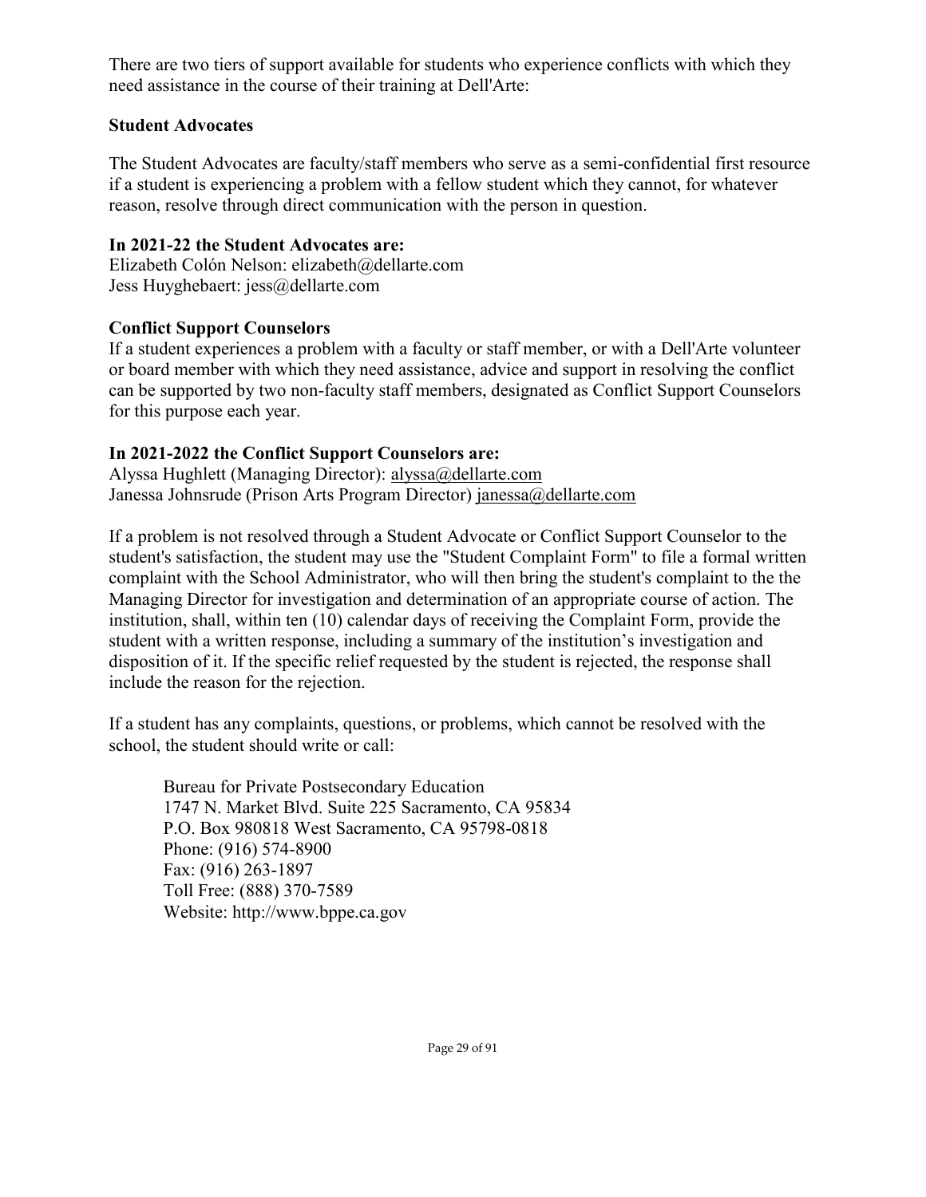There are two tiers of support available for students who experience conflicts with which they need assistance in the course of their training at Dell'Arte:

**Student Advocates**

The Student Advocates are faculty/staff members who serve as a semi-confidential first resource if a student is experiencing a problem with a fellow student which they cannot, for whatever reason, resolve through direct communication with the person in question.

**In 2021-22 the Student Advocates are:**
Elizabeth Colón Nelson: elizabeth@dellarte.com
Jess Huyghebaert: jess@dellarte.com

**Conflict Support Counselors**
If a student experiences a problem with a faculty or staff member, or with a Dell'Arte volunteer or board member with which they need assistance, advice and support in resolving the conflict can be supported by two non-faculty staff members, designated as Conflict Support Counselors for this purpose each year.

**In 2021-2022 the Conflict Support Counselors are:**
Alyssa Hughlett (Managing Director): alyssa@dellarte.com
Janessa Johnsrude (Prison Arts Program Director) janessa@dellarte.com

If a problem is not resolved through a Student Advocate or Conflict Support Counselor to the student's satisfaction, the student may use the "Student Complaint Form" to file a formal written complaint with the School Administrator, who will then bring the student's complaint to the the Managing Director for investigation and determination of an appropriate course of action. The institution, shall, within ten (10) calendar days of receiving the Complaint Form, provide the student with a written response, including a summary of the institution's investigation and disposition of it. If the specific relief requested by the student is rejected, the response shall include the reason for the rejection.

If a student has any complaints, questions, or problems, which cannot be resolved with the school, the student should write or call:

> Bureau for Private Postsecondary Education
> 1747 N. Market Blvd. Suite 225 Sacramento, CA 95834
> P.O. Box 980818 West Sacramento, CA 95798-0818
> Phone: (916) 574-8900
> Fax: (916) 263-1897
> Toll Free: (888) 370-7589
> Website: http://www.bppe.ca.gov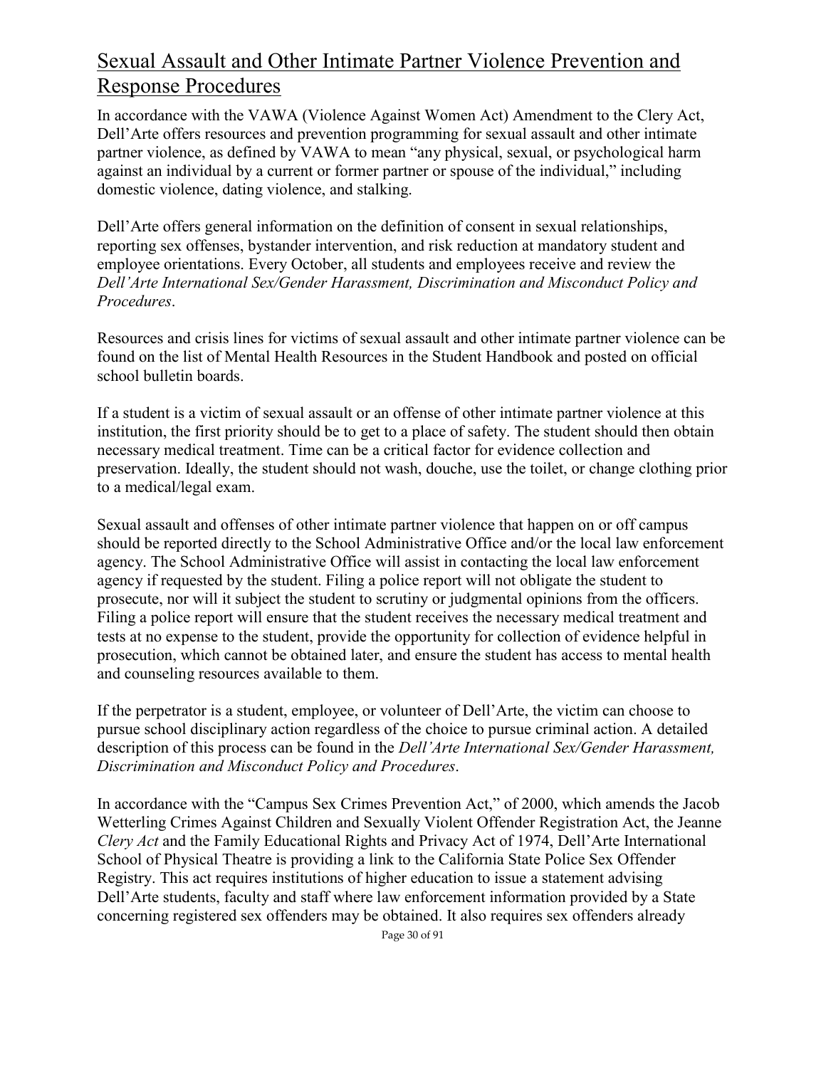## Sexual Assault and Other Intimate Partner Violence Prevention and Response Procedures

In accordance with the VAWA (Violence Against Women Act) Amendment to the Clery Act, Dell'Arte offers resources and prevention programming for sexual assault and other intimate partner violence, as defined by VAWA to mean "any physical, sexual, or psychological harm against an individual by a current or former partner or spouse of the individual," including domestic violence, dating violence, and stalking.

Dell'Arte offers general information on the definition of consent in sexual relationships, reporting sex offenses, bystander intervention, and risk reduction at mandatory student and employee orientations. Every October, all students and employees receive and review the *Dell'Arte International Sex/Gender Harassment, Discrimination and Misconduct Policy and Procedures*.

Resources and crisis lines for victims of sexual assault and other intimate partner violence can be found on the list of Mental Health Resources in the Student Handbook and posted on official school bulletin boards.

If a student is a victim of sexual assault or an offense of other intimate partner violence at this institution, the first priority should be to get to a place of safety. The student should then obtain necessary medical treatment. Time can be a critical factor for evidence collection and preservation. Ideally, the student should not wash, douche, use the toilet, or change clothing prior to a medical/legal exam.

Sexual assault and offenses of other intimate partner violence that happen on or off campus should be reported directly to the School Administrative Office and/or the local law enforcement agency. The School Administrative Office will assist in contacting the local law enforcement agency if requested by the student. Filing a police report will not obligate the student to prosecute, nor will it subject the student to scrutiny or judgmental opinions from the officers. Filing a police report will ensure that the student receives the necessary medical treatment and tests at no expense to the student, provide the opportunity for collection of evidence helpful in prosecution, which cannot be obtained later, and ensure the student has access to mental health and counseling resources available to them.

If the perpetrator is a student, employee, or volunteer of Dell'Arte, the victim can choose to pursue school disciplinary action regardless of the choice to pursue criminal action. A detailed description of this process can be found in the *Dell'Arte International Sex/Gender Harassment, Discrimination and Misconduct Policy and Procedures*.

In accordance with the "Campus Sex Crimes Prevention Act," of 2000, which amends the Jacob Wetterling Crimes Against Children and Sexually Violent Offender Registration Act, the Jeanne *Clery Act* and the Family Educational Rights and Privacy Act of 1974, Dell'Arte International School of Physical Theatre is providing a link to the California State Police Sex Offender Registry. This act requires institutions of higher education to issue a statement advising Dell'Arte students, faculty and staff where law enforcement information provided by a State concerning registered sex offenders may be obtained. It also requires sex offenders already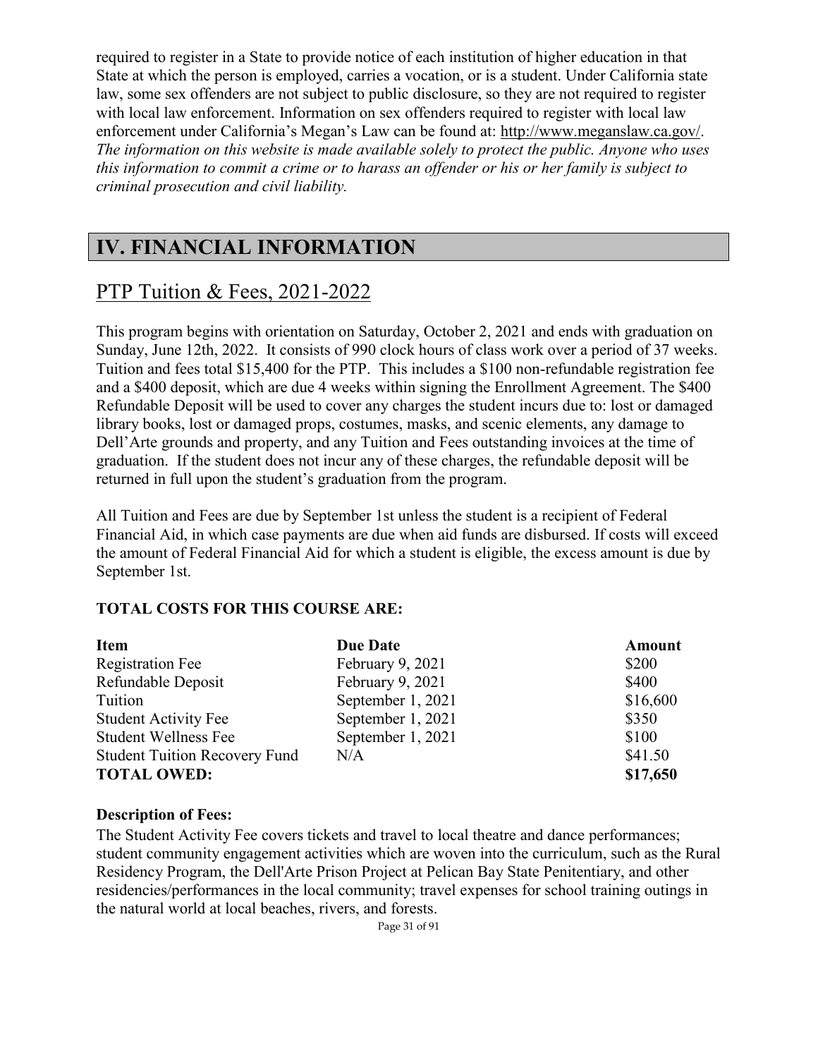required to register in a State to provide notice of each institution of higher education in that State at which the person is employed, carries a vocation, or is a student. Under California state law, some sex offenders are not subject to public disclosure, so they are not required to register with local law enforcement. Information on sex offenders required to register with local law enforcement under California's Megan's Law can be found at: http://www.meganslaw.ca.gov/. *The information on this website is made available solely to protect the public. Anyone who uses this information to commit a crime or to harass an offender or his or her family is subject to criminal prosecution and civil liability.*

# IV. FINANCIAL INFORMATION

## PTP Tuition & Fees, 2021-2022

This program begins with orientation on Saturday, October 2, 2021 and ends with graduation on Sunday, June 12th, 2022. It consists of 990 clock hours of class work over a period of 37 weeks. Tuition and fees total $15,400 for the PTP. This includes a $100 non-refundable registration fee and a $400 deposit, which are due 4 weeks within signing the Enrollment Agreement. The $400 Refundable Deposit will be used to cover any charges the student incurs due to: lost or damaged library books, lost or damaged props, costumes, masks, and scenic elements, any damage to Dell'Arte grounds and property, and any Tuition and Fees outstanding invoices at the time of graduation. If the student does not incur any of these charges, the refundable deposit will be returned in full upon the student's graduation from the program.

All Tuition and Fees are due by September 1st unless the student is a recipient of Federal Financial Aid, in which case payments are due when aid funds are disbursed. If costs will exceed the amount of Federal Financial Aid for which a student is eligible, the excess amount is due by September 1st.

**TOTAL COSTS FOR THIS COURSE ARE:**

| Item | Due Date | Amount |
|---|---|---|
| Registration Fee | February 9, 2021 | $200 |
| Refundable Deposit | February 9, 2021 | $400 |
| Tuition | September 1, 2021 | $16,600 |
| Student Activity Fee | September 1, 2021 | $350 |
| Student Wellness Fee | September 1, 2021 | $100 |
| Student Tuition Recovery Fund | N/A | $41.50 |
| **TOTAL OWED:** | | **$17,650** |

**Description of Fees:**

The Student Activity Fee covers tickets and travel to local theatre and dance performances; student community engagement activities which are woven into the curriculum, such as the Rural Residency Program, the Dell'Arte Prison Project at Pelican Bay State Penitentiary, and other residencies/performances in the local community; travel expenses for school training outings in the natural world at local beaches, rivers, and forests.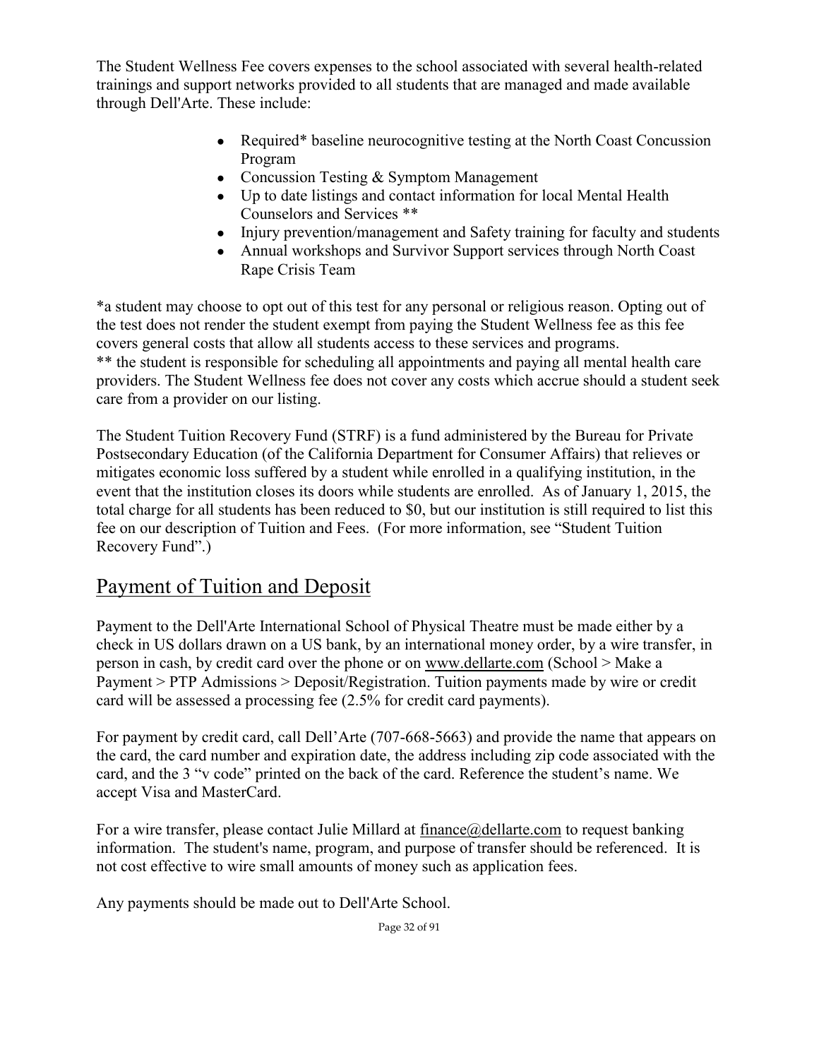The Student Wellness Fee covers expenses to the school associated with several health-related trainings and support networks provided to all students that are managed and made available through Dell'Arte. These include:

- Required* baseline neurocognitive testing at the North Coast Concussion Program
- Concussion Testing & Symptom Management
- Up to date listings and contact information for local Mental Health Counselors and Services **
- Injury prevention/management and Safety training for faculty and students
- Annual workshops and Survivor Support services through North Coast Rape Crisis Team

*a student may choose to opt out of this test for any personal or religious reason. Opting out of the test does not render the student exempt from paying the Student Wellness fee as this fee covers general costs that allow all students access to these services and programs.
** the student is responsible for scheduling all appointments and paying all mental health care providers. The Student Wellness fee does not cover any costs which accrue should a student seek care from a provider on our listing.

The Student Tuition Recovery Fund (STRF) is a fund administered by the Bureau for Private Postsecondary Education (of the California Department for Consumer Affairs) that relieves or mitigates economic loss suffered by a student while enrolled in a qualifying institution, in the event that the institution closes its doors while students are enrolled. As of January 1, 2015, the total charge for all students has been reduced to $0, but our institution is still required to list this fee on our description of Tuition and Fees. (For more information, see "Student Tuition Recovery Fund".)

## Payment of Tuition and Deposit

Payment to the Dell'Arte International School of Physical Theatre must be made either by a check in US dollars drawn on a US bank, by an international money order, by a wire transfer, in person in cash, by credit card over the phone or on www.dellarte.com (School > Make a Payment > PTP Admissions > Deposit/Registration. Tuition payments made by wire or credit card will be assessed a processing fee (2.5% for credit card payments).

For payment by credit card, call Dell'Arte (707-668-5663) and provide the name that appears on the card, the card number and expiration date, the address including zip code associated with the card, and the 3 "v code" printed on the back of the card. Reference the student's name. We accept Visa and MasterCard.

For a wire transfer, please contact Julie Millard at finance@dellarte.com to request banking information. The student's name, program, and purpose of transfer should be referenced. It is not cost effective to wire small amounts of money such as application fees.

Any payments should be made out to Dell'Arte School.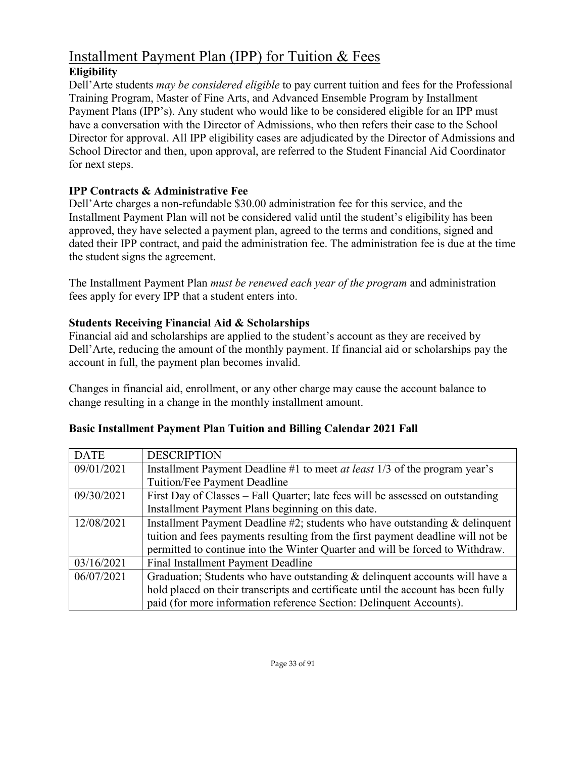# Installment Payment Plan (IPP) for Tuition & Fees

### Eligibility

Dell'Arte students *may be considered eligible* to pay current tuition and fees for the Professional Training Program, Master of Fine Arts, and Advanced Ensemble Program by Installment Payment Plans (IPP's). Any student who would like to be considered eligible for an IPP must have a conversation with the Director of Admissions, who then refers their case to the School Director for approval. All IPP eligibility cases are adjudicated by the Director of Admissions and School Director and then, upon approval, are referred to the Student Financial Aid Coordinator for next steps.

### IPP Contracts & Administrative Fee

Dell'Arte charges a non-refundable $30.00 administration fee for this service, and the Installment Payment Plan will not be considered valid until the student's eligibility has been approved, they have selected a payment plan, agreed to the terms and conditions, signed and dated their IPP contract, and paid the administration fee. The administration fee is due at the time the student signs the agreement.

The Installment Payment Plan *must be renewed each year of the program* and administration fees apply for every IPP that a student enters into.

### Students Receiving Financial Aid & Scholarships

Financial aid and scholarships are applied to the student's account as they are received by Dell'Arte, reducing the amount of the monthly payment. If financial aid or scholarships pay the account in full, the payment plan becomes invalid.

Changes in financial aid, enrollment, or any other charge may cause the account balance to change resulting in a change in the monthly installment amount.

### Basic Installment Payment Plan Tuition and Billing Calendar 2021 Fall

| DATE | DESCRIPTION |
|---|---|
| 09/01/2021 | Installment Payment Deadline #1 to meet *at least* 1/3 of the program year's Tuition/Fee Payment Deadline |
| 09/30/2021 | First Day of Classes – Fall Quarter; late fees will be assessed on outstanding Installment Payment Plans beginning on this date. |
| 12/08/2021 | Installment Payment Deadline #2; students who have outstanding & delinquent tuition and fees payments resulting from the first payment deadline will not be permitted to continue into the Winter Quarter and will be forced to Withdraw. |
| 03/16/2021 | Final Installment Payment Deadline |
| 06/07/2021 | Graduation; Students who have outstanding & delinquent accounts will have a hold placed on their transcripts and certificate until the account has been fully paid (for more information reference Section: Delinquent Accounts). |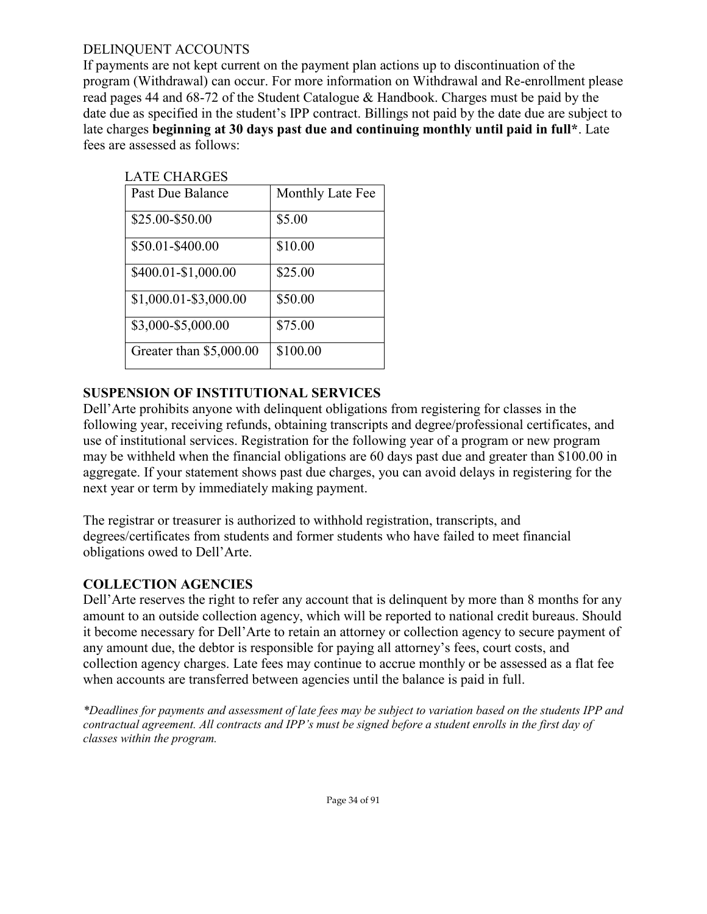## DELINQUENT ACCOUNTS

If payments are not kept current on the payment plan actions up to discontinuation of the program (Withdrawal) can occur. For more information on Withdrawal and Re-enrollment please read pages 44 and 68-72 of the Student Catalogue & Handbook. Charges must be paid by the date due as specified in the student's IPP contract. Billings not paid by the date due are subject to late charges **beginning at 30 days past due and continuing monthly until paid in full***. Late fees are assessed as follows:

LATE CHARGES

| Past Due Balance | Monthly Late Fee |
|---|---|
| $25.00-$50.00 | $5.00 |
| $50.01-$400.00 | $10.00 |
| $400.01-$1,000.00 | $25.00 |
| $1,000.01-$3,000.00 | $50.00 |
| $3,000-$5,000.00 | $75.00 |
| Greater than $5,000.00 | $100.00 |

## SUSPENSION OF INSTITUTIONAL SERVICES

Dell'Arte prohibits anyone with delinquent obligations from registering for classes in the following year, receiving refunds, obtaining transcripts and degree/professional certificates, and use of institutional services. Registration for the following year of a program or new program may be withheld when the financial obligations are 60 days past due and greater than $100.00 in aggregate. If your statement shows past due charges, you can avoid delays in registering for the next year or term by immediately making payment.

The registrar or treasurer is authorized to withhold registration, transcripts, and degrees/certificates from students and former students who have failed to meet financial obligations owed to Dell'Arte.

## COLLECTION AGENCIES

Dell'Arte reserves the right to refer any account that is delinquent by more than 8 months for any amount to an outside collection agency, which will be reported to national credit bureaus. Should it become necessary for Dell'Arte to retain an attorney or collection agency to secure payment of any amount due, the debtor is responsible for paying all attorney's fees, court costs, and collection agency charges. Late fees may continue to accrue monthly or be assessed as a flat fee when accounts are transferred between agencies until the balance is paid in full.

*\*Deadlines for payments and assessment of late fees may be subject to variation based on the students IPP and contractual agreement. All contracts and IPP's must be signed before a student enrolls in the first day of classes within the program.*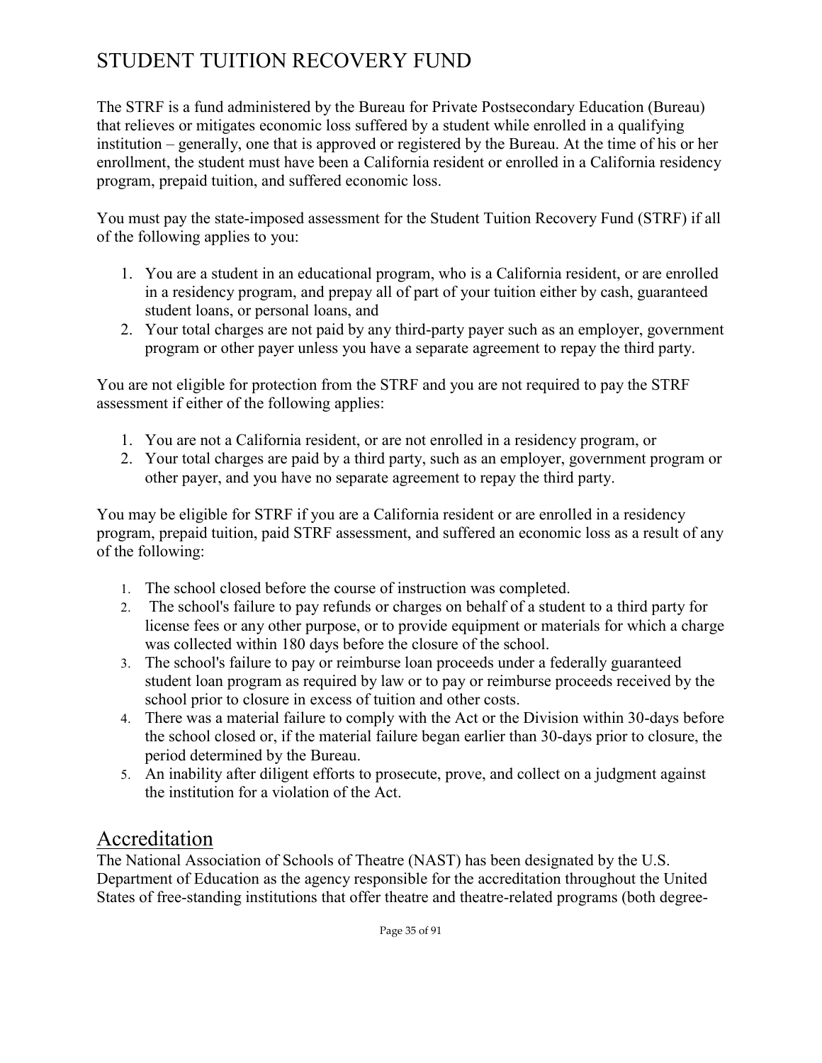# STUDENT TUITION RECOVERY FUND

The STRF is a fund administered by the Bureau for Private Postsecondary Education (Bureau) that relieves or mitigates economic loss suffered by a student while enrolled in a qualifying institution – generally, one that is approved or registered by the Bureau. At the time of his or her enrollment, the student must have been a California resident or enrolled in a California residency program, prepaid tuition, and suffered economic loss.

You must pay the state-imposed assessment for the Student Tuition Recovery Fund (STRF) if all of the following applies to you:

1. You are a student in an educational program, who is a California resident, or are enrolled in a residency program, and prepay all of part of your tuition either by cash, guaranteed student loans, or personal loans, and
2. Your total charges are not paid by any third-party payer such as an employer, government program or other payer unless you have a separate agreement to repay the third party.

You are not eligible for protection from the STRF and you are not required to pay the STRF assessment if either of the following applies:

1. You are not a California resident, or are not enrolled in a residency program, or
2. Your total charges are paid by a third party, such as an employer, government program or other payer, and you have no separate agreement to repay the third party.

You may be eligible for STRF if you are a California resident or are enrolled in a residency program, prepaid tuition, paid STRF assessment, and suffered an economic loss as a result of any of the following:

1. The school closed before the course of instruction was completed.
2. The school's failure to pay refunds or charges on behalf of a student to a third party for license fees or any other purpose, or to provide equipment or materials for which a charge was collected within 180 days before the closure of the school.
3. The school's failure to pay or reimburse loan proceeds under a federally guaranteed student loan program as required by law or to pay or reimburse proceeds received by the school prior to closure in excess of tuition and other costs.
4. There was a material failure to comply with the Act or the Division within 30-days before the school closed or, if the material failure began earlier than 30-days prior to closure, the period determined by the Bureau.
5. An inability after diligent efforts to prosecute, prove, and collect on a judgment against the institution for a violation of the Act.

## Accreditation

The National Association of Schools of Theatre (NAST) has been designated by the U.S. Department of Education as the agency responsible for the accreditation throughout the United States of free-standing institutions that offer theatre and theatre-related programs (both degree-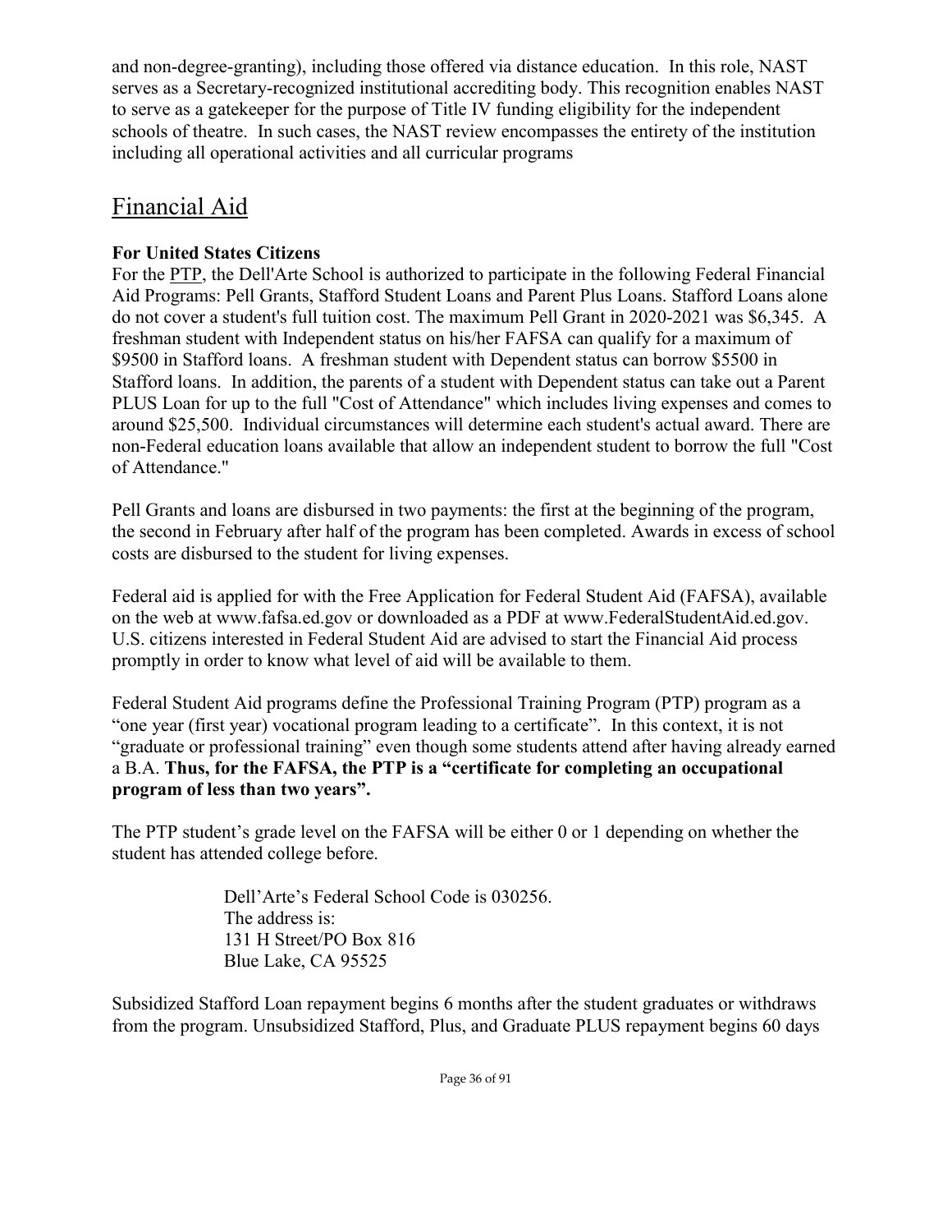and non-degree-granting), including those offered via distance education. In this role, NAST serves as a Secretary-recognized institutional accrediting body. This recognition enables NAST to serve as a gatekeeper for the purpose of Title IV funding eligibility for the independent schools of theatre. In such cases, the NAST review encompasses the entirety of the institution including all operational activities and all curricular programs

## Financial Aid

**For United States Citizens**

For the PTP, the Dell'Arte School is authorized to participate in the following Federal Financial Aid Programs: Pell Grants, Stafford Student Loans and Parent Plus Loans. Stafford Loans alone do not cover a student's full tuition cost. The maximum Pell Grant in 2020-2021 was $6,345. A freshman student with Independent status on his/her FAFSA can qualify for a maximum of $9500 in Stafford loans. A freshman student with Dependent status can borrow $5500 in Stafford loans. In addition, the parents of a student with Dependent status can take out a Parent PLUS Loan for up to the full "Cost of Attendance" which includes living expenses and comes to around $25,500. Individual circumstances will determine each student's actual award. There are non-Federal education loans available that allow an independent student to borrow the full "Cost of Attendance."

Pell Grants and loans are disbursed in two payments: the first at the beginning of the program, the second in February after half of the program has been completed. Awards in excess of school costs are disbursed to the student for living expenses.

Federal aid is applied for with the Free Application for Federal Student Aid (FAFSA), available on the web at www.fafsa.ed.gov or downloaded as a PDF at www.FederalStudentAid.ed.gov. U.S. citizens interested in Federal Student Aid are advised to start the Financial Aid process promptly in order to know what level of aid will be available to them.

Federal Student Aid programs define the Professional Training Program (PTP) program as a "one year (first year) vocational program leading to a certificate". In this context, it is not "graduate or professional training" even though some students attend after having already earned a B.A. **Thus, for the FAFSA, the PTP is a "certificate for completing an occupational program of less than two years".**

The PTP student's grade level on the FAFSA will be either 0 or 1 depending on whether the student has attended college before.

> Dell'Arte's Federal School Code is 030256.
> The address is:
> 131 H Street/PO Box 816
> Blue Lake, CA 95525

Subsidized Stafford Loan repayment begins 6 months after the student graduates or withdraws from the program. Unsubsidized Stafford, Plus, and Graduate PLUS repayment begins 60 days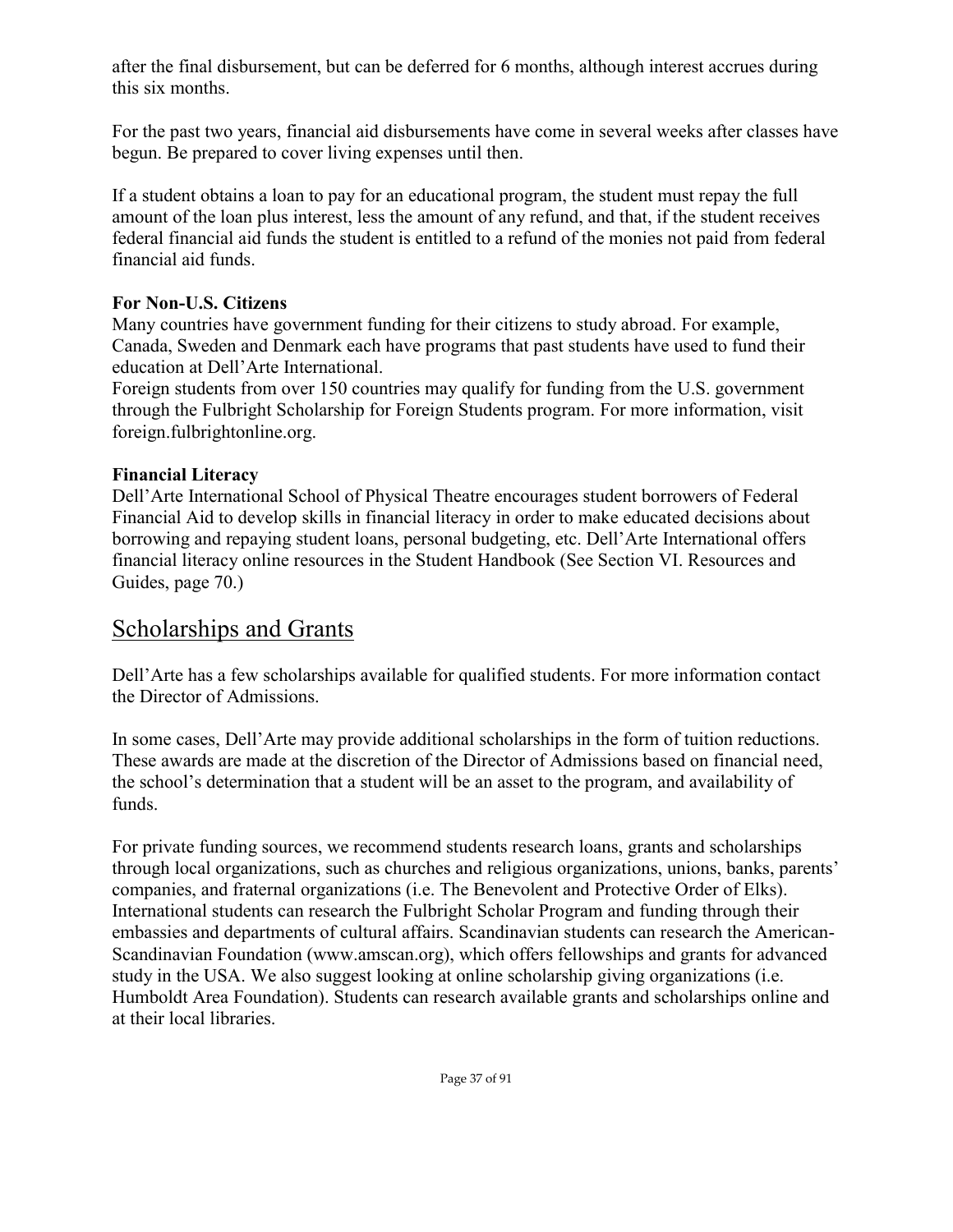after the final disbursement, but can be deferred for 6 months, although interest accrues during this six months.

For the past two years, financial aid disbursements have come in several weeks after classes have begun. Be prepared to cover living expenses until then.

If a student obtains a loan to pay for an educational program, the student must repay the full amount of the loan plus interest, less the amount of any refund, and that, if the student receives federal financial aid funds the student is entitled to a refund of the monies not paid from federal financial aid funds.

**For Non-U.S. Citizens**

Many countries have government funding for their citizens to study abroad. For example, Canada, Sweden and Denmark each have programs that past students have used to fund their education at Dell'Arte International.

Foreign students from over 150 countries may qualify for funding from the U.S. government through the Fulbright Scholarship for Foreign Students program. For more information, visit foreign.fulbrightonline.org.

**Financial Literacy**

Dell'Arte International School of Physical Theatre encourages student borrowers of Federal Financial Aid to develop skills in financial literacy in order to make educated decisions about borrowing and repaying student loans, personal budgeting, etc. Dell'Arte International offers financial literacy online resources in the Student Handbook (See Section VI. Resources and Guides, page 70.)

## Scholarships and Grants

Dell'Arte has a few scholarships available for qualified students. For more information contact the Director of Admissions.

In some cases, Dell'Arte may provide additional scholarships in the form of tuition reductions. These awards are made at the discretion of the Director of Admissions based on financial need, the school's determination that a student will be an asset to the program, and availability of funds.

For private funding sources, we recommend students research loans, grants and scholarships through local organizations, such as churches and religious organizations, unions, banks, parents' companies, and fraternal organizations (i.e. The Benevolent and Protective Order of Elks). International students can research the Fulbright Scholar Program and funding through their embassies and departments of cultural affairs. Scandinavian students can research the American-Scandinavian Foundation (www.amscan.org), which offers fellowships and grants for advanced study in the USA. We also suggest looking at online scholarship giving organizations (i.e. Humboldt Area Foundation). Students can research available grants and scholarships online and at their local libraries.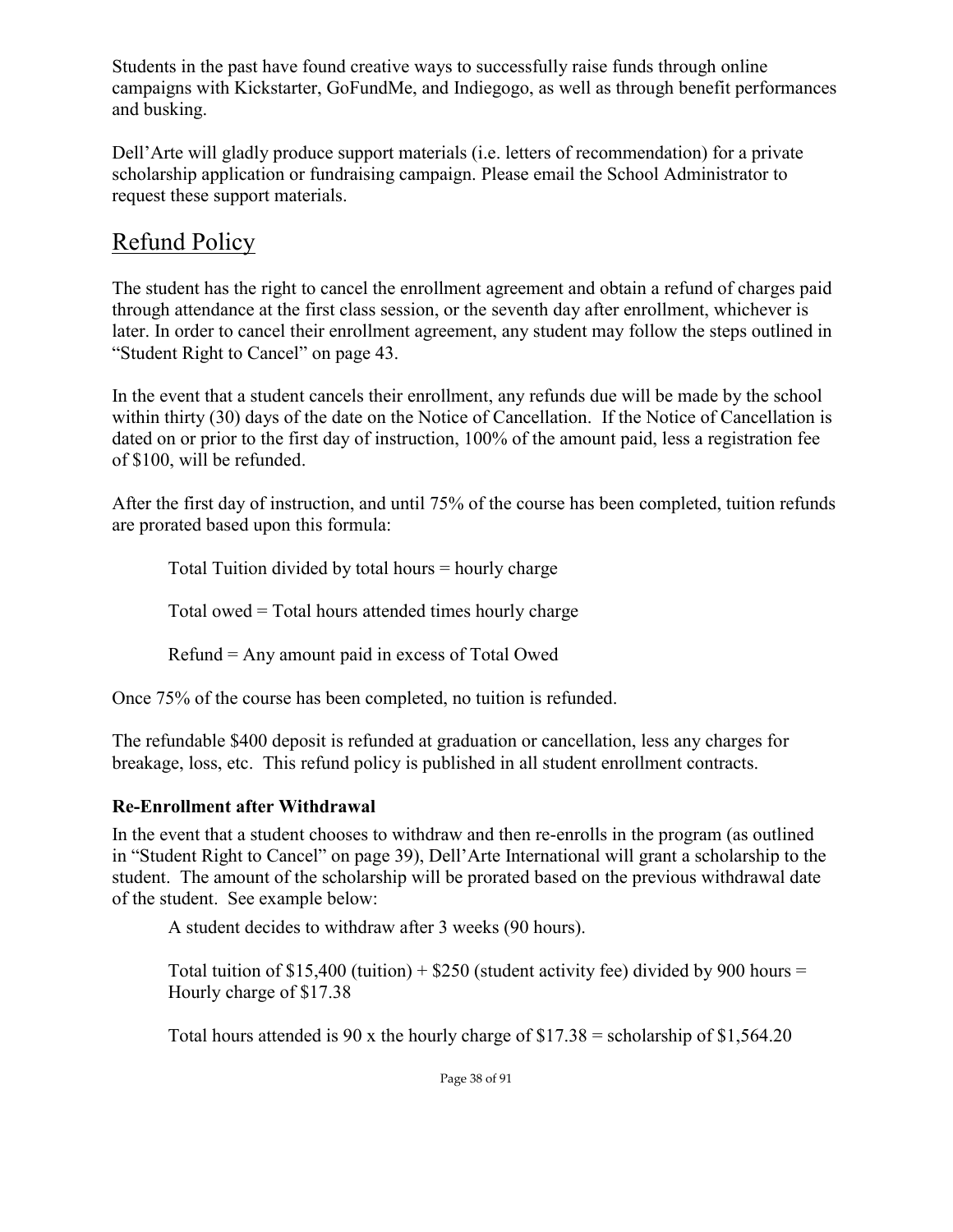Students in the past have found creative ways to successfully raise funds through online campaigns with Kickstarter, GoFundMe, and Indiegogo, as well as through benefit performances and busking.

Dell'Arte will gladly produce support materials (i.e. letters of recommendation) for a private scholarship application or fundraising campaign. Please email the School Administrator to request these support materials.

## Refund Policy

The student has the right to cancel the enrollment agreement and obtain a refund of charges paid through attendance at the first class session, or the seventh day after enrollment, whichever is later. In order to cancel their enrollment agreement, any student may follow the steps outlined in "Student Right to Cancel" on page 43.

In the event that a student cancels their enrollment, any refunds due will be made by the school within thirty (30) days of the date on the Notice of Cancellation. If the Notice of Cancellation is dated on or prior to the first day of instruction, 100% of the amount paid, less a registration fee of $100, will be refunded.

After the first day of instruction, and until 75% of the course has been completed, tuition refunds are prorated based upon this formula:

> Total Tuition divided by total hours = hourly charge
>
> Total owed = Total hours attended times hourly charge
>
> Refund = Any amount paid in excess of Total Owed

Once 75% of the course has been completed, no tuition is refunded.

The refundable $400 deposit is refunded at graduation or cancellation, less any charges for breakage, loss, etc. This refund policy is published in all student enrollment contracts.

### Re-Enrollment after Withdrawal

In the event that a student chooses to withdraw and then re-enrolls in the program (as outlined in "Student Right to Cancel" on page 39), Dell'Arte International will grant a scholarship to the student. The amount of the scholarship will be prorated based on the previous withdrawal date of the student. See example below:

> A student decides to withdraw after 3 weeks (90 hours).
>
> Total tuition of $15,400 (tuition) + $250 (student activity fee) divided by 900 hours = Hourly charge of $17.38
>
> Total hours attended is 90 x the hourly charge of $17.38 = scholarship of $1,564.20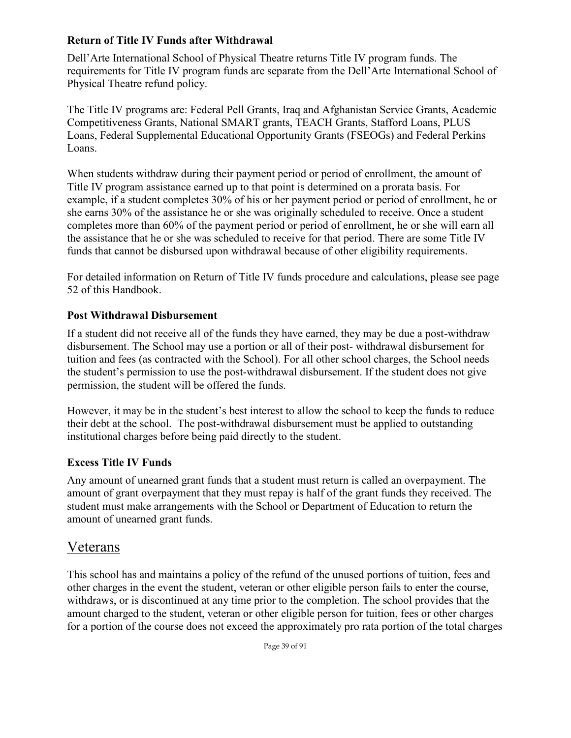### Return of Title IV Funds after Withdrawal

Dell'Arte International School of Physical Theatre returns Title IV program funds. The requirements for Title IV program funds are separate from the Dell'Arte International School of Physical Theatre refund policy.

The Title IV programs are: Federal Pell Grants, Iraq and Afghanistan Service Grants, Academic Competitiveness Grants, National SMART grants, TEACH Grants, Stafford Loans, PLUS Loans, Federal Supplemental Educational Opportunity Grants (FSEOGs) and Federal Perkins Loans.

When students withdraw during their payment period or period of enrollment, the amount of Title IV program assistance earned up to that point is determined on a prorata basis. For example, if a student completes 30% of his or her payment period or period of enrollment, he or she earns 30% of the assistance he or she was originally scheduled to receive. Once a student completes more than 60% of the payment period or period of enrollment, he or she will earn all the assistance that he or she was scheduled to receive for that period. There are some Title IV funds that cannot be disbursed upon withdrawal because of other eligibility requirements.

For detailed information on Return of Title IV funds procedure and calculations, please see page 52 of this Handbook.

### Post Withdrawal Disbursement

If a student did not receive all of the funds they have earned, they may be due a post-withdraw disbursement. The School may use a portion or all of their post- withdrawal disbursement for tuition and fees (as contracted with the School). For all other school charges, the School needs the student's permission to use the post-withdrawal disbursement. If the student does not give permission, the student will be offered the funds.

However, it may be in the student's best interest to allow the school to keep the funds to reduce their debt at the school. The post-withdrawal disbursement must be applied to outstanding institutional charges before being paid directly to the student.

### Excess Title IV Funds

Any amount of unearned grant funds that a student must return is called an overpayment. The amount of grant overpayment that they must repay is half of the grant funds they received. The student must make arrangements with the School or Department of Education to return the amount of unearned grant funds.

## Veterans

This school has and maintains a policy of the refund of the unused portions of tuition, fees and other charges in the event the student, veteran or other eligible person fails to enter the course, withdraws, or is discontinued at any time prior to the completion. The school provides that the amount charged to the student, veteran or other eligible person for tuition, fees or other charges for a portion of the course does not exceed the approximately pro rata portion of the total charges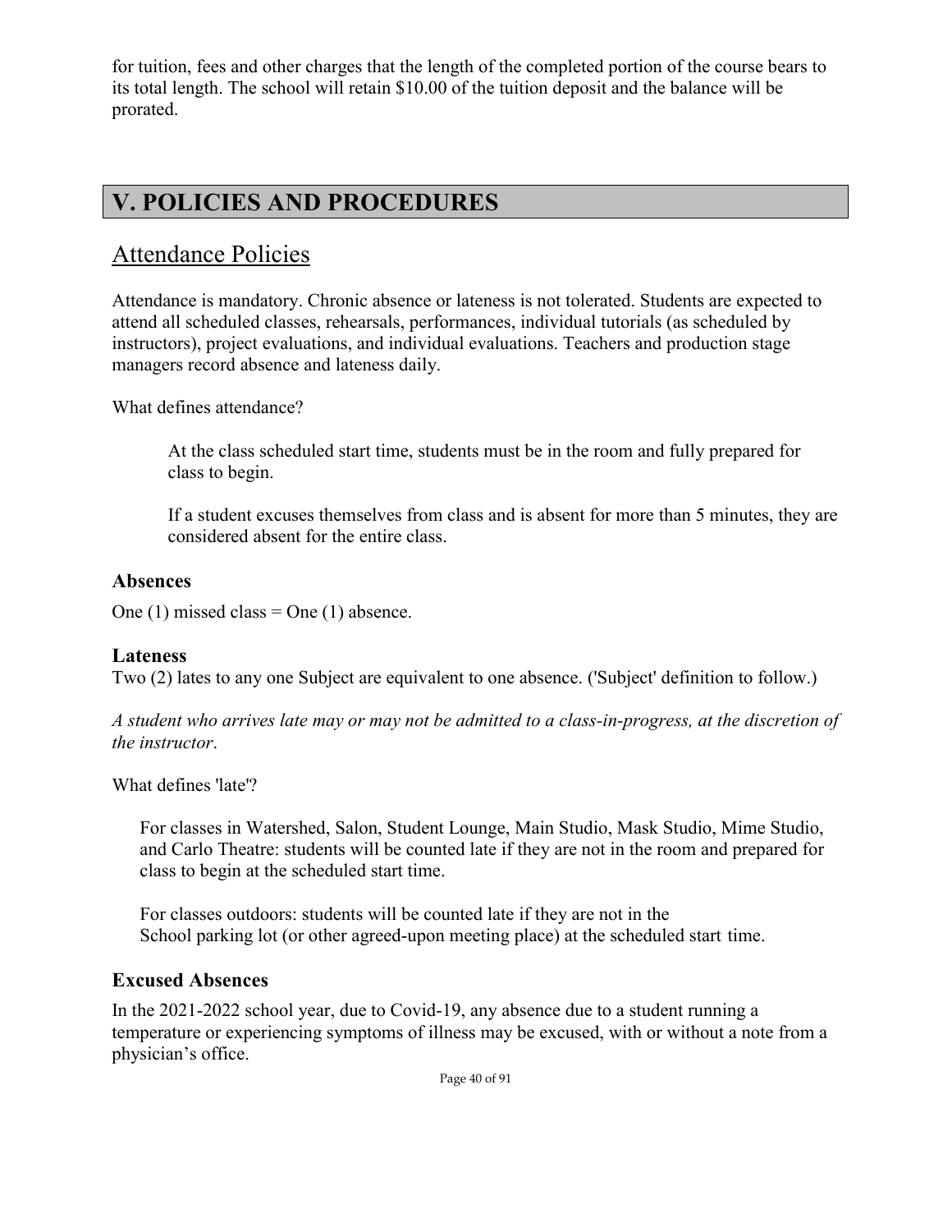for tuition, fees and other charges that the length of the completed portion of the course bears to its total length. The school will retain $10.00 of the tuition deposit and the balance will be prorated.

# V. POLICIES AND PROCEDURES

## Attendance Policies

Attendance is mandatory. Chronic absence or lateness is not tolerated. Students are expected to attend all scheduled classes, rehearsals, performances, individual tutorials (as scheduled by instructors), project evaluations, and individual evaluations. Teachers and production stage managers record absence and lateness daily.

What defines attendance?

> At the class scheduled start time, students must be in the room and fully prepared for class to begin.
>
> If a student excuses themselves from class and is absent for more than 5 minutes, they are considered absent for the entire class.

### Absences

One (1) missed class = One (1) absence.

### Lateness

Two (2) lates to any one Subject are equivalent to one absence. ('Subject' definition to follow.)

*A student who arrives late may or may not be admitted to a class-in-progress, at the discretion of the instructor*.

What defines 'late'?

> For classes in Watershed, Salon, Student Lounge, Main Studio, Mask Studio, Mime Studio, and Carlo Theatre: students will be counted late if they are not in the room and prepared for class to begin at the scheduled start time.
>
> For classes outdoors: students will be counted late if they are not in the School parking lot (or other agreed-upon meeting place) at the scheduled start time.

### Excused Absences

In the 2021-2022 school year, due to Covid-19, any absence due to a student running a temperature or experiencing symptoms of illness may be excused, with or without a note from a physician's office.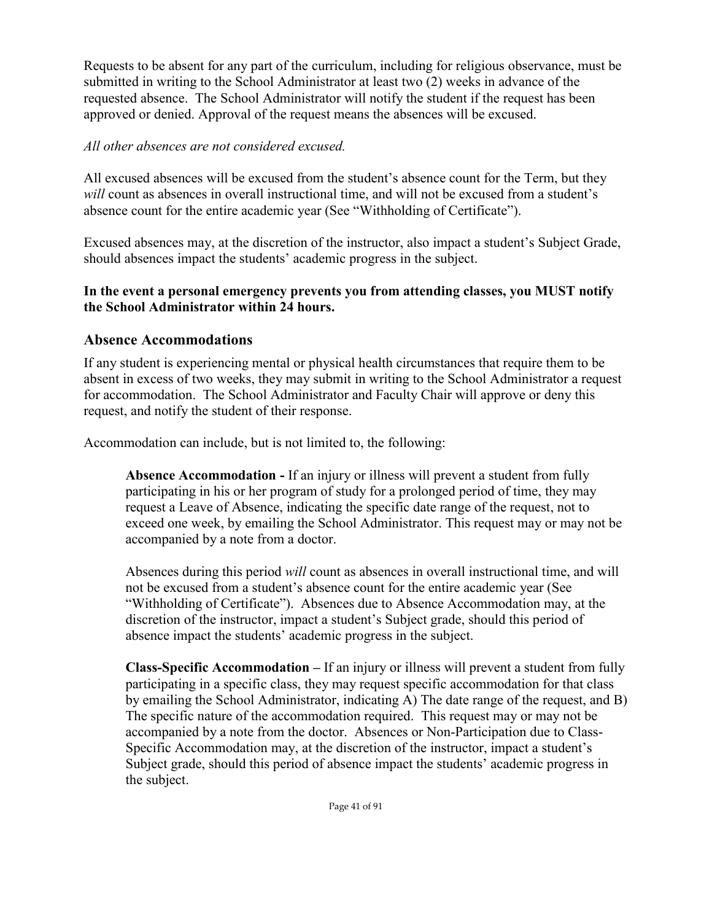Requests to be absent for any part of the curriculum, including for religious observance, must be submitted in writing to the School Administrator at least two (2) weeks in advance of the requested absence. The School Administrator will notify the student if the request has been approved or denied. Approval of the request means the absences will be excused.

*All other absences are not considered excused.*

All excused absences will be excused from the student's absence count for the Term, but they *will* count as absences in overall instructional time, and will not be excused from a student's absence count for the entire academic year (See "Withholding of Certificate").

Excused absences may, at the discretion of the instructor, also impact a student's Subject Grade, should absences impact the students' academic progress in the subject.

**In the event a personal emergency prevents you from attending classes, you MUST notify the School Administrator within 24 hours.**

## Absence Accommodations

If any student is experiencing mental or physical health circumstances that require them to be absent in excess of two weeks, they may submit in writing to the School Administrator a request for accommodation. The School Administrator and Faculty Chair will approve or deny this request, and notify the student of their response.

Accommodation can include, but is not limited to, the following:

> **Absence Accommodation -** If an injury or illness will prevent a student from fully participating in his or her program of study for a prolonged period of time, they may request a Leave of Absence, indicating the specific date range of the request, not to exceed one week, by emailing the School Administrator. This request may or may not be accompanied by a note from a doctor.
>
> Absences during this period *will* count as absences in overall instructional time, and will not be excused from a student's absence count for the entire academic year (See "Withholding of Certificate"). Absences due to Absence Accommodation may, at the discretion of the instructor, impact a student's Subject grade, should this period of absence impact the students' academic progress in the subject.
>
> **Class-Specific Accommodation –** If an injury or illness will prevent a student from fully participating in a specific class, they may request specific accommodation for that class by emailing the School Administrator, indicating A) The date range of the request, and B) The specific nature of the accommodation required. This request may or may not be accompanied by a note from the doctor. Absences or Non-Participation due to Class-Specific Accommodation may, at the discretion of the instructor, impact a student's Subject grade, should this period of absence impact the students' academic progress in the subject.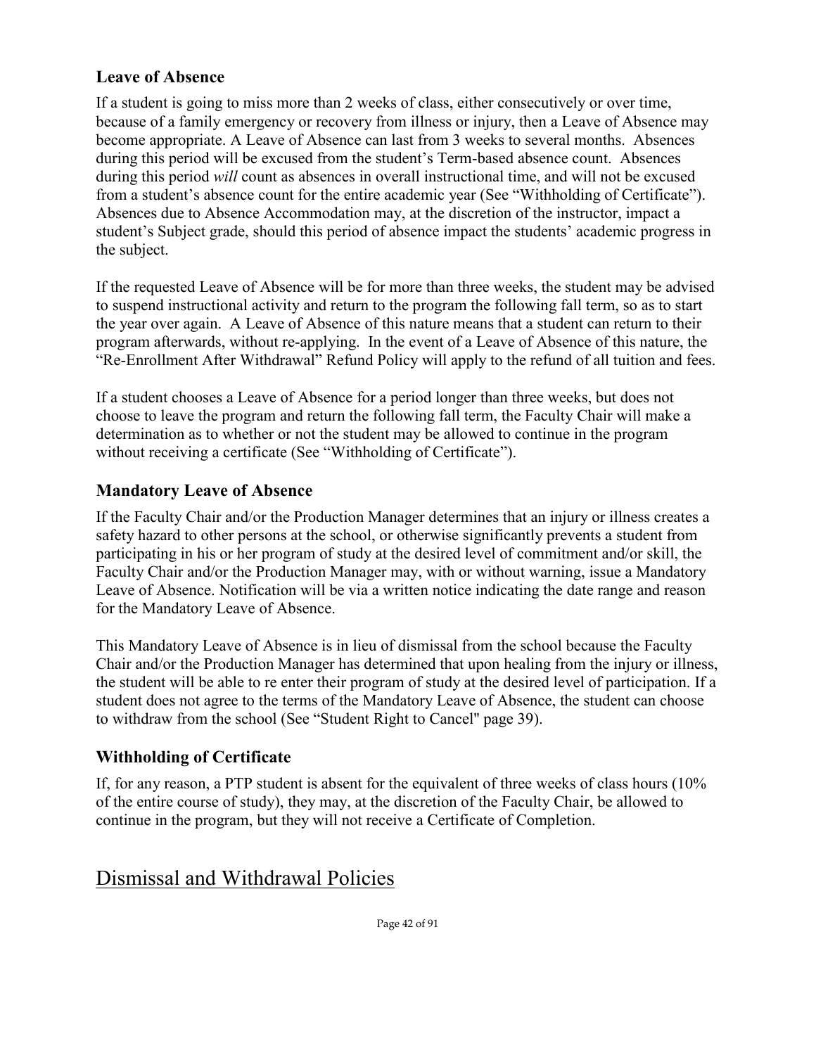### Leave of Absence

If a student is going to miss more than 2 weeks of class, either consecutively or over time, because of a family emergency or recovery from illness or injury, then a Leave of Absence may become appropriate. A Leave of Absence can last from 3 weeks to several months. Absences during this period will be excused from the student's Term-based absence count. Absences during this period *will* count as absences in overall instructional time, and will not be excused from a student's absence count for the entire academic year (See "Withholding of Certificate"). Absences due to Absence Accommodation may, at the discretion of the instructor, impact a student's Subject grade, should this period of absence impact the students' academic progress in the subject.

If the requested Leave of Absence will be for more than three weeks, the student may be advised to suspend instructional activity and return to the program the following fall term, so as to start the year over again. A Leave of Absence of this nature means that a student can return to their program afterwards, without re-applying. In the event of a Leave of Absence of this nature, the "Re-Enrollment After Withdrawal" Refund Policy will apply to the refund of all tuition and fees.

If a student chooses a Leave of Absence for a period longer than three weeks, but does not choose to leave the program and return the following fall term, the Faculty Chair will make a determination as to whether or not the student may be allowed to continue in the program without receiving a certificate (See "Withholding of Certificate").

### Mandatory Leave of Absence

If the Faculty Chair and/or the Production Manager determines that an injury or illness creates a safety hazard to other persons at the school, or otherwise significantly prevents a student from participating in his or her program of study at the desired level of commitment and/or skill, the Faculty Chair and/or the Production Manager may, with or without warning, issue a Mandatory Leave of Absence. Notification will be via a written notice indicating the date range and reason for the Mandatory Leave of Absence.

This Mandatory Leave of Absence is in lieu of dismissal from the school because the Faculty Chair and/or the Production Manager has determined that upon healing from the injury or illness, the student will be able to re enter their program of study at the desired level of participation. If a student does not agree to the terms of the Mandatory Leave of Absence, the student can choose to withdraw from the school (See "Student Right to Cancel" page 39).

### Withholding of Certificate

If, for any reason, a PTP student is absent for the equivalent of three weeks of class hours (10% of the entire course of study), they may, at the discretion of the Faculty Chair, be allowed to continue in the program, but they will not receive a Certificate of Completion.

## Dismissal and Withdrawal Policies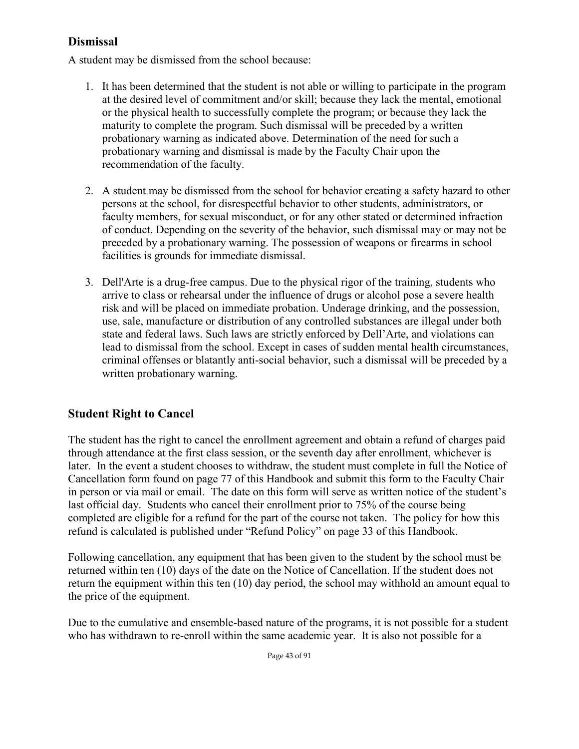## Dismissal

A student may be dismissed from the school because:

1. It has been determined that the student is not able or willing to participate in the program at the desired level of commitment and/or skill; because they lack the mental, emotional or the physical health to successfully complete the program; or because they lack the maturity to complete the program. Such dismissal will be preceded by a written probationary warning as indicated above. Determination of the need for such a probationary warning and dismissal is made by the Faculty Chair upon the recommendation of the faculty.

2. A student may be dismissed from the school for behavior creating a safety hazard to other persons at the school, for disrespectful behavior to other students, administrators, or faculty members, for sexual misconduct, or for any other stated or determined infraction of conduct. Depending on the severity of the behavior, such dismissal may or may not be preceded by a probationary warning. The possession of weapons or firearms in school facilities is grounds for immediate dismissal.

3. Dell'Arte is a drug-free campus. Due to the physical rigor of the training, students who arrive to class or rehearsal under the influence of drugs or alcohol pose a severe health risk and will be placed on immediate probation. Underage drinking, and the possession, use, sale, manufacture or distribution of any controlled substances are illegal under both state and federal laws. Such laws are strictly enforced by Dell'Arte, and violations can lead to dismissal from the school. Except in cases of sudden mental health circumstances, criminal offenses or blatantly anti-social behavior, such a dismissal will be preceded by a written probationary warning.

## Student Right to Cancel

The student has the right to cancel the enrollment agreement and obtain a refund of charges paid through attendance at the first class session, or the seventh day after enrollment, whichever is later. In the event a student chooses to withdraw, the student must complete in full the Notice of Cancellation form found on page 77 of this Handbook and submit this form to the Faculty Chair in person or via mail or email. The date on this form will serve as written notice of the student's last official day. Students who cancel their enrollment prior to 75% of the course being completed are eligible for a refund for the part of the course not taken. The policy for how this refund is calculated is published under "Refund Policy" on page 33 of this Handbook.

Following cancellation, any equipment that has been given to the student by the school must be returned within ten (10) days of the date on the Notice of Cancellation. If the student does not return the equipment within this ten (10) day period, the school may withhold an amount equal to the price of the equipment.

Due to the cumulative and ensemble-based nature of the programs, it is not possible for a student who has withdrawn to re-enroll within the same academic year. It is also not possible for a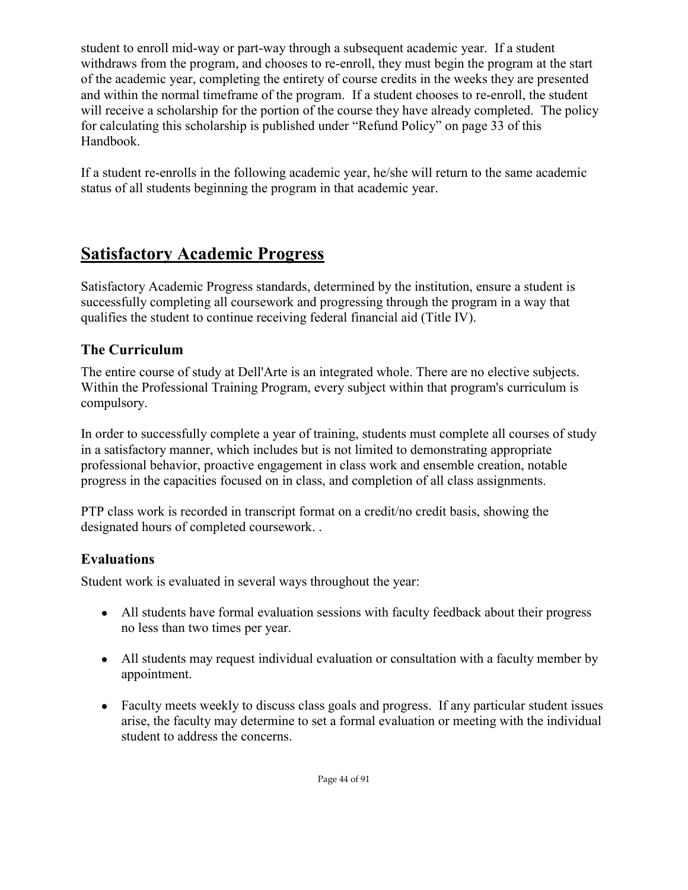student to enroll mid-way or part-way through a subsequent academic year. If a student withdraws from the program, and chooses to re-enroll, they must begin the program at the start of the academic year, completing the entirety of course credits in the weeks they are presented and within the normal timeframe of the program. If a student chooses to re-enroll, the student will receive a scholarship for the portion of the course they have already completed. The policy for calculating this scholarship is published under "Refund Policy" on page 33 of this Handbook.

If a student re-enrolls in the following academic year, he/she will return to the same academic status of all students beginning the program in that academic year.

## Satisfactory Academic Progress

Satisfactory Academic Progress standards, determined by the institution, ensure a student is successfully completing all coursework and progressing through the program in a way that qualifies the student to continue receiving federal financial aid (Title IV).

### The Curriculum

The entire course of study at Dell'Arte is an integrated whole. There are no elective subjects. Within the Professional Training Program, every subject within that program's curriculum is compulsory.

In order to successfully complete a year of training, students must complete all courses of study in a satisfactory manner, which includes but is not limited to demonstrating appropriate professional behavior, proactive engagement in class work and ensemble creation, notable progress in the capacities focused on in class, and completion of all class assignments.

PTP class work is recorded in transcript format on a credit/no credit basis, showing the designated hours of completed coursework. .

### Evaluations

Student work is evaluated in several ways throughout the year:

- All students have formal evaluation sessions with faculty feedback about their progress no less than two times per year.
- All students may request individual evaluation or consultation with a faculty member by appointment.
- Faculty meets weekly to discuss class goals and progress. If any particular student issues arise, the faculty may determine to set a formal evaluation or meeting with the individual student to address the concerns.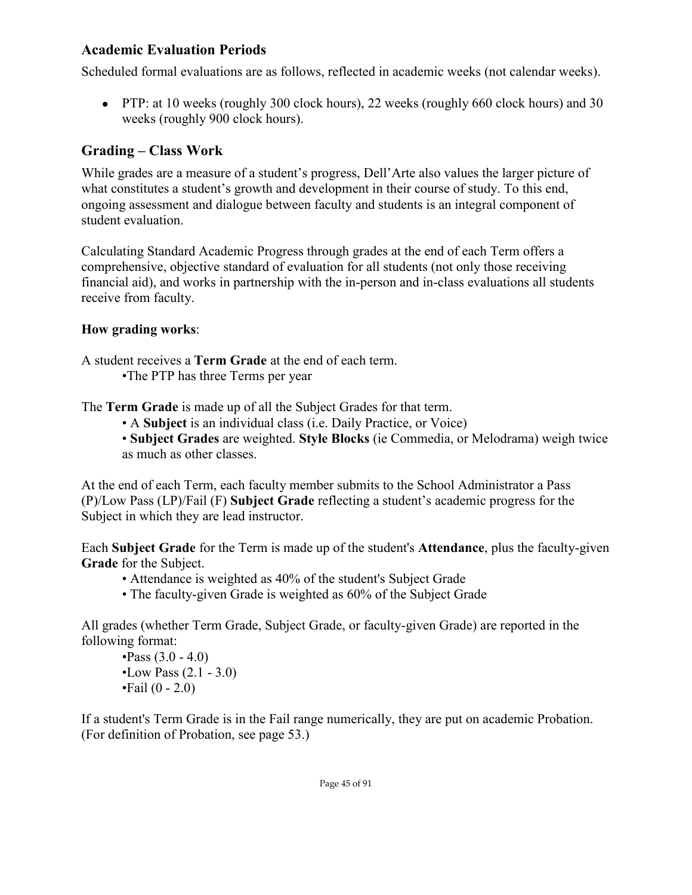## Academic Evaluation Periods

Scheduled formal evaluations are as follows, reflected in academic weeks (not calendar weeks).

- PTP: at 10 weeks (roughly 300 clock hours), 22 weeks (roughly 660 clock hours) and 30 weeks (roughly 900 clock hours).

## Grading – Class Work

While grades are a measure of a student's progress, Dell'Arte also values the larger picture of what constitutes a student's growth and development in their course of study. To this end, ongoing assessment and dialogue between faculty and students is an integral component of student evaluation.

Calculating Standard Academic Progress through grades at the end of each Term offers a comprehensive, objective standard of evaluation for all students (not only those receiving financial aid), and works in partnership with the in-person and in-class evaluations all students receive from faculty.

**How grading works**:

A student receives a **Term Grade** at the end of each term.

- The PTP has three Terms per year

The **Term Grade** is made up of all the Subject Grades for that term.

- A **Subject** is an individual class (i.e. Daily Practice, or Voice)
- **Subject Grades** are weighted. **Style Blocks** (ie Commedia, or Melodrama) weigh twice as much as other classes.

At the end of each Term, each faculty member submits to the School Administrator a Pass (P)/Low Pass (LP)/Fail (F) **Subject Grade** reflecting a student's academic progress for the Subject in which they are lead instructor.

Each **Subject Grade** for the Term is made up of the student's **Attendance**, plus the faculty-given **Grade** for the Subject.

- Attendance is weighted as 40% of the student's Subject Grade
- The faculty-given Grade is weighted as 60% of the Subject Grade

All grades (whether Term Grade, Subject Grade, or faculty-given Grade) are reported in the following format:

- Pass (3.0 - 4.0)
- Low Pass (2.1 - 3.0)
- Fail (0 - 2.0)

If a student's Term Grade is in the Fail range numerically, they are put on academic Probation. (For definition of Probation, see page 53.)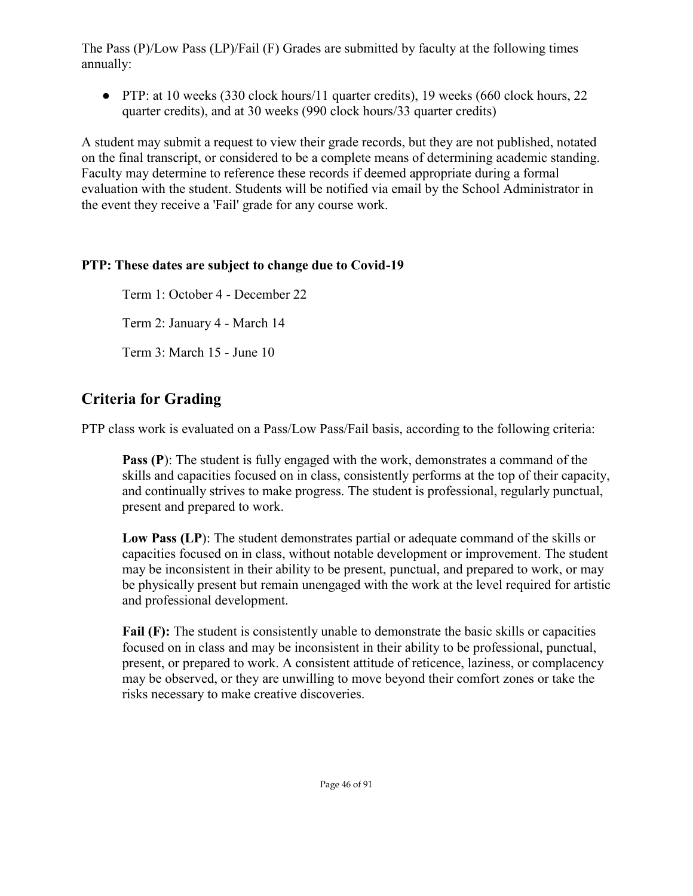The Pass (P)/Low Pass (LP)/Fail (F) Grades are submitted by faculty at the following times annually:

- PTP: at 10 weeks (330 clock hours/11 quarter credits), 19 weeks (660 clock hours, 22 quarter credits), and at 30 weeks (990 clock hours/33 quarter credits)

A student may submit a request to view their grade records, but they are not published, notated on the final transcript, or considered to be a complete means of determining academic standing. Faculty may determine to reference these records if deemed appropriate during a formal evaluation with the student. Students will be notified via email by the School Administrator in the event they receive a 'Fail' grade for any course work.

**PTP: These dates are subject to change due to Covid-19**

Term 1: October 4 - December 22

Term 2: January 4 - March 14

Term 3: March 15 - June 10

## Criteria for Grading

PTP class work is evaluated on a Pass/Low Pass/Fail basis, according to the following criteria:

**Pass (P)**: The student is fully engaged with the work, demonstrates a command of the skills and capacities focused on in class, consistently performs at the top of their capacity, and continually strives to make progress. The student is professional, regularly punctual, present and prepared to work.

**Low Pass (LP)**: The student demonstrates partial or adequate command of the skills or capacities focused on in class, without notable development or improvement. The student may be inconsistent in their ability to be present, punctual, and prepared to work, or may be physically present but remain unengaged with the work at the level required for artistic and professional development.

**Fail (F):** The student is consistently unable to demonstrate the basic skills or capacities focused on in class and may be inconsistent in their ability to be professional, punctual, present, or prepared to work. A consistent attitude of reticence, laziness, or complacency may be observed, or they are unwilling to move beyond their comfort zones or take the risks necessary to make creative discoveries.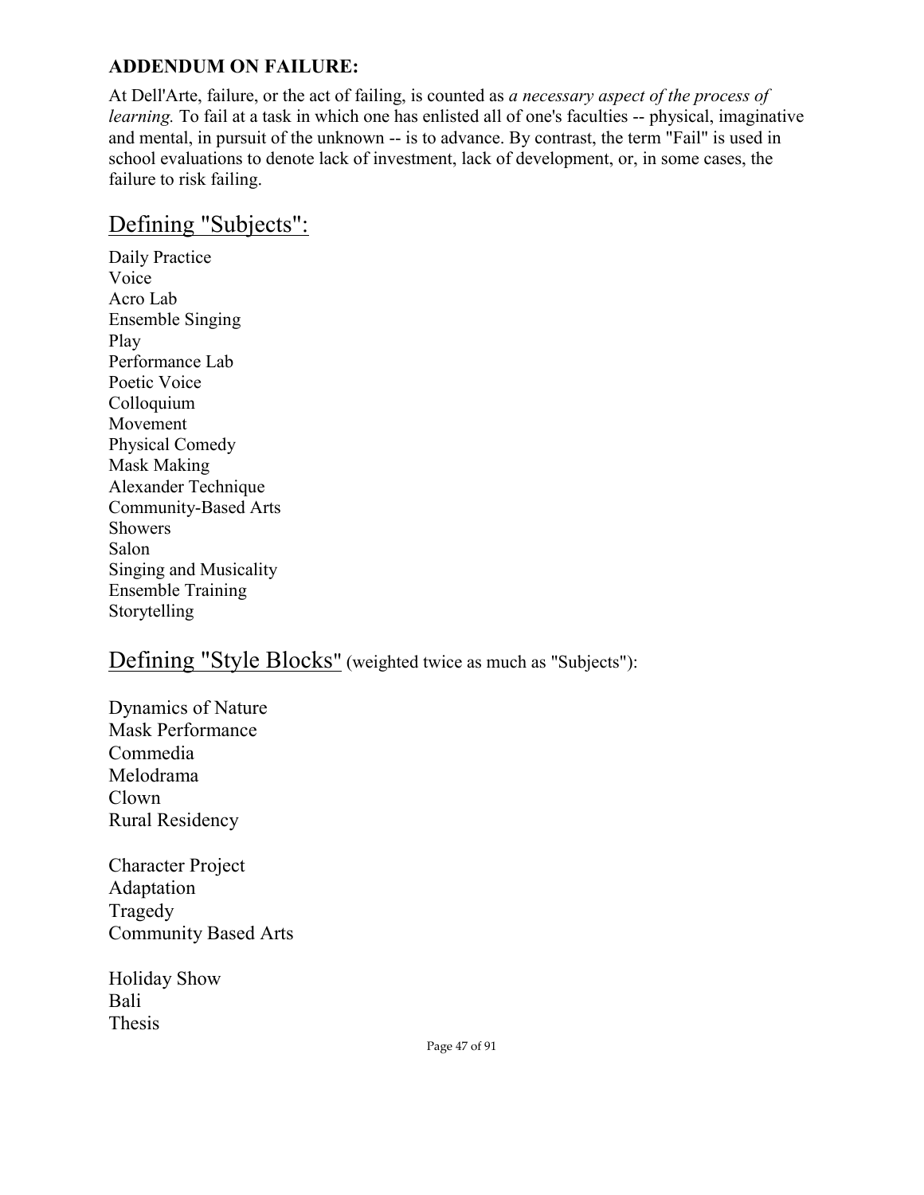**ADDENDUM ON FAILURE:**

At Dell'Arte, failure, or the act of failing, is counted as *a necessary aspect of the process of learning.* To fail at a task in which one has enlisted all of one's faculties -- physical, imaginative and mental, in pursuit of the unknown -- is to advance. By contrast, the term "Fail" is used in school evaluations to denote lack of investment, lack of development, or, in some cases, the failure to risk failing.

## Defining "Subjects":

Daily Practice
Voice
Acro Lab
Ensemble Singing
Play
Performance Lab
Poetic Voice
Colloquium
Movement
Physical Comedy
Mask Making
Alexander Technique
Community-Based Arts
Showers
Salon
Singing and Musicality
Ensemble Training
Storytelling

## Defining "Style Blocks" (weighted twice as much as "Subjects"):

Dynamics of Nature
Mask Performance
Commedia
Melodrama
Clown
Rural Residency

Character Project
Adaptation
Tragedy
Community Based Arts

Holiday Show
Bali
Thesis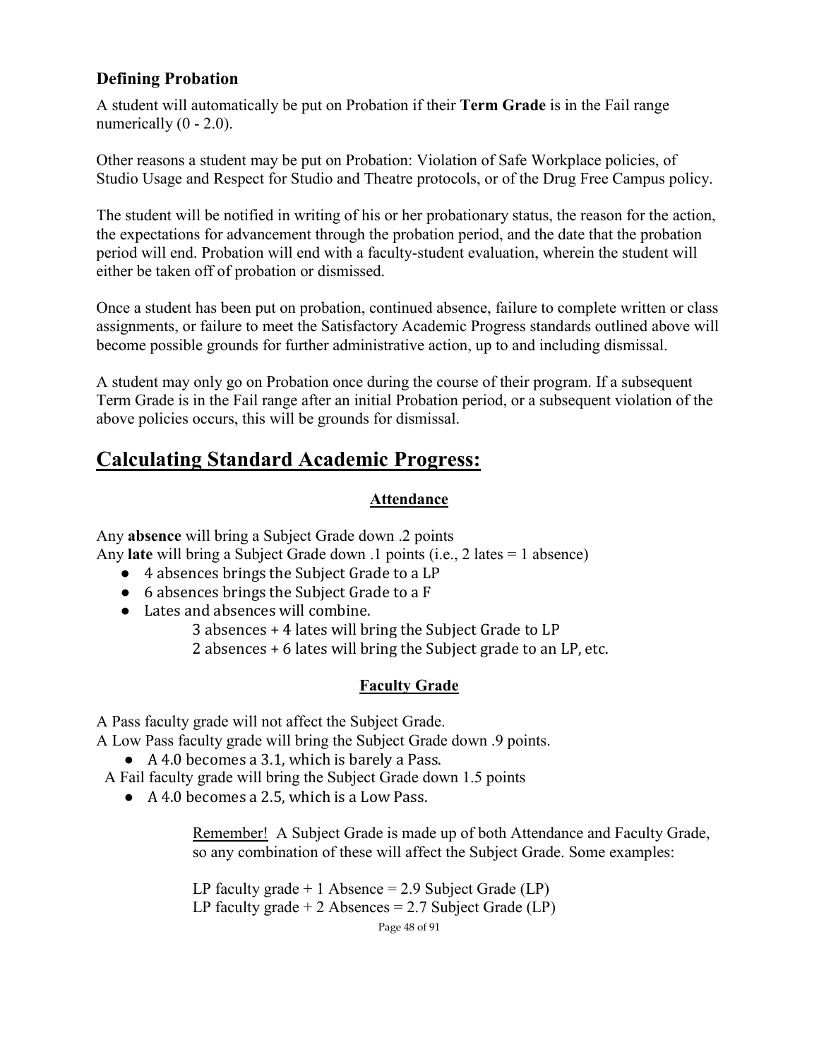### Defining Probation

A student will automatically be put on Probation if their **Term Grade** is in the Fail range numerically (0 - 2.0).

Other reasons a student may be put on Probation: Violation of Safe Workplace policies, of Studio Usage and Respect for Studio and Theatre protocols, or of the Drug Free Campus policy.

The student will be notified in writing of his or her probationary status, the reason for the action, the expectations for advancement through the probation period, and the date that the probation period will end. Probation will end with a faculty-student evaluation, wherein the student will either be taken off of probation or dismissed.

Once a student has been put on probation, continued absence, failure to complete written or class assignments, or failure to meet the Satisfactory Academic Progress standards outlined above will become possible grounds for further administrative action, up to and including dismissal.

A student may only go on Probation once during the course of their program. If a subsequent Term Grade is in the Fail range after an initial Probation period, or a subsequent violation of the above policies occurs, this will be grounds for dismissal.

## Calculating Standard Academic Progress:

#### Attendance

Any **absence** will bring a Subject Grade down .2 points
Any **late** will bring a Subject Grade down .1 points (i.e., 2 lates = 1 absence)

- 4 absences brings the Subject Grade to a LP
- 6 absences brings the Subject Grade to a F
- Lates and absences will combine.
  - 3 absences + 4 lates will bring the Subject Grade to LP
  - 2 absences + 6 lates will bring the Subject grade to an LP, etc.

#### Faculty Grade

A Pass faculty grade will not affect the Subject Grade.
A Low Pass faculty grade will bring the Subject Grade down .9 points.

- A 4.0 becomes a 3.1, which is barely a Pass.

A Fail faculty grade will bring the Subject Grade down 1.5 points

- A 4.0 becomes a 2.5, which is a Low Pass.

> Remember! A Subject Grade is made up of both Attendance and Faculty Grade, so any combination of these will affect the Subject Grade. Some examples:
>
> LP faculty grade + 1 Absence = 2.9 Subject Grade (LP)
> LP faculty grade + 2 Absences = 2.7 Subject Grade (LP)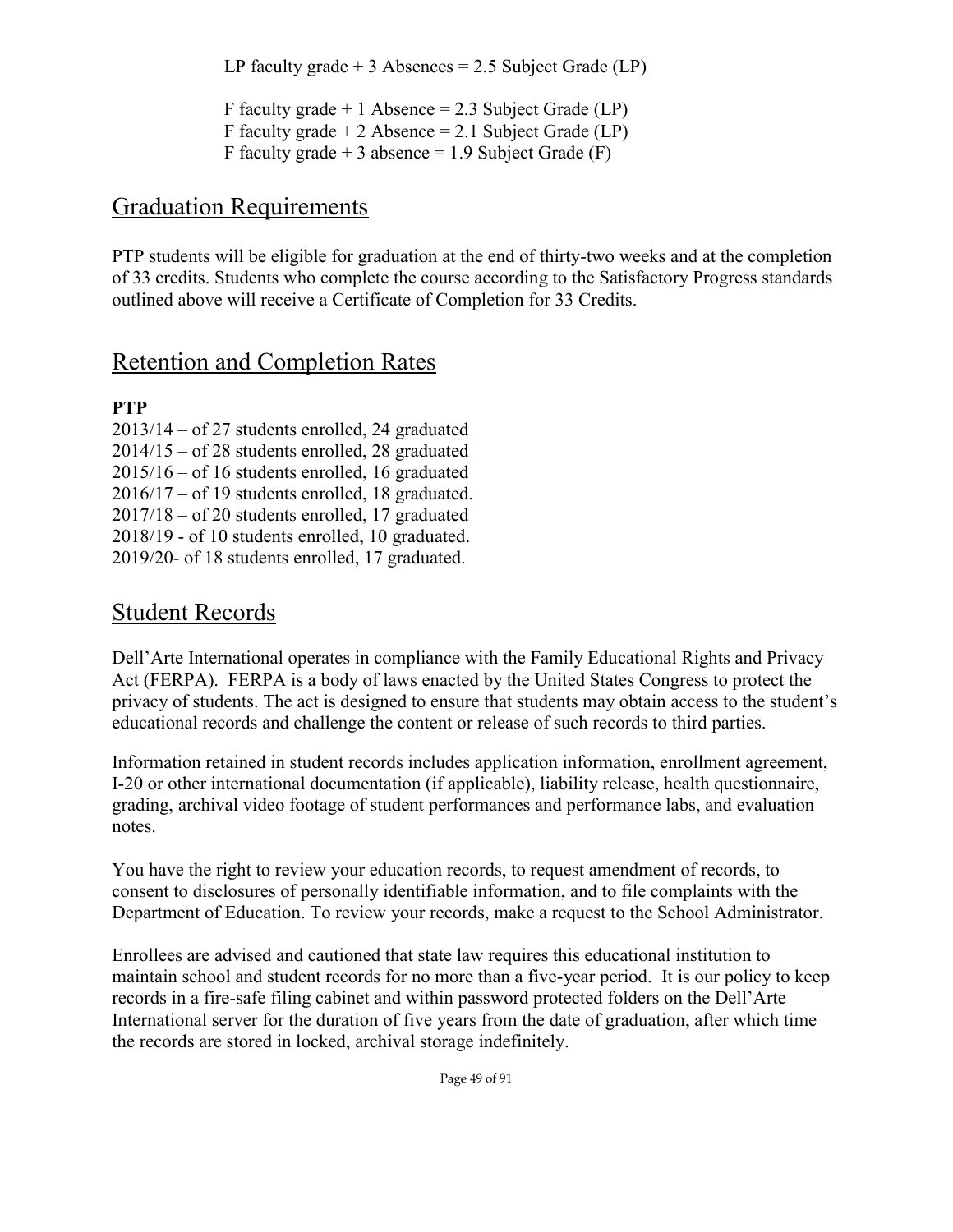LP faculty grade + 3 Absences = 2.5 Subject Grade (LP)

F faculty grade + 1 Absence = 2.3 Subject Grade (LP)
F faculty grade + 2 Absence = 2.1 Subject Grade (LP)
F faculty grade + 3 absence = 1.9 Subject Grade (F)

## Graduation Requirements

PTP students will be eligible for graduation at the end of thirty-two weeks and at the completion of 33 credits. Students who complete the course according to the Satisfactory Progress standards outlined above will receive a Certificate of Completion for 33 Credits.

## Retention and Completion Rates

**PTP**
2013/14 – of 27 students enrolled, 24 graduated
2014/15 – of 28 students enrolled, 28 graduated
2015/16 – of 16 students enrolled, 16 graduated
2016/17 – of 19 students enrolled, 18 graduated.
2017/18 – of 20 students enrolled, 17 graduated
2018/19 - of 10 students enrolled, 10 graduated.
2019/20- of 18 students enrolled, 17 graduated.

## Student Records

Dell'Arte International operates in compliance with the Family Educational Rights and Privacy Act (FERPA). FERPA is a body of laws enacted by the United States Congress to protect the privacy of students. The act is designed to ensure that students may obtain access to the student's educational records and challenge the content or release of such records to third parties.

Information retained in student records includes application information, enrollment agreement, I-20 or other international documentation (if applicable), liability release, health questionnaire, grading, archival video footage of student performances and performance labs, and evaluation notes.

You have the right to review your education records, to request amendment of records, to consent to disclosures of personally identifiable information, and to file complaints with the Department of Education. To review your records, make a request to the School Administrator.

Enrollees are advised and cautioned that state law requires this educational institution to maintain school and student records for no more than a five-year period. It is our policy to keep records in a fire-safe filing cabinet and within password protected folders on the Dell'Arte International server for the duration of five years from the date of graduation, after which time the records are stored in locked, archival storage indefinitely.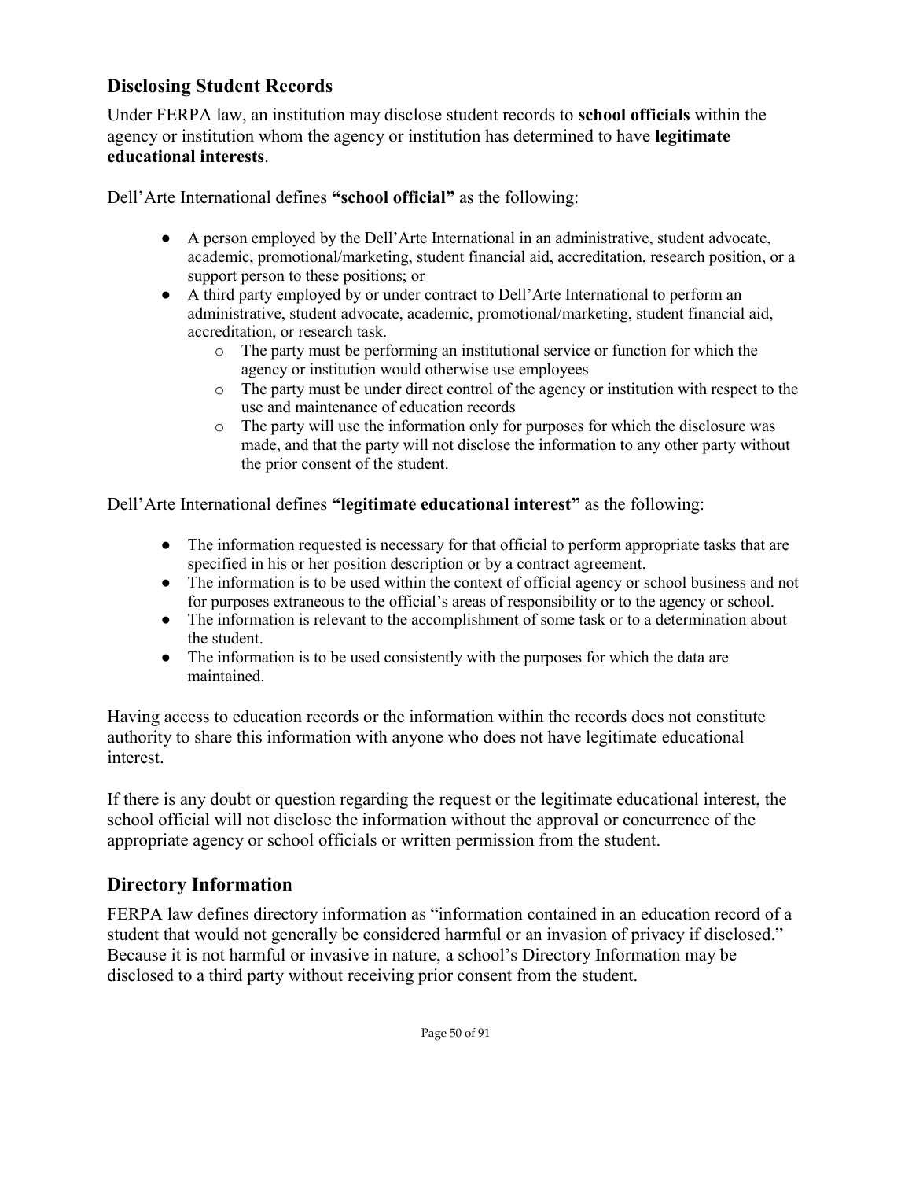## Disclosing Student Records

Under FERPA law, an institution may disclose student records to **school officials** within the agency or institution whom the agency or institution has determined to have **legitimate educational interests**.

Dell'Arte International defines **"school official"** as the following:

- A person employed by the Dell'Arte International in an administrative, student advocate, academic, promotional/marketing, student financial aid, accreditation, research position, or a support person to these positions; or
- A third party employed by or under contract to Dell'Arte International to perform an administrative, student advocate, academic, promotional/marketing, student financial aid, accreditation, or research task.
    - The party must be performing an institutional service or function for which the agency or institution would otherwise use employees
    - The party must be under direct control of the agency or institution with respect to the use and maintenance of education records
    - The party will use the information only for purposes for which the disclosure was made, and that the party will not disclose the information to any other party without the prior consent of the student.

Dell'Arte International defines **"legitimate educational interest"** as the following:

- The information requested is necessary for that official to perform appropriate tasks that are specified in his or her position description or by a contract agreement.
- The information is to be used within the context of official agency or school business and not for purposes extraneous to the official's areas of responsibility or to the agency or school.
- The information is relevant to the accomplishment of some task or to a determination about the student.
- The information is to be used consistently with the purposes for which the data are maintained.

Having access to education records or the information within the records does not constitute authority to share this information with anyone who does not have legitimate educational interest.

If there is any doubt or question regarding the request or the legitimate educational interest, the school official will not disclose the information without the approval or concurrence of the appropriate agency or school officials or written permission from the student.

## Directory Information

FERPA law defines directory information as "information contained in an education record of a student that would not generally be considered harmful or an invasion of privacy if disclosed." Because it is not harmful or invasive in nature, a school's Directory Information may be disclosed to a third party without receiving prior consent from the student.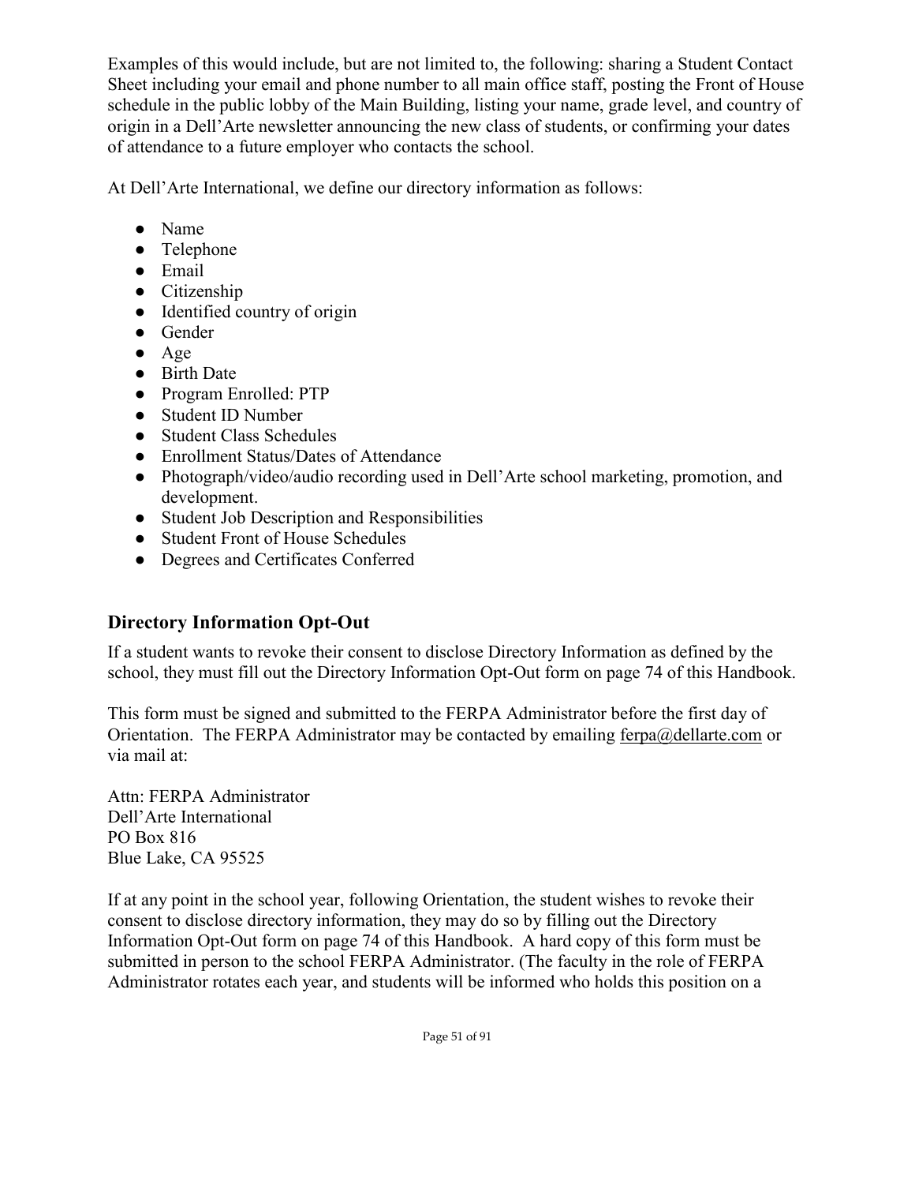Examples of this would include, but are not limited to, the following: sharing a Student Contact Sheet including your email and phone number to all main office staff, posting the Front of House schedule in the public lobby of the Main Building, listing your name, grade level, and country of origin in a Dell'Arte newsletter announcing the new class of students, or confirming your dates of attendance to a future employer who contacts the school.

At Dell'Arte International, we define our directory information as follows:

- Name
- Telephone
- Email
- Citizenship
- Identified country of origin
- Gender
- Age
- Birth Date
- Program Enrolled: PTP
- Student ID Number
- Student Class Schedules
- Enrollment Status/Dates of Attendance
- Photograph/video/audio recording used in Dell'Arte school marketing, promotion, and development.
- Student Job Description and Responsibilities
- Student Front of House Schedules
- Degrees and Certificates Conferred

## Directory Information Opt-Out

If a student wants to revoke their consent to disclose Directory Information as defined by the school, they must fill out the Directory Information Opt-Out form on page 74 of this Handbook.

This form must be signed and submitted to the FERPA Administrator before the first day of Orientation. The FERPA Administrator may be contacted by emailing ferpa@dellarte.com or via mail at:

Attn: FERPA Administrator
Dell'Arte International
PO Box 816
Blue Lake, CA 95525

If at any point in the school year, following Orientation, the student wishes to revoke their consent to disclose directory information, they may do so by filling out the Directory Information Opt-Out form on page 74 of this Handbook. A hard copy of this form must be submitted in person to the school FERPA Administrator. (The faculty in the role of FERPA Administrator rotates each year, and students will be informed who holds this position on a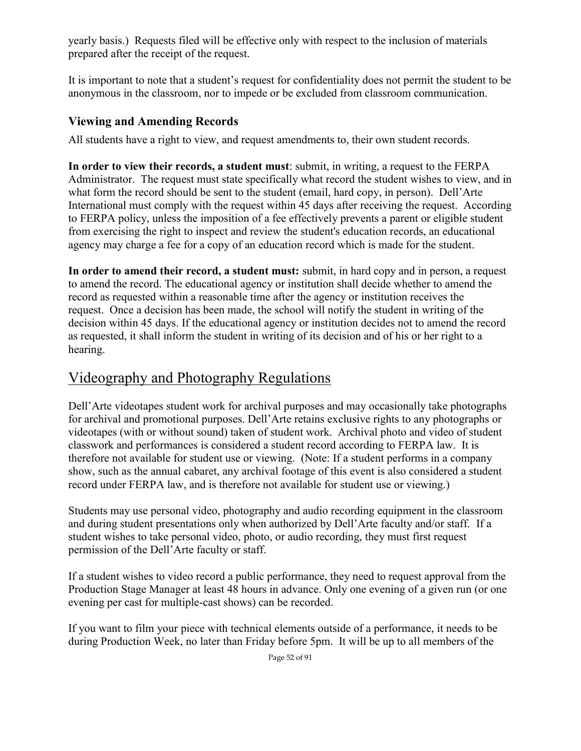yearly basis.) Requests filed will be effective only with respect to the inclusion of materials prepared after the receipt of the request.

It is important to note that a student's request for confidentiality does not permit the student to be anonymous in the classroom, nor to impede or be excluded from classroom communication.

### Viewing and Amending Records

All students have a right to view, and request amendments to, their own student records.

**In order to view their records, a student must**: submit, in writing, a request to the FERPA Administrator. The request must state specifically what record the student wishes to view, and in what form the record should be sent to the student (email, hard copy, in person). Dell'Arte International must comply with the request within 45 days after receiving the request. According to FERPA policy, unless the imposition of a fee effectively prevents a parent or eligible student from exercising the right to inspect and review the student's education records, an educational agency may charge a fee for a copy of an education record which is made for the student.

**In order to amend their record, a student must:** submit, in hard copy and in person, a request to amend the record. The educational agency or institution shall decide whether to amend the record as requested within a reasonable time after the agency or institution receives the request. Once a decision has been made, the school will notify the student in writing of the decision within 45 days. If the educational agency or institution decides not to amend the record as requested, it shall inform the student in writing of its decision and of his or her right to a hearing.

## Videography and Photography Regulations

Dell'Arte videotapes student work for archival purposes and may occasionally take photographs for archival and promotional purposes. Dell'Arte retains exclusive rights to any photographs or videotapes (with or without sound) taken of student work. Archival photo and video of student classwork and performances is considered a student record according to FERPA law. It is therefore not available for student use or viewing. (Note: If a student performs in a company show, such as the annual cabaret, any archival footage of this event is also considered a student record under FERPA law, and is therefore not available for student use or viewing.)

Students may use personal video, photography and audio recording equipment in the classroom and during student presentations only when authorized by Dell'Arte faculty and/or staff. If a student wishes to take personal video, photo, or audio recording, they must first request permission of the Dell'Arte faculty or staff.

If a student wishes to video record a public performance, they need to request approval from the Production Stage Manager at least 48 hours in advance. Only one evening of a given run (or one evening per cast for multiple-cast shows) can be recorded.

If you want to film your piece with technical elements outside of a performance, it needs to be during Production Week, no later than Friday before 5pm. It will be up to all members of the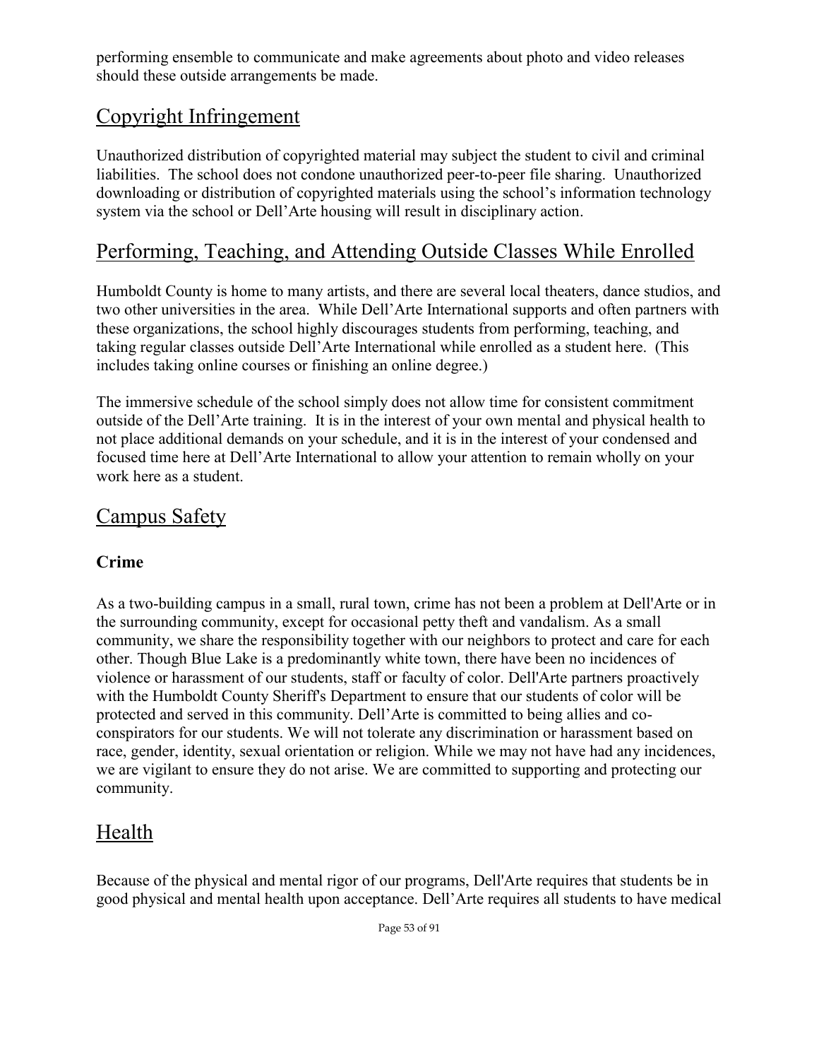performing ensemble to communicate and make agreements about photo and video releases should these outside arrangements be made.

## Copyright Infringement

Unauthorized distribution of copyrighted material may subject the student to civil and criminal liabilities. The school does not condone unauthorized peer-to-peer file sharing. Unauthorized downloading or distribution of copyrighted materials using the school's information technology system via the school or Dell'Arte housing will result in disciplinary action.

## Performing, Teaching, and Attending Outside Classes While Enrolled

Humboldt County is home to many artists, and there are several local theaters, dance studios, and two other universities in the area. While Dell'Arte International supports and often partners with these organizations, the school highly discourages students from performing, teaching, and taking regular classes outside Dell'Arte International while enrolled as a student here. (This includes taking online courses or finishing an online degree.)

The immersive schedule of the school simply does not allow time for consistent commitment outside of the Dell'Arte training. It is in the interest of your own mental and physical health to not place additional demands on your schedule, and it is in the interest of your condensed and focused time here at Dell'Arte International to allow your attention to remain wholly on your work here as a student.

## Campus Safety

### Crime

As a two-building campus in a small, rural town, crime has not been a problem at Dell'Arte or in the surrounding community, except for occasional petty theft and vandalism. As a small community, we share the responsibility together with our neighbors to protect and care for each other. Though Blue Lake is a predominantly white town, there have been no incidences of violence or harassment of our students, staff or faculty of color. Dell'Arte partners proactively with the Humboldt County Sheriff's Department to ensure that our students of color will be protected and served in this community. Dell'Arte is committed to being allies and co-conspirators for our students. We will not tolerate any discrimination or harassment based on race, gender, identity, sexual orientation or religion. While we may not have had any incidences, we are vigilant to ensure they do not arise. We are committed to supporting and protecting our community.

## Health

Because of the physical and mental rigor of our programs, Dell'Arte requires that students be in good physical and mental health upon acceptance. Dell'Arte requires all students to have medical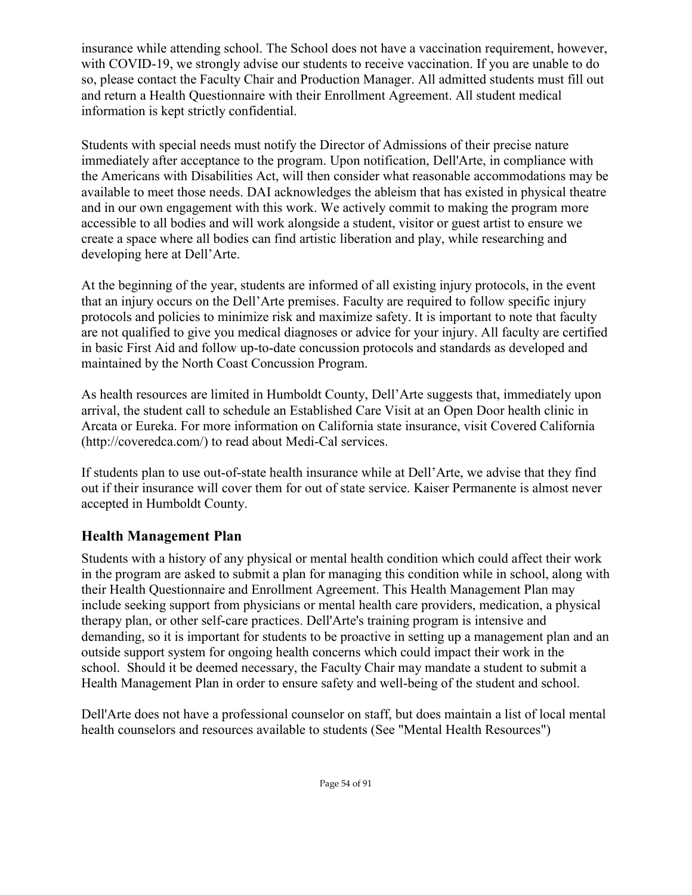insurance while attending school. The School does not have a vaccination requirement, however, with COVID-19, we strongly advise our students to receive vaccination. If you are unable to do so, please contact the Faculty Chair and Production Manager. All admitted students must fill out and return a Health Questionnaire with their Enrollment Agreement. All student medical information is kept strictly confidential.

Students with special needs must notify the Director of Admissions of their precise nature immediately after acceptance to the program. Upon notification, Dell'Arte, in compliance with the Americans with Disabilities Act, will then consider what reasonable accommodations may be available to meet those needs. DAI acknowledges the ableism that has existed in physical theatre and in our own engagement with this work. We actively commit to making the program more accessible to all bodies and will work alongside a student, visitor or guest artist to ensure we create a space where all bodies can find artistic liberation and play, while researching and developing here at Dell'Arte.

At the beginning of the year, students are informed of all existing injury protocols, in the event that an injury occurs on the Dell'Arte premises. Faculty are required to follow specific injury protocols and policies to minimize risk and maximize safety. It is important to note that faculty are not qualified to give you medical diagnoses or advice for your injury. All faculty are certified in basic First Aid and follow up-to-date concussion protocols and standards as developed and maintained by the North Coast Concussion Program.

As health resources are limited in Humboldt County, Dell'Arte suggests that, immediately upon arrival, the student call to schedule an Established Care Visit at an Open Door health clinic in Arcata or Eureka. For more information on California state insurance, visit Covered California (http://coveredca.com/) to read about Medi-Cal services.

If students plan to use out-of-state health insurance while at Dell'Arte, we advise that they find out if their insurance will cover them for out of state service. Kaiser Permanente is almost never accepted in Humboldt County.

## Health Management Plan

Students with a history of any physical or mental health condition which could affect their work in the program are asked to submit a plan for managing this condition while in school, along with their Health Questionnaire and Enrollment Agreement. This Health Management Plan may include seeking support from physicians or mental health care providers, medication, a physical therapy plan, or other self-care practices. Dell'Arte's training program is intensive and demanding, so it is important for students to be proactive in setting up a management plan and an outside support system for ongoing health concerns which could impact their work in the school. Should it be deemed necessary, the Faculty Chair may mandate a student to submit a Health Management Plan in order to ensure safety and well-being of the student and school.

Dell'Arte does not have a professional counselor on staff, but does maintain a list of local mental health counselors and resources available to students (See "Mental Health Resources")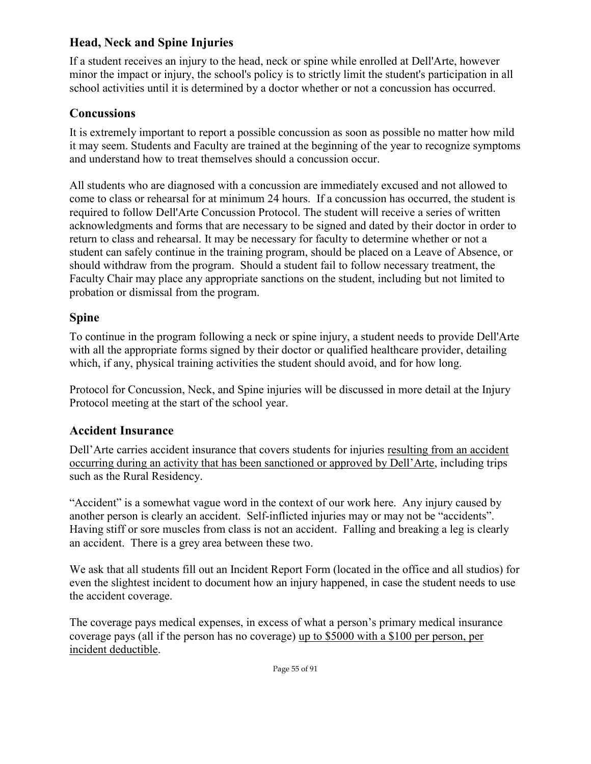## Head, Neck and Spine Injuries

If a student receives an injury to the head, neck or spine while enrolled at Dell'Arte, however minor the impact or injury, the school's policy is to strictly limit the student's participation in all school activities until it is determined by a doctor whether or not a concussion has occurred.

## Concussions

It is extremely important to report a possible concussion as soon as possible no matter how mild it may seem. Students and Faculty are trained at the beginning of the year to recognize symptoms and understand how to treat themselves should a concussion occur.

All students who are diagnosed with a concussion are immediately excused and not allowed to come to class or rehearsal for at minimum 24 hours. If a concussion has occurred, the student is required to follow Dell'Arte Concussion Protocol. The student will receive a series of written acknowledgments and forms that are necessary to be signed and dated by their doctor in order to return to class and rehearsal. It may be necessary for faculty to determine whether or not a student can safely continue in the training program, should be placed on a Leave of Absence, or should withdraw from the program. Should a student fail to follow necessary treatment, the Faculty Chair may place any appropriate sanctions on the student, including but not limited to probation or dismissal from the program.

## Spine

To continue in the program following a neck or spine injury, a student needs to provide Dell'Arte with all the appropriate forms signed by their doctor or qualified healthcare provider, detailing which, if any, physical training activities the student should avoid, and for how long.

Protocol for Concussion, Neck, and Spine injuries will be discussed in more detail at the Injury Protocol meeting at the start of the school year.

## Accident Insurance

Dell'Arte carries accident insurance that covers students for injuries resulting from an accident occurring during an activity that has been sanctioned or approved by Dell'Arte, including trips such as the Rural Residency.

"Accident" is a somewhat vague word in the context of our work here. Any injury caused by another person is clearly an accident. Self-inflicted injuries may or may not be "accidents". Having stiff or sore muscles from class is not an accident. Falling and breaking a leg is clearly an accident. There is a grey area between these two.

We ask that all students fill out an Incident Report Form (located in the office and all studios) for even the slightest incident to document how an injury happened, in case the student needs to use the accident coverage.

The coverage pays medical expenses, in excess of what a person's primary medical insurance coverage pays (all if the person has no coverage) up to $5000 with a $100 per person, per incident deductible.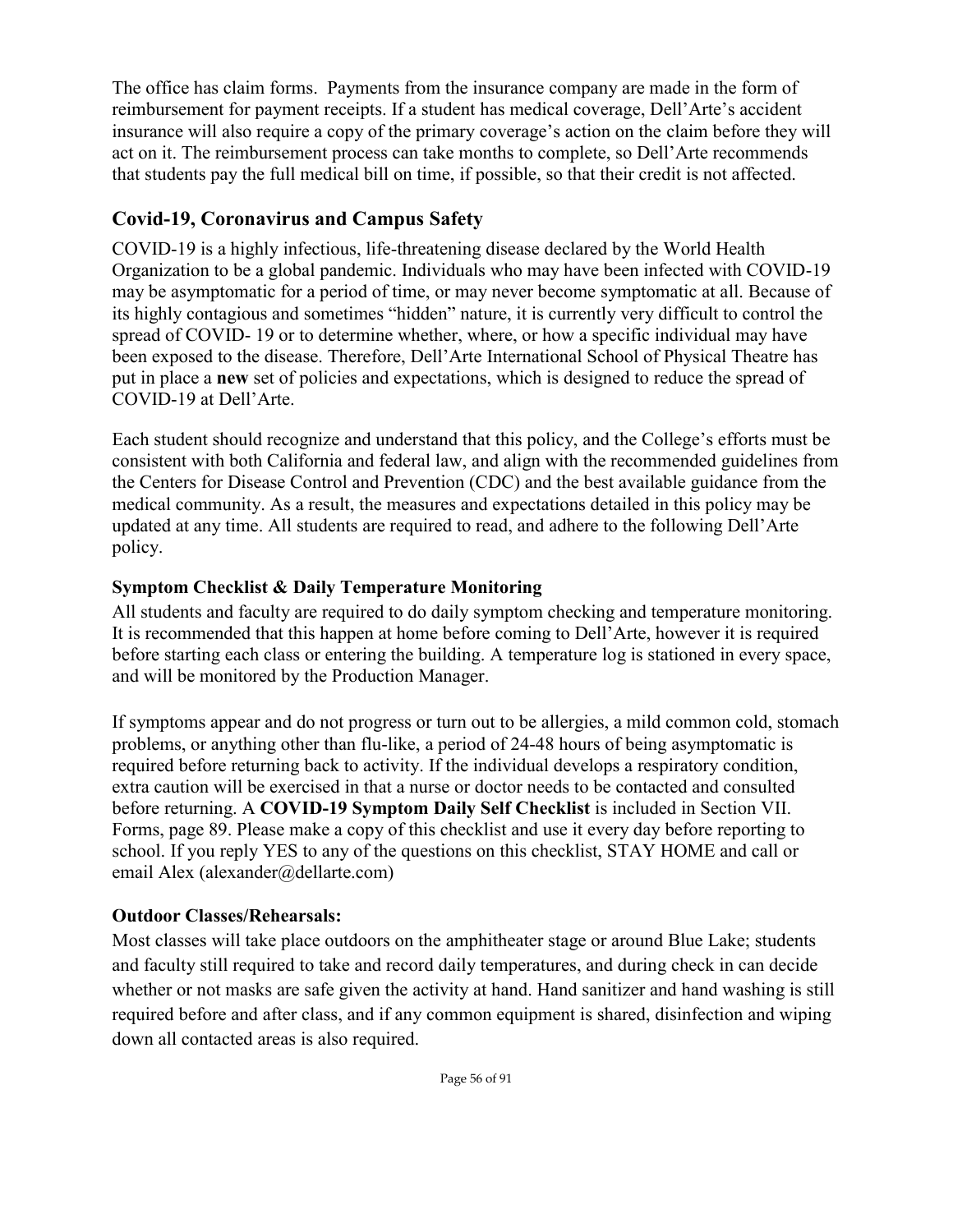The office has claim forms. Payments from the insurance company are made in the form of reimbursement for payment receipts. If a student has medical coverage, Dell'Arte's accident insurance will also require a copy of the primary coverage's action on the claim before they will act on it. The reimbursement process can take months to complete, so Dell'Arte recommends that students pay the full medical bill on time, if possible, so that their credit is not affected.

## Covid-19, Coronavirus and Campus Safety

COVID-19 is a highly infectious, life-threatening disease declared by the World Health Organization to be a global pandemic. Individuals who may have been infected with COVID-19 may be asymptomatic for a period of time, or may never become symptomatic at all. Because of its highly contagious and sometimes "hidden" nature, it is currently very difficult to control the spread of COVID- 19 or to determine whether, where, or how a specific individual may have been exposed to the disease. Therefore, Dell'Arte International School of Physical Theatre has put in place a **new** set of policies and expectations, which is designed to reduce the spread of COVID-19 at Dell'Arte.

Each student should recognize and understand that this policy, and the College's efforts must be consistent with both California and federal law, and align with the recommended guidelines from the Centers for Disease Control and Prevention (CDC) and the best available guidance from the medical community. As a result, the measures and expectations detailed in this policy may be updated at any time. All students are required to read, and adhere to the following Dell'Arte policy.

### Symptom Checklist & Daily Temperature Monitoring

All students and faculty are required to do daily symptom checking and temperature monitoring. It is recommended that this happen at home before coming to Dell'Arte, however it is required before starting each class or entering the building. A temperature log is stationed in every space, and will be monitored by the Production Manager.

If symptoms appear and do not progress or turn out to be allergies, a mild common cold, stomach problems, or anything other than flu-like, a period of 24-48 hours of being asymptomatic is required before returning back to activity. If the individual develops a respiratory condition, extra caution will be exercised in that a nurse or doctor needs to be contacted and consulted before returning. A **COVID-19 Symptom Daily Self Checklist** is included in Section VII. Forms, page 89. Please make a copy of this checklist and use it every day before reporting to school. If you reply YES to any of the questions on this checklist, STAY HOME and call or email Alex (alexander@dellarte.com)

### Outdoor Classes/Rehearsals:

Most classes will take place outdoors on the amphitheater stage or around Blue Lake; students and faculty still required to take and record daily temperatures, and during check in can decide whether or not masks are safe given the activity at hand. Hand sanitizer and hand washing is still required before and after class, and if any common equipment is shared, disinfection and wiping down all contacted areas is also required.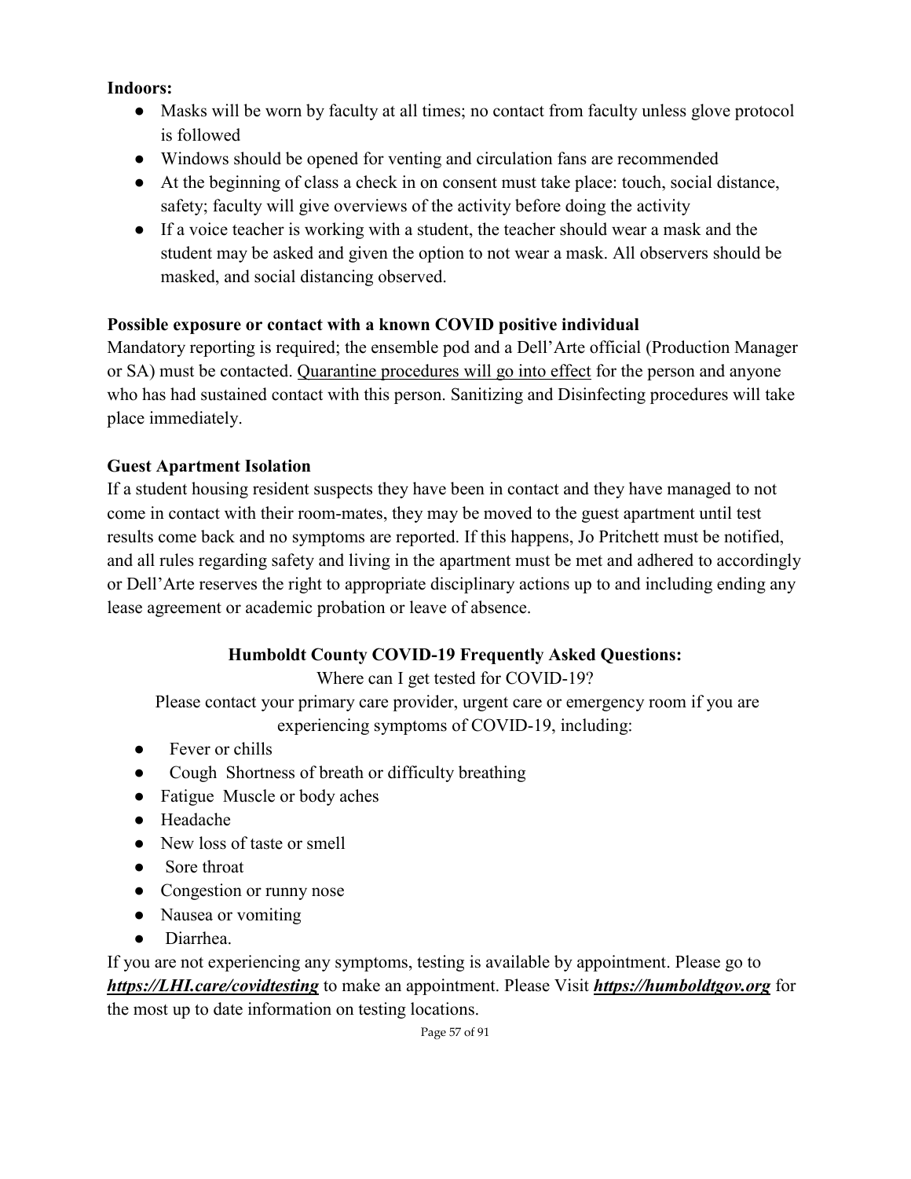**Indoors:**

- Masks will be worn by faculty at all times; no contact from faculty unless glove protocol is followed
- Windows should be opened for venting and circulation fans are recommended
- At the beginning of class a check in on consent must take place: touch, social distance, safety; faculty will give overviews of the activity before doing the activity
- If a voice teacher is working with a student, the teacher should wear a mask and the student may be asked and given the option to not wear a mask. All observers should be masked, and social distancing observed.

**Possible exposure or contact with a known COVID positive individual**

Mandatory reporting is required; the ensemble pod and a Dell'Arte official (Production Manager or SA) must be contacted. Quarantine procedures will go into effect for the person and anyone who has had sustained contact with this person. Sanitizing and Disinfecting procedures will take place immediately.

**Guest Apartment Isolation**

If a student housing resident suspects they have been in contact and they have managed to not come in contact with their room-mates, they may be moved to the guest apartment until test results come back and no symptoms are reported. If this happens, Jo Pritchett must be notified, and all rules regarding safety and living in the apartment must be met and adhered to accordingly or Dell'Arte reserves the right to appropriate disciplinary actions up to and including ending any lease agreement or academic probation or leave of absence.

**Humboldt County COVID-19 Frequently Asked Questions:**

Where can I get tested for COVID-19?

Please contact your primary care provider, urgent care or emergency room if you are experiencing symptoms of COVID-19, including:

- Fever or chills
- Cough Shortness of breath or difficulty breathing
- Fatigue Muscle or body aches
- Headache
- New loss of taste or smell
- Sore throat
- Congestion or runny nose
- Nausea or vomiting
- Diarrhea.

If you are not experiencing any symptoms, testing is available by appointment. Please go to ***https://LHI.care/covidtesting*** to make an appointment. Please Visit ***https://humboldtgov.org*** for the most up to date information on testing locations.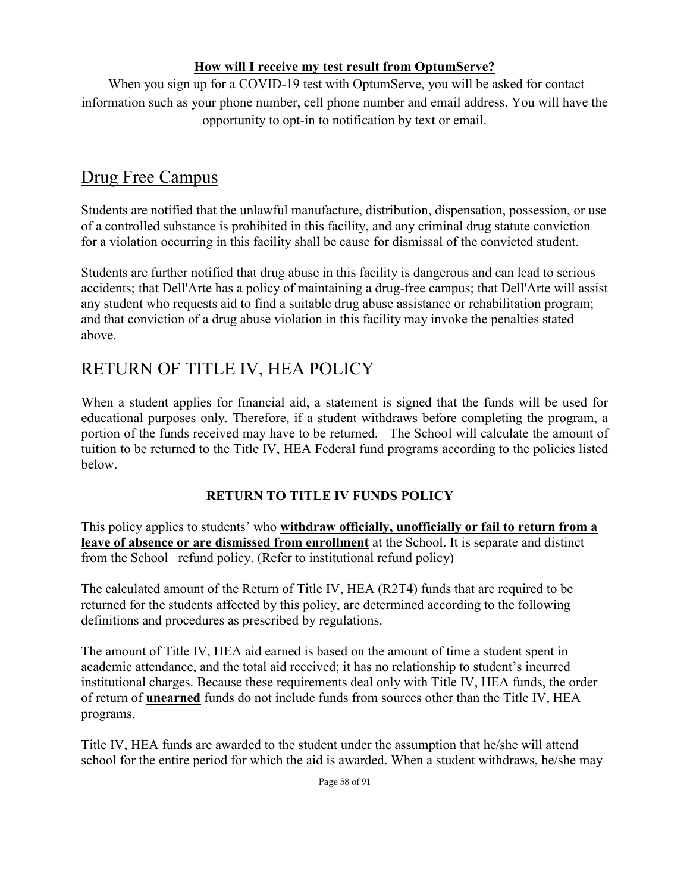**How will I receive my test result from OptumServe?**

When you sign up for a COVID-19 test with OptumServe, you will be asked for contact information such as your phone number, cell phone number and email address. You will have the opportunity to opt-in to notification by text or email.

# Drug Free Campus

Students are notified that the unlawful manufacture, distribution, dispensation, possession, or use of a controlled substance is prohibited in this facility, and any criminal drug statute conviction for a violation occurring in this facility shall be cause for dismissal of the convicted student.

Students are further notified that drug abuse in this facility is dangerous and can lead to serious accidents; that Dell'Arte has a policy of maintaining a drug-free campus; that Dell'Arte will assist any student who requests aid to find a suitable drug abuse assistance or rehabilitation program; and that conviction of a drug abuse violation in this facility may invoke the penalties stated above.

# RETURN OF TITLE IV, HEA POLICY

When a student applies for financial aid, a statement is signed that the funds will be used for educational purposes only. Therefore, if a student withdraws before completing the program, a portion of the funds received may have to be returned. The School will calculate the amount of tuition to be returned to the Title IV, HEA Federal fund programs according to the policies listed below.

**RETURN TO TITLE IV FUNDS POLICY**

This policy applies to students' who **withdraw officially, unofficially or fail to return from a leave of absence or are dismissed from enrollment** at the School. It is separate and distinct from the School refund policy. (Refer to institutional refund policy)

The calculated amount of the Return of Title IV, HEA (R2T4) funds that are required to be returned for the students affected by this policy, are determined according to the following definitions and procedures as prescribed by regulations.

The amount of Title IV, HEA aid earned is based on the amount of time a student spent in academic attendance, and the total aid received; it has no relationship to student's incurred institutional charges. Because these requirements deal only with Title IV, HEA funds, the order of return of **unearned** funds do not include funds from sources other than the Title IV, HEA programs.

Title IV, HEA funds are awarded to the student under the assumption that he/she will attend school for the entire period for which the aid is awarded. When a student withdraws, he/she may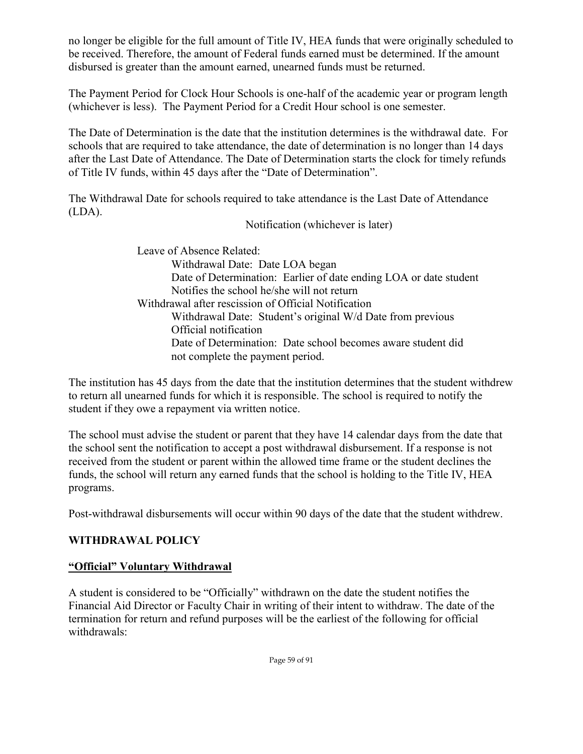no longer be eligible for the full amount of Title IV, HEA funds that were originally scheduled to be received. Therefore, the amount of Federal funds earned must be determined. If the amount disbursed is greater than the amount earned, unearned funds must be returned.

The Payment Period for Clock Hour Schools is one-half of the academic year or program length (whichever is less). The Payment Period for a Credit Hour school is one semester.

The Date of Determination is the date that the institution determines is the withdrawal date. For schools that are required to take attendance, the date of determination is no longer than 14 days after the Last Date of Attendance. The Date of Determination starts the clock for timely refunds of Title IV funds, within 45 days after the "Date of Determination".

The Withdrawal Date for schools required to take attendance is the Last Date of Attendance (LDA).

Notification (whichever is later)

Leave of Absence Related:
- Withdrawal Date: Date LOA began
- Date of Determination: Earlier of date ending LOA or date student Notifies the school he/she will not return

Withdrawal after rescission of Official Notification
- Withdrawal Date: Student's original W/d Date from previous Official notification
- Date of Determination: Date school becomes aware student did not complete the payment period.

The institution has 45 days from the date that the institution determines that the student withdrew to return all unearned funds for which it is responsible. The school is required to notify the student if they owe a repayment via written notice.

The school must advise the student or parent that they have 14 calendar days from the date that the school sent the notification to accept a post withdrawal disbursement. If a response is not received from the student or parent within the allowed time frame or the student declines the funds, the school will return any earned funds that the school is holding to the Title IV, HEA programs.

Post-withdrawal disbursements will occur within 90 days of the date that the student withdrew.

## WITHDRAWAL POLICY

### "Official" Voluntary Withdrawal

A student is considered to be "Officially" withdrawn on the date the student notifies the Financial Aid Director or Faculty Chair in writing of their intent to withdraw. The date of the termination for return and refund purposes will be the earliest of the following for official withdrawals: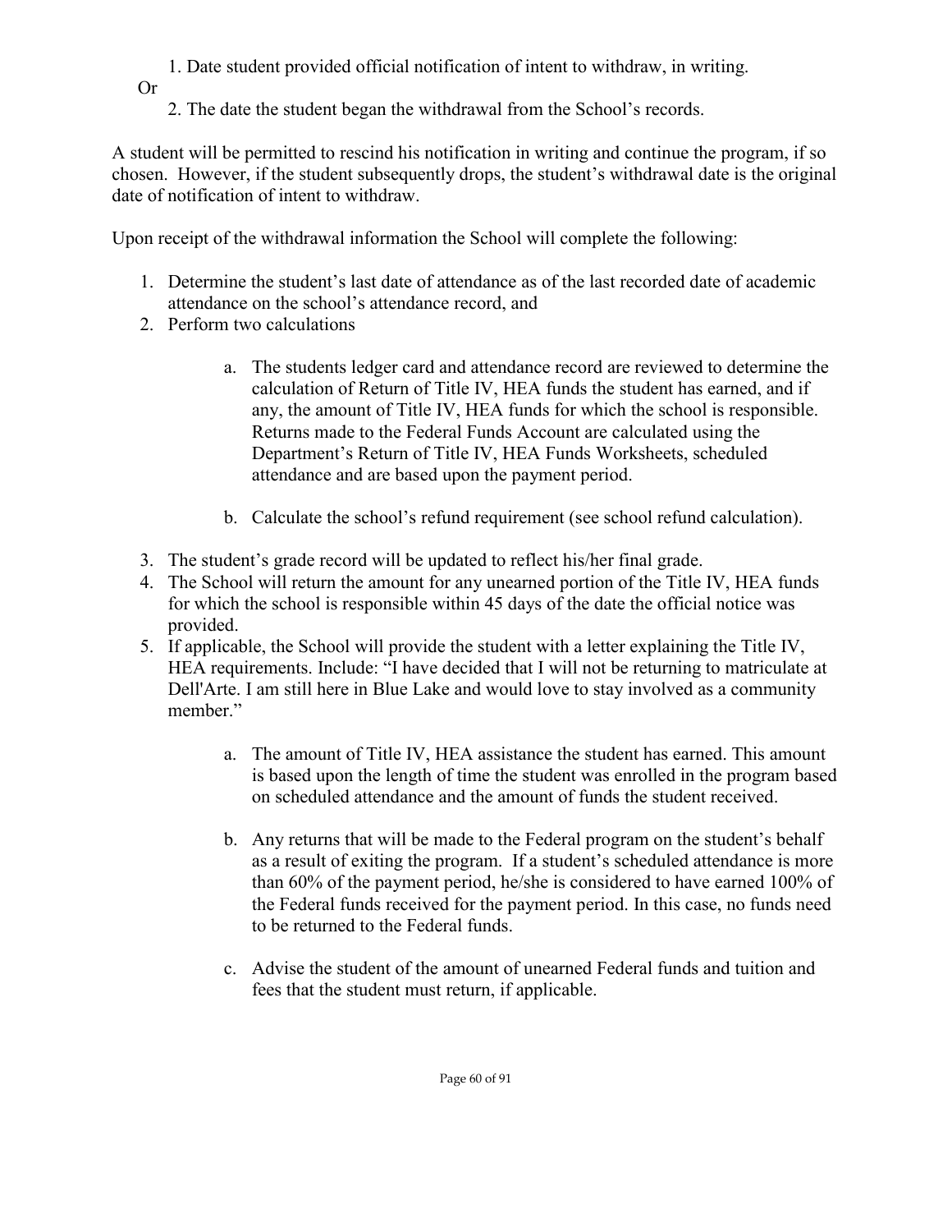1. Date student provided official notification of intent to withdraw, in writing.

Or

2. The date the student began the withdrawal from the School's records.

A student will be permitted to rescind his notification in writing and continue the program, if so chosen. However, if the student subsequently drops, the student's withdrawal date is the original date of notification of intent to withdraw.

Upon receipt of the withdrawal information the School will complete the following:

1. Determine the student's last date of attendance as of the last recorded date of academic attendance on the school's attendance record, and
2. Perform two calculations
    a. The students ledger card and attendance record are reviewed to determine the calculation of Return of Title IV, HEA funds the student has earned, and if any, the amount of Title IV, HEA funds for which the school is responsible. Returns made to the Federal Funds Account are calculated using the Department's Return of Title IV, HEA Funds Worksheets, scheduled attendance and are based upon the payment period.
    b. Calculate the school's refund requirement (see school refund calculation).
3. The student's grade record will be updated to reflect his/her final grade.
4. The School will return the amount for any unearned portion of the Title IV, HEA funds for which the school is responsible within 45 days of the date the official notice was provided.
5. If applicable, the School will provide the student with a letter explaining the Title IV, HEA requirements. Include: "I have decided that I will not be returning to matriculate at Dell'Arte. I am still here in Blue Lake and would love to stay involved as a community member."
    a. The amount of Title IV, HEA assistance the student has earned. This amount is based upon the length of time the student was enrolled in the program based on scheduled attendance and the amount of funds the student received.
    b. Any returns that will be made to the Federal program on the student's behalf as a result of exiting the program. If a student's scheduled attendance is more than 60% of the payment period, he/she is considered to have earned 100% of the Federal funds received for the payment period. In this case, no funds need to be returned to the Federal funds.
    c. Advise the student of the amount of unearned Federal funds and tuition and fees that the student must return, if applicable.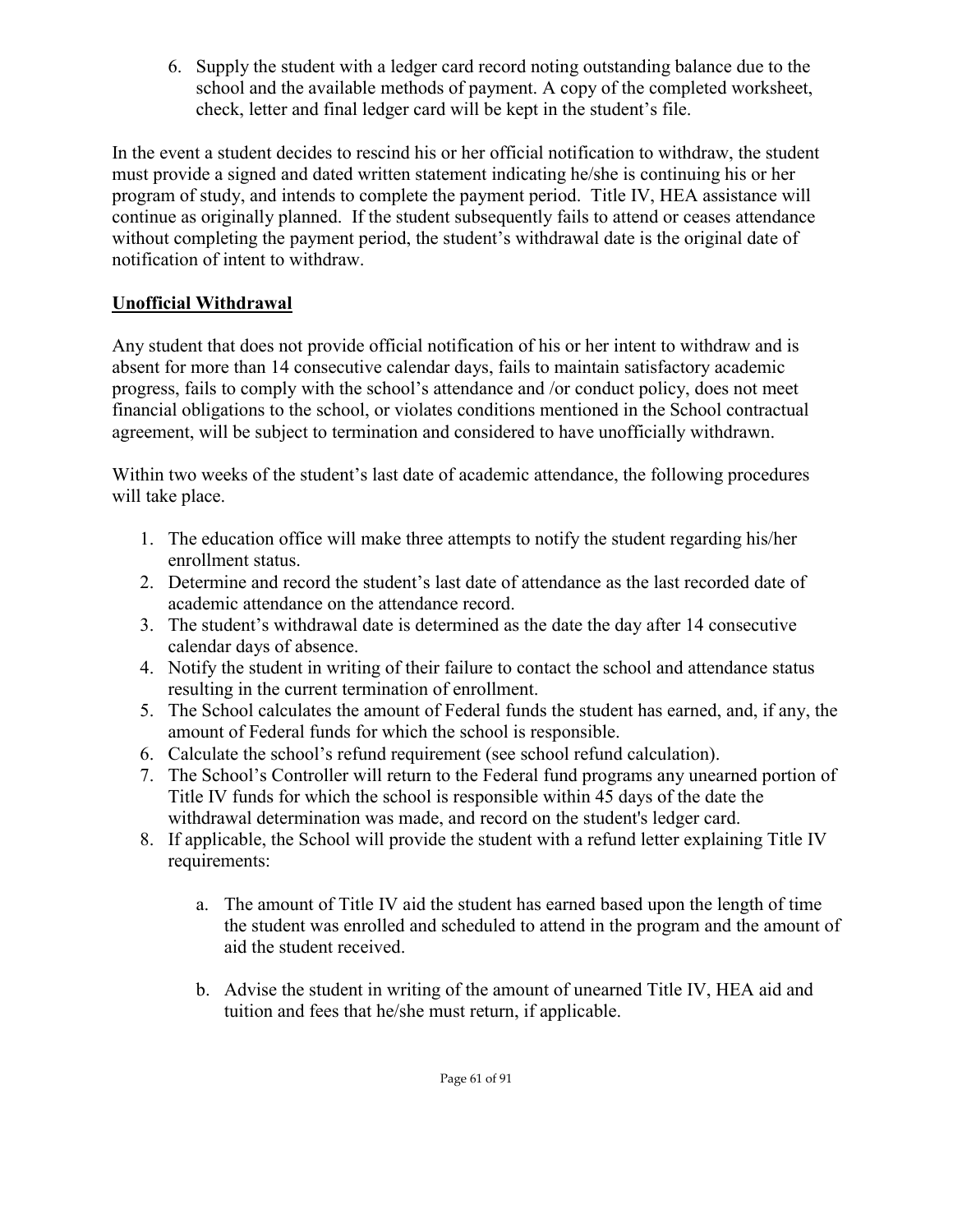6. Supply the student with a ledger card record noting outstanding balance due to the school and the available methods of payment. A copy of the completed worksheet, check, letter and final ledger card will be kept in the student's file.

In the event a student decides to rescind his or her official notification to withdraw, the student must provide a signed and dated written statement indicating he/she is continuing his or her program of study, and intends to complete the payment period. Title IV, HEA assistance will continue as originally planned. If the student subsequently fails to attend or ceases attendance without completing the payment period, the student's withdrawal date is the original date of notification of intent to withdraw.

**Unofficial Withdrawal**

Any student that does not provide official notification of his or her intent to withdraw and is absent for more than 14 consecutive calendar days, fails to maintain satisfactory academic progress, fails to comply with the school's attendance and /or conduct policy, does not meet financial obligations to the school, or violates conditions mentioned in the School contractual agreement, will be subject to termination and considered to have unofficially withdrawn.

Within two weeks of the student's last date of academic attendance, the following procedures will take place.

1. The education office will make three attempts to notify the student regarding his/her enrollment status.
2. Determine and record the student's last date of attendance as the last recorded date of academic attendance on the attendance record.
3. The student's withdrawal date is determined as the date the day after 14 consecutive calendar days of absence.
4. Notify the student in writing of their failure to contact the school and attendance status resulting in the current termination of enrollment.
5. The School calculates the amount of Federal funds the student has earned, and, if any, the amount of Federal funds for which the school is responsible.
6. Calculate the school's refund requirement (see school refund calculation).
7. The School's Controller will return to the Federal fund programs any unearned portion of Title IV funds for which the school is responsible within 45 days of the date the withdrawal determination was made, and record on the student's ledger card.
8. If applicable, the School will provide the student with a refund letter explaining Title IV requirements:

    a. The amount of Title IV aid the student has earned based upon the length of time the student was enrolled and scheduled to attend in the program and the amount of aid the student received.

    b. Advise the student in writing of the amount of unearned Title IV, HEA aid and tuition and fees that he/she must return, if applicable.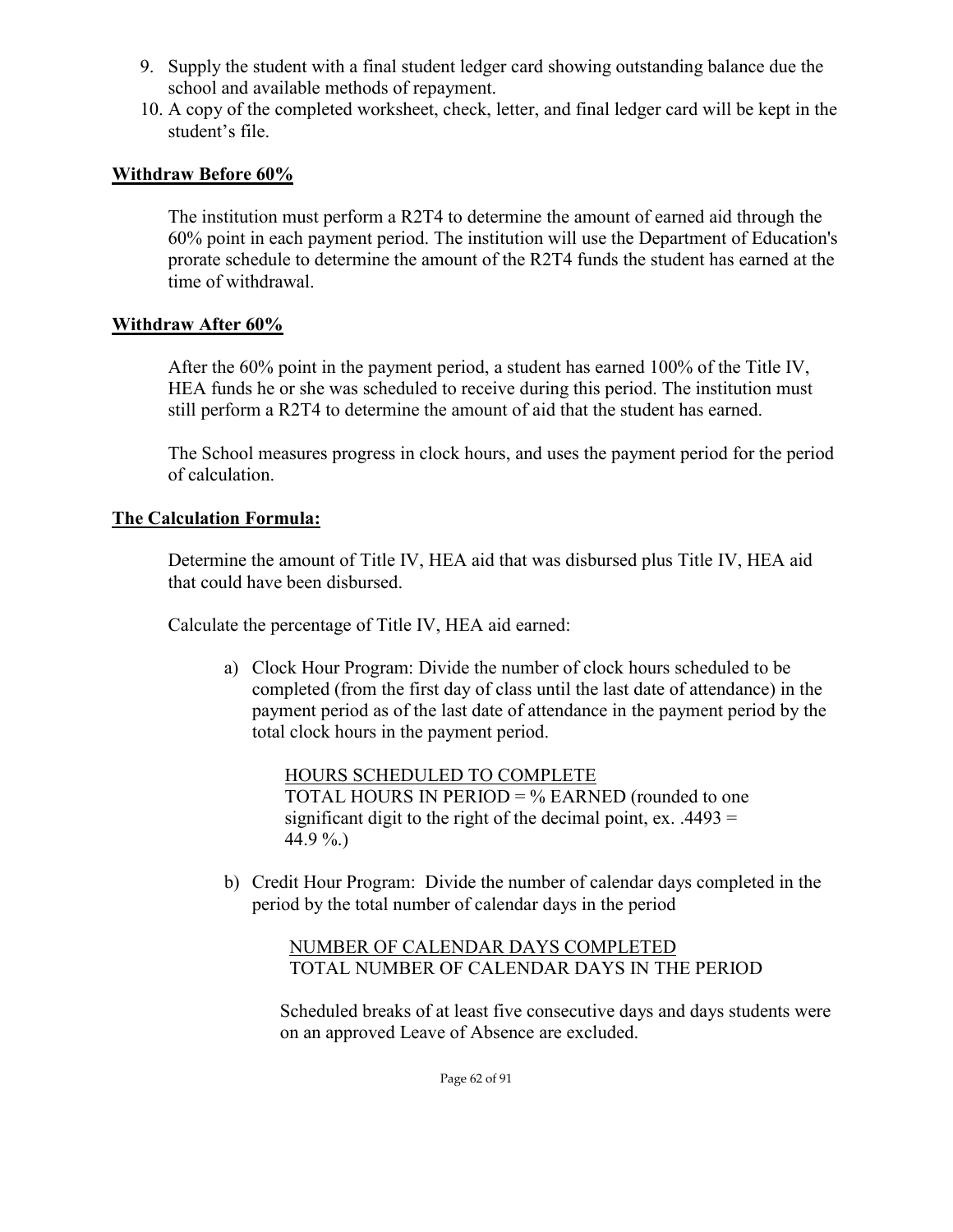9. Supply the student with a final student ledger card showing outstanding balance due the school and available methods of repayment.
10. A copy of the completed worksheet, check, letter, and final ledger card will be kept in the student's file.

**Withdraw Before 60%**

The institution must perform a R2T4 to determine the amount of earned aid through the 60% point in each payment period. The institution will use the Department of Education's prorate schedule to determine the amount of the R2T4 funds the student has earned at the time of withdrawal.

**Withdraw After 60%**

After the 60% point in the payment period, a student has earned 100% of the Title IV, HEA funds he or she was scheduled to receive during this period. The institution must still perform a R2T4 to determine the amount of aid that the student has earned.

The School measures progress in clock hours, and uses the payment period for the period of calculation.

**The Calculation Formula:**

Determine the amount of Title IV, HEA aid that was disbursed plus Title IV, HEA aid that could have been disbursed.

Calculate the percentage of Title IV, HEA aid earned:

a) Clock Hour Program: Divide the number of clock hours scheduled to be completed (from the first day of class until the last date of attendance) in the payment period as of the last date of attendance in the payment period by the total clock hours in the payment period.

   HOURS SCHEDULED TO COMPLETE
   TOTAL HOURS IN PERIOD = % EARNED (rounded to one significant digit to the right of the decimal point, ex. .4493 = 44.9 %.)

b) Credit Hour Program: Divide the number of calendar days completed in the period by the total number of calendar days in the period

   NUMBER OF CALENDAR DAYS COMPLETED
   TOTAL NUMBER OF CALENDAR DAYS IN THE PERIOD

   Scheduled breaks of at least five consecutive days and days students were on an approved Leave of Absence are excluded.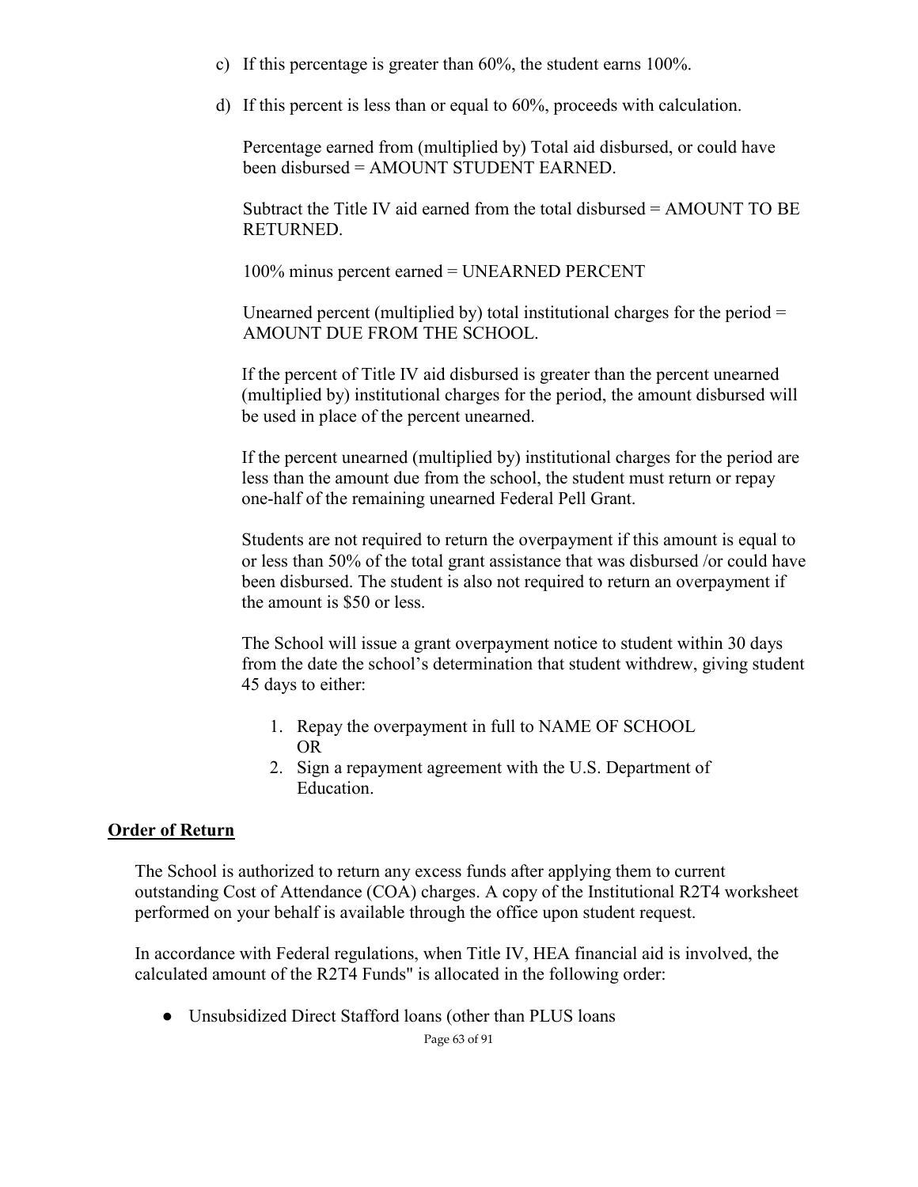c) If this percentage is greater than 60%, the student earns 100%.

d) If this percent is less than or equal to 60%, proceeds with calculation.

Percentage earned from (multiplied by) Total aid disbursed, or could have been disbursed = AMOUNT STUDENT EARNED.

Subtract the Title IV aid earned from the total disbursed = AMOUNT TO BE RETURNED.

100% minus percent earned = UNEARNED PERCENT

Unearned percent (multiplied by) total institutional charges for the period = AMOUNT DUE FROM THE SCHOOL.

If the percent of Title IV aid disbursed is greater than the percent unearned (multiplied by) institutional charges for the period, the amount disbursed will be used in place of the percent unearned.

If the percent unearned (multiplied by) institutional charges for the period are less than the amount due from the school, the student must return or repay one-half of the remaining unearned Federal Pell Grant.

Students are not required to return the overpayment if this amount is equal to or less than 50% of the total grant assistance that was disbursed /or could have been disbursed. The student is also not required to return an overpayment if the amount is $50 or less.

The School will issue a grant overpayment notice to student within 30 days from the date the school's determination that student withdrew, giving student 45 days to either:

1. Repay the overpayment in full to NAME OF SCHOOL
   OR
2. Sign a repayment agreement with the U.S. Department of Education.

**Order of Return**

The School is authorized to return any excess funds after applying them to current outstanding Cost of Attendance (COA) charges. A copy of the Institutional R2T4 worksheet performed on your behalf is available through the office upon student request.

In accordance with Federal regulations, when Title IV, HEA financial aid is involved, the calculated amount of the R2T4 Funds" is allocated in the following order:

- Unsubsidized Direct Stafford loans (other than PLUS loans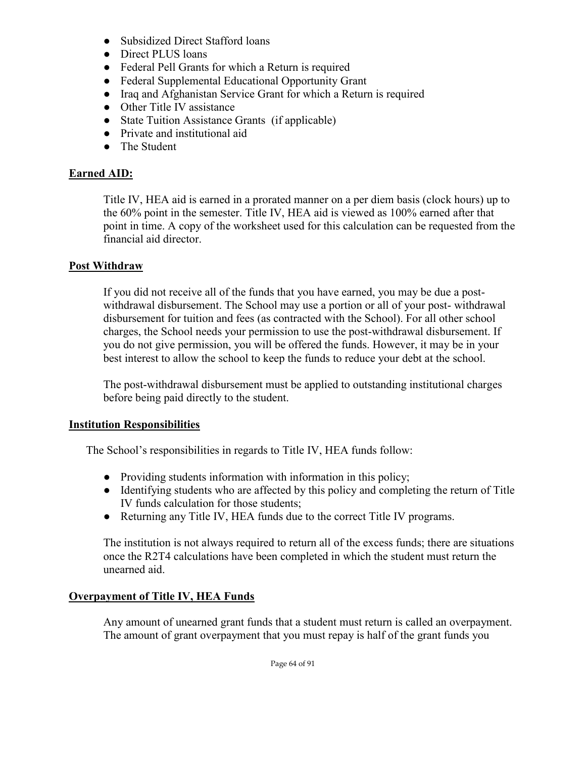- Subsidized Direct Stafford loans
- Direct PLUS loans
- Federal Pell Grants for which a Return is required
- Federal Supplemental Educational Opportunity Grant
- Iraq and Afghanistan Service Grant for which a Return is required
- Other Title IV assistance
- State Tuition Assistance Grants (if applicable)
- Private and institutional aid
- The Student

## Earned AID:

Title IV, HEA aid is earned in a prorated manner on a per diem basis (clock hours) up to the 60% point in the semester. Title IV, HEA aid is viewed as 100% earned after that point in time. A copy of the worksheet used for this calculation can be requested from the financial aid director.

## Post Withdraw

If you did not receive all of the funds that you have earned, you may be due a post-withdrawal disbursement. The School may use a portion or all of your post- withdrawal disbursement for tuition and fees (as contracted with the School). For all other school charges, the School needs your permission to use the post-withdrawal disbursement. If you do not give permission, you will be offered the funds. However, it may be in your best interest to allow the school to keep the funds to reduce your debt at the school.

The post-withdrawal disbursement must be applied to outstanding institutional charges before being paid directly to the student.

## Institution Responsibilities

The School's responsibilities in regards to Title IV, HEA funds follow:

- Providing students information with information in this policy;
- Identifying students who are affected by this policy and completing the return of Title IV funds calculation for those students;
- Returning any Title IV, HEA funds due to the correct Title IV programs.

The institution is not always required to return all of the excess funds; there are situations once the R2T4 calculations have been completed in which the student must return the unearned aid.

## Overpayment of Title IV, HEA Funds

Any amount of unearned grant funds that a student must return is called an overpayment. The amount of grant overpayment that you must repay is half of the grant funds you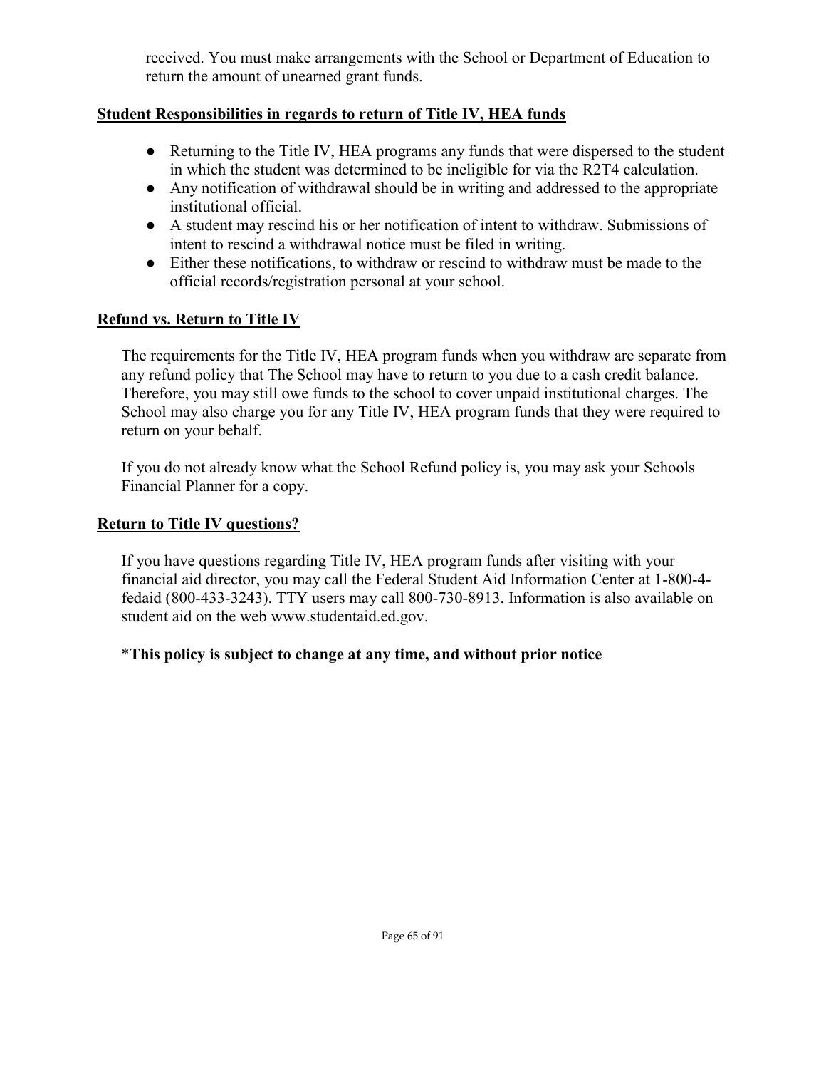received. You must make arrangements with the School or Department of Education to return the amount of unearned grant funds.

## Student Responsibilities in regards to return of Title IV, HEA funds

- Returning to the Title IV, HEA programs any funds that were dispersed to the student in which the student was determined to be ineligible for via the R2T4 calculation.
- Any notification of withdrawal should be in writing and addressed to the appropriate institutional official.
- A student may rescind his or her notification of intent to withdraw. Submissions of intent to rescind a withdrawal notice must be filed in writing.
- Either these notifications, to withdraw or rescind to withdraw must be made to the official records/registration personal at your school.

## Refund vs. Return to Title IV

The requirements for the Title IV, HEA program funds when you withdraw are separate from any refund policy that The School may have to return to you due to a cash credit balance. Therefore, you may still owe funds to the school to cover unpaid institutional charges. The School may also charge you for any Title IV, HEA program funds that they were required to return on your behalf.

If you do not already know what the School Refund policy is, you may ask your Schools Financial Planner for a copy.

## Return to Title IV questions?

If you have questions regarding Title IV, HEA program funds after visiting with your financial aid director, you may call the Federal Student Aid Information Center at 1-800-4-fedaid (800-433-3243). TTY users may call 800-730-8913. Information is also available on student aid on the web www.studentaid.ed.gov.

***This policy is subject to change at any time, and without prior notice**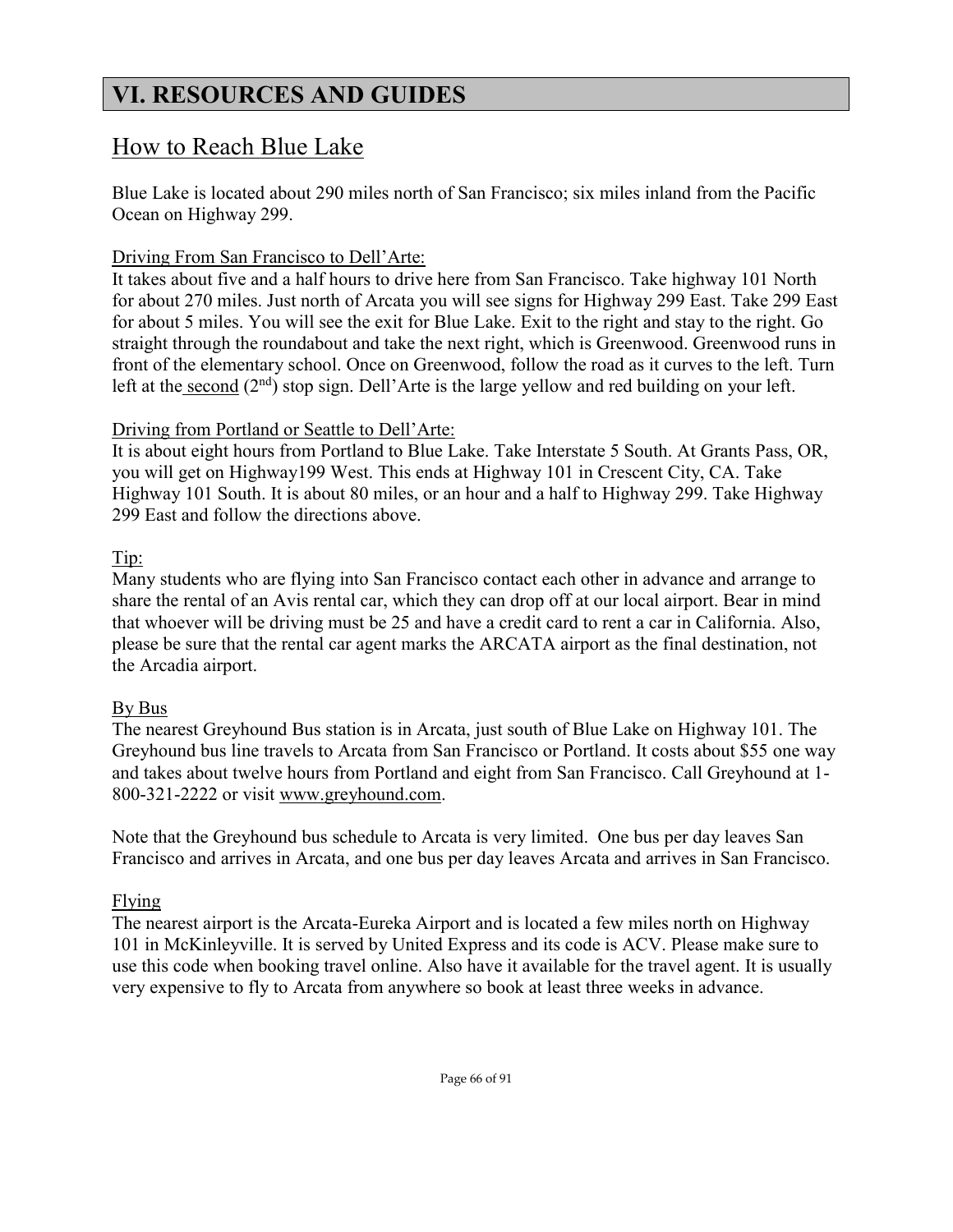# VI. RESOURCES AND GUIDES

## How to Reach Blue Lake

Blue Lake is located about 290 miles north of San Francisco; six miles inland from the Pacific Ocean on Highway 299.

Driving From San Francisco to Dell'Arte:
It takes about five and a half hours to drive here from San Francisco. Take highway 101 North for about 270 miles. Just north of Arcata you will see signs for Highway 299 East. Take 299 East for about 5 miles. You will see the exit for Blue Lake. Exit to the right and stay to the right. Go straight through the roundabout and take the next right, which is Greenwood. Greenwood runs in front of the elementary school. Once on Greenwood, follow the road as it curves to the left. Turn left at the second (2nd) stop sign. Dell'Arte is the large yellow and red building on your left.

Driving from Portland or Seattle to Dell'Arte:
It is about eight hours from Portland to Blue Lake. Take Interstate 5 South. At Grants Pass, OR, you will get on Highway199 West. This ends at Highway 101 in Crescent City, CA. Take Highway 101 South. It is about 80 miles, or an hour and a half to Highway 299. Take Highway 299 East and follow the directions above.

Tip:
Many students who are flying into San Francisco contact each other in advance and arrange to share the rental of an Avis rental car, which they can drop off at our local airport. Bear in mind that whoever will be driving must be 25 and have a credit card to rent a car in California. Also, please be sure that the rental car agent marks the ARCATA airport as the final destination, not the Arcadia airport.

By Bus
The nearest Greyhound Bus station is in Arcata, just south of Blue Lake on Highway 101. The Greyhound bus line travels to Arcata from San Francisco or Portland. It costs about $55 one way and takes about twelve hours from Portland and eight from San Francisco. Call Greyhound at 1-800-321-2222 or visit www.greyhound.com.

Note that the Greyhound bus schedule to Arcata is very limited. One bus per day leaves San Francisco and arrives in Arcata, and one bus per day leaves Arcata and arrives in San Francisco.

Flying
The nearest airport is the Arcata-Eureka Airport and is located a few miles north on Highway 101 in McKinleyville. It is served by United Express and its code is ACV. Please make sure to use this code when booking travel online. Also have it available for the travel agent. It is usually very expensive to fly to Arcata from anywhere so book at least three weeks in advance.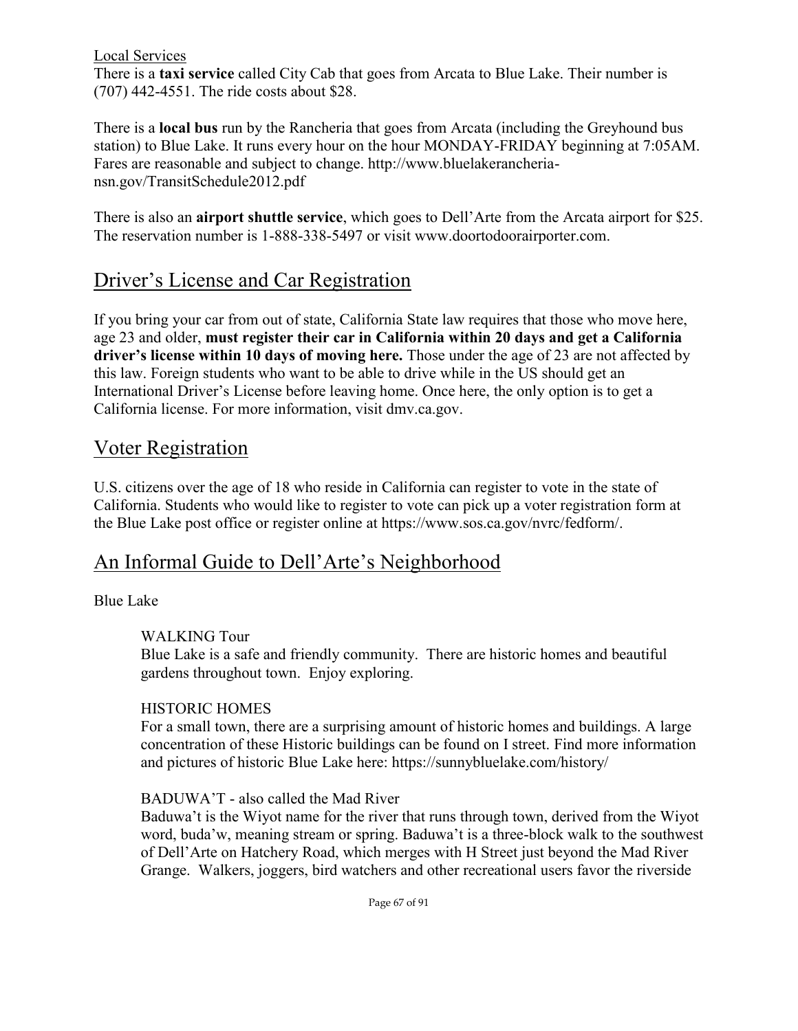Local Services

There is a **taxi service** called City Cab that goes from Arcata to Blue Lake. Their number is (707) 442-4551. The ride costs about $28.

There is a **local bus** run by the Rancheria that goes from Arcata (including the Greyhound bus station) to Blue Lake. It runs every hour on the hour MONDAY-FRIDAY beginning at 7:05AM. Fares are reasonable and subject to change. http://www.bluelakerancheria-nsn.gov/TransitSchedule2012.pdf

There is also an **airport shuttle service**, which goes to Dell'Arte from the Arcata airport for $25. The reservation number is 1-888-338-5497 or visit www.doortodoorairporter.com.

## Driver's License and Car Registration

If you bring your car from out of state, California State law requires that those who move here, age 23 and older, **must register their car in California within 20 days and get a California driver's license within 10 days of moving here.** Those under the age of 23 are not affected by this law. Foreign students who want to be able to drive while in the US should get an International Driver's License before leaving home. Once here, the only option is to get a California license. For more information, visit dmv.ca.gov.

## Voter Registration

U.S. citizens over the age of 18 who reside in California can register to vote in the state of California. Students who would like to register to vote can pick up a voter registration form at the Blue Lake post office or register online at https://www.sos.ca.gov/nvrc/fedform/.

## An Informal Guide to Dell'Arte's Neighborhood

Blue Lake

WALKING Tour

Blue Lake is a safe and friendly community. There are historic homes and beautiful gardens throughout town. Enjoy exploring.

HISTORIC HOMES

For a small town, there are a surprising amount of historic homes and buildings. A large concentration of these Historic buildings can be found on I street. Find more information and pictures of historic Blue Lake here: https://sunnybluelake.com/history/

BADUWA'T - also called the Mad River

Baduwa't is the Wiyot name for the river that runs through town, derived from the Wiyot word, buda'w, meaning stream or spring. Baduwa't is a three-block walk to the southwest of Dell'Arte on Hatchery Road, which merges with H Street just beyond the Mad River Grange. Walkers, joggers, bird watchers and other recreational users favor the riverside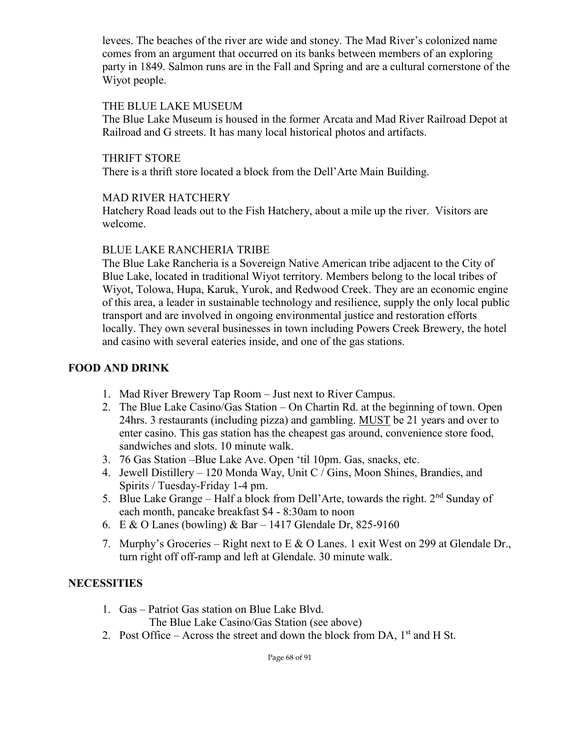levees. The beaches of the river are wide and stoney. The Mad River's colonized name comes from an argument that occurred on its banks between members of an exploring party in 1849. Salmon runs are in the Fall and Spring and are a cultural cornerstone of the Wiyot people.

THE BLUE LAKE MUSEUM

The Blue Lake Museum is housed in the former Arcata and Mad River Railroad Depot at Railroad and G streets. It has many local historical photos and artifacts.

THRIFT STORE

There is a thrift store located a block from the Dell'Arte Main Building.

MAD RIVER HATCHERY

Hatchery Road leads out to the Fish Hatchery, about a mile up the river. Visitors are welcome.

BLUE LAKE RANCHERIA TRIBE

The Blue Lake Rancheria is a Sovereign Native American tribe adjacent to the City of Blue Lake, located in traditional Wiyot territory. Members belong to the local tribes of Wiyot, Tolowa, Hupa, Karuk, Yurok, and Redwood Creek. They are an economic engine of this area, a leader in sustainable technology and resilience, supply the only local public transport and are involved in ongoing environmental justice and restoration efforts locally. They own several businesses in town including Powers Creek Brewery, the hotel and casino with several eateries inside, and one of the gas stations.

## FOOD AND DRINK

1. Mad River Brewery Tap Room – Just next to River Campus.
2. The Blue Lake Casino/Gas Station – On Chartin Rd. at the beginning of town. Open 24hrs. 3 restaurants (including pizza) and gambling. MUST be 21 years and over to enter casino. This gas station has the cheapest gas around, convenience store food, sandwiches and slots. 10 minute walk.
3. 76 Gas Station –Blue Lake Ave. Open 'til 10pm. Gas, snacks, etc.
4. Jewell Distillery – 120 Monda Way, Unit C / Gins, Moon Shines, Brandies, and Spirits / Tuesday-Friday 1-4 pm.
5. Blue Lake Grange – Half a block from Dell'Arte, towards the right. 2nd Sunday of each month, pancake breakfast $4 - 8:30am to noon
6. E & O Lanes (bowling) & Bar – 1417 Glendale Dr, 825-9160
7. Murphy's Groceries – Right next to E & O Lanes. 1 exit West on 299 at Glendale Dr., turn right off off-ramp and left at Glendale. 30 minute walk.

## NECESSITIES

1. Gas – Patriot Gas station on Blue Lake Blvd.
   The Blue Lake Casino/Gas Station (see above)
2. Post Office – Across the street and down the block from DA, 1st and H St.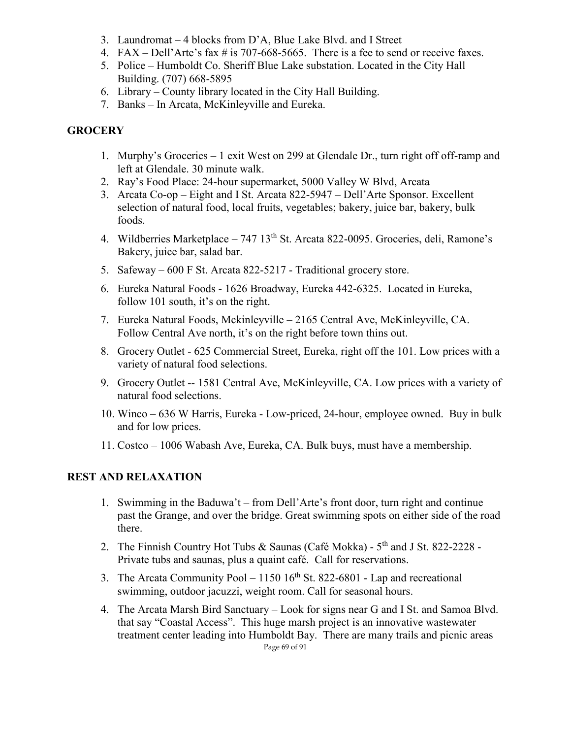3. Laundromat – 4 blocks from D'A, Blue Lake Blvd. and I Street
4. FAX – Dell'Arte's fax # is 707-668-5665. There is a fee to send or receive faxes.
5. Police – Humboldt Co. Sheriff Blue Lake substation. Located in the City Hall Building. (707) 668-5895
6. Library – County library located in the City Hall Building.
7. Banks – In Arcata, McKinleyville and Eureka.

## GROCERY

1. Murphy's Groceries – 1 exit West on 299 at Glendale Dr., turn right off off-ramp and left at Glendale. 30 minute walk.
2. Ray's Food Place: 24-hour supermarket, 5000 Valley W Blvd, Arcata
3. Arcata Co-op – Eight and I St. Arcata 822-5947 – Dell'Arte Sponsor. Excellent selection of natural food, local fruits, vegetables; bakery, juice bar, bakery, bulk foods.
4. Wildberries Marketplace – 747 13th St. Arcata 822-0095. Groceries, deli, Ramone's Bakery, juice bar, salad bar.
5. Safeway – 600 F St. Arcata 822-5217 - Traditional grocery store.
6. Eureka Natural Foods - 1626 Broadway, Eureka 442-6325. Located in Eureka, follow 101 south, it's on the right.
7. Eureka Natural Foods, Mckinleyville – 2165 Central Ave, McKinleyville, CA. Follow Central Ave north, it's on the right before town thins out.
8. Grocery Outlet - 625 Commercial Street, Eureka, right off the 101. Low prices with a variety of natural food selections.
9. Grocery Outlet -- 1581 Central Ave, McKinleyville, CA. Low prices with a variety of natural food selections.
10. Winco – 636 W Harris, Eureka - Low-priced, 24-hour, employee owned. Buy in bulk and for low prices.
11. Costco – 1006 Wabash Ave, Eureka, CA. Bulk buys, must have a membership.

## REST AND RELAXATION

1. Swimming in the Baduwa't – from Dell'Arte's front door, turn right and continue past the Grange, and over the bridge. Great swimming spots on either side of the road there.
2. The Finnish Country Hot Tubs & Saunas (Café Mokka) - 5th and J St. 822-2228 - Private tubs and saunas, plus a quaint café. Call for reservations.
3. The Arcata Community Pool – 1150 16th St. 822-6801 - Lap and recreational swimming, outdoor jacuzzi, weight room. Call for seasonal hours.
4. The Arcata Marsh Bird Sanctuary – Look for signs near G and I St. and Samoa Blvd. that say "Coastal Access". This huge marsh project is an innovative wastewater treatment center leading into Humboldt Bay. There are many trails and picnic areas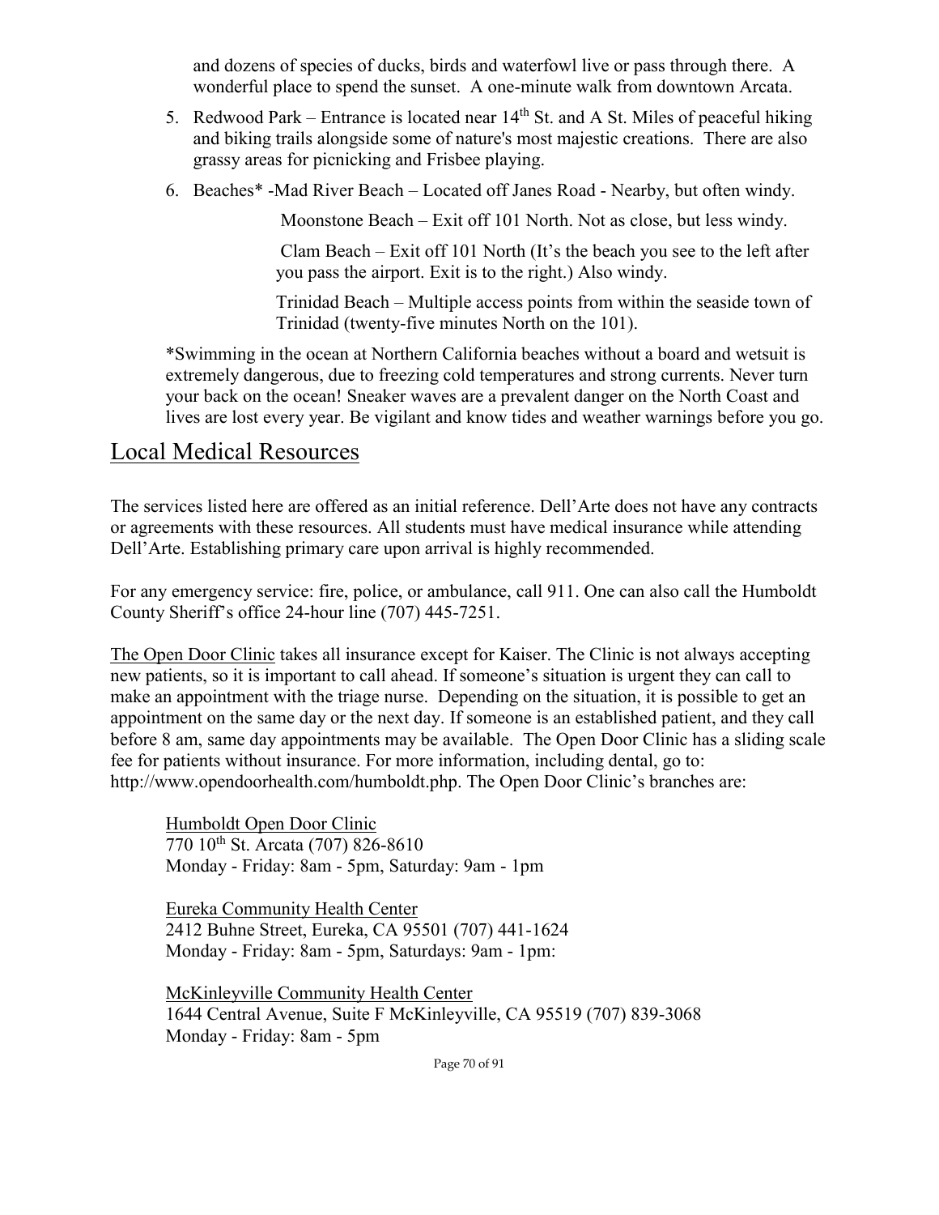and dozens of species of ducks, birds and waterfowl live or pass through there. A wonderful place to spend the sunset. A one-minute walk from downtown Arcata.

5. Redwood Park – Entrance is located near 14th St. and A St. Miles of peaceful hiking and biking trails alongside some of nature's most majestic creations. There are also grassy areas for picnicking and Frisbee playing.
6. Beaches* -Mad River Beach – Located off Janes Road - Nearby, but often windy.

   Moonstone Beach – Exit off 101 North. Not as close, but less windy.

   Clam Beach – Exit off 101 North (It's the beach you see to the left after you pass the airport. Exit is to the right.) Also windy.

   Trinidad Beach – Multiple access points from within the seaside town of Trinidad (twenty-five minutes North on the 101).

*Swimming in the ocean at Northern California beaches without a board and wetsuit is extremely dangerous, due to freezing cold temperatures and strong currents. Never turn your back on the ocean! Sneaker waves are a prevalent danger on the North Coast and lives are lost every year. Be vigilant and know tides and weather warnings before you go.

## Local Medical Resources

The services listed here are offered as an initial reference. Dell'Arte does not have any contracts or agreements with these resources. All students must have medical insurance while attending Dell'Arte. Establishing primary care upon arrival is highly recommended.

For any emergency service: fire, police, or ambulance, call 911. One can also call the Humboldt County Sheriff's office 24-hour line (707) 445-7251.

The Open Door Clinic takes all insurance except for Kaiser. The Clinic is not always accepting new patients, so it is important to call ahead. If someone's situation is urgent they can call to make an appointment with the triage nurse. Depending on the situation, it is possible to get an appointment on the same day or the next day. If someone is an established patient, and they call before 8 am, same day appointments may be available. The Open Door Clinic has a sliding scale fee for patients without insurance. For more information, including dental, go to: http://www.opendoorhealth.com/humboldt.php. The Open Door Clinic's branches are:

Humboldt Open Door Clinic
770 10th St. Arcata (707) 826-8610
Monday - Friday: 8am - 5pm, Saturday: 9am - 1pm

Eureka Community Health Center
2412 Buhne Street, Eureka, CA 95501 (707) 441-1624
Monday - Friday: 8am - 5pm, Saturdays: 9am - 1pm:

McKinleyville Community Health Center
1644 Central Avenue, Suite F McKinleyville, CA 95519 (707) 839-3068
Monday - Friday: 8am - 5pm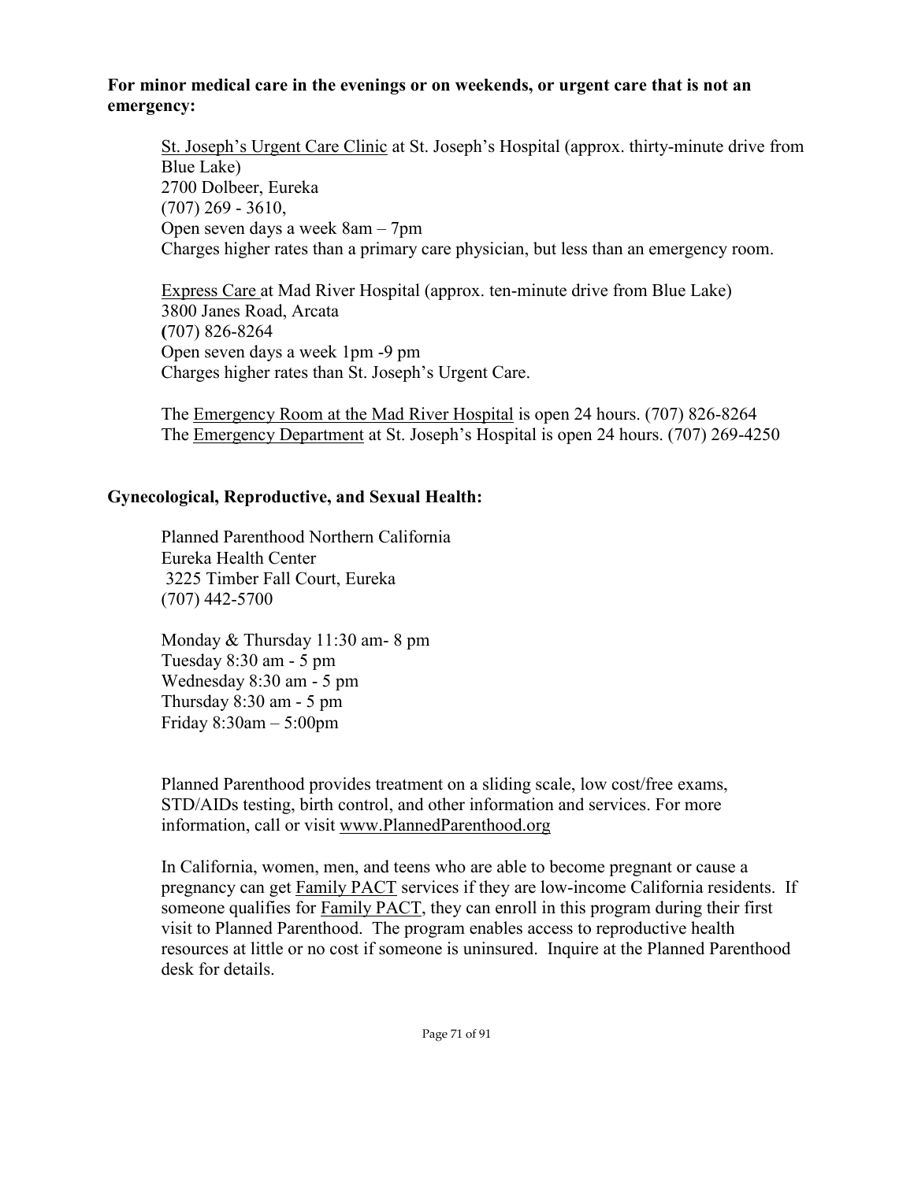**For minor medical care in the evenings or on weekends, or urgent care that is not an emergency:**

St. Joseph's Urgent Care Clinic at St. Joseph's Hospital (approx. thirty-minute drive from Blue Lake)
2700 Dolbeer, Eureka
(707) 269 - 3610,
Open seven days a week 8am – 7pm
Charges higher rates than a primary care physician, but less than an emergency room.

Express Care at Mad River Hospital (approx. ten-minute drive from Blue Lake)
3800 Janes Road, Arcata
(707) 826-8264
Open seven days a week 1pm -9 pm
Charges higher rates than St. Joseph's Urgent Care.

The Emergency Room at the Mad River Hospital is open 24 hours. (707) 826-8264
The Emergency Department at St. Joseph's Hospital is open 24 hours. (707) 269-4250

**Gynecological, Reproductive, and Sexual Health:**

Planned Parenthood Northern California
Eureka Health Center
3225 Timber Fall Court, Eureka
(707) 442-5700

Monday & Thursday 11:30 am- 8 pm
Tuesday 8:30 am - 5 pm
Wednesday 8:30 am - 5 pm
Thursday 8:30 am - 5 pm
Friday 8:30am – 5:00pm

Planned Parenthood provides treatment on a sliding scale, low cost/free exams, STD/AIDs testing, birth control, and other information and services. For more information, call or visit www.PlannedParenthood.org

In California, women, men, and teens who are able to become pregnant or cause a pregnancy can get Family PACT services if they are low-income California residents. If someone qualifies for Family PACT, they can enroll in this program during their first visit to Planned Parenthood. The program enables access to reproductive health resources at little or no cost if someone is uninsured. Inquire at the Planned Parenthood desk for details.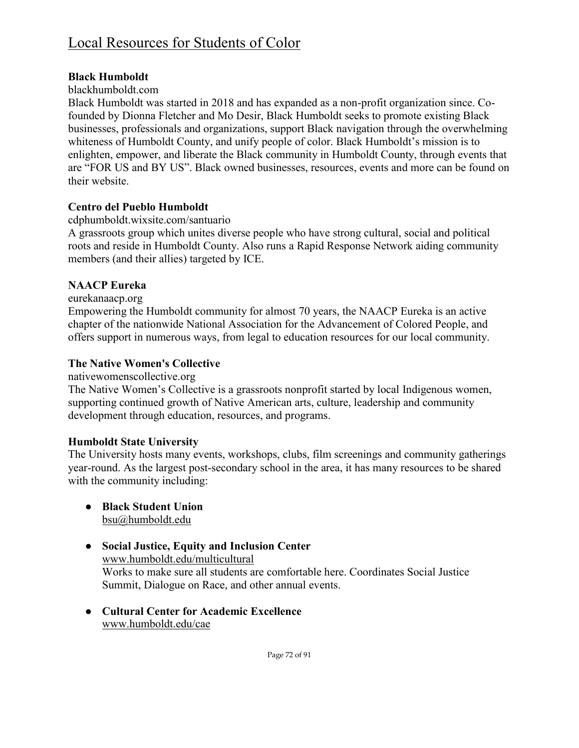# Local Resources for Students of Color

**Black Humboldt**

blackhumboldt.com

Black Humboldt was started in 2018 and has expanded as a non-profit organization since. Co-founded by Dionna Fletcher and Mo Desir, Black Humboldt seeks to promote existing Black businesses, professionals and organizations, support Black navigation through the overwhelming whiteness of Humboldt County, and unify people of color. Black Humboldt's mission is to enlighten, empower, and liberate the Black community in Humboldt County, through events that are "FOR US and BY US". Black owned businesses, resources, events and more can be found on their website.

**Centro del Pueblo Humboldt**

cdphumboldt.wixsite.com/santuario

A grassroots group which unites diverse people who have strong cultural, social and political roots and reside in Humboldt County. Also runs a Rapid Response Network aiding community members (and their allies) targeted by ICE.

**NAACP Eureka**

eurekanaacp.org

Empowering the Humboldt community for almost 70 years, the NAACP Eureka is an active chapter of the nationwide National Association for the Advancement of Colored People, and offers support in numerous ways, from legal to education resources for our local community.

**The Native Women's Collective**

nativewomenscollective.org

The Native Women's Collective is a grassroots nonprofit started by local Indigenous women, supporting continued growth of Native American arts, culture, leadership and community development through education, resources, and programs.

**Humboldt State University**

The University hosts many events, workshops, clubs, film screenings and community gatherings year-round. As the largest post-secondary school in the area, it has many resources to be shared with the community including:

- **Black Student Union**
  bsu@humboldt.edu

- **Social Justice, Equity and Inclusion Center**
  www.humboldt.edu/multicultural
  Works to make sure all students are comfortable here. Coordinates Social Justice Summit, Dialogue on Race, and other annual events.

- **Cultural Center for Academic Excellence**
  www.humboldt.edu/cae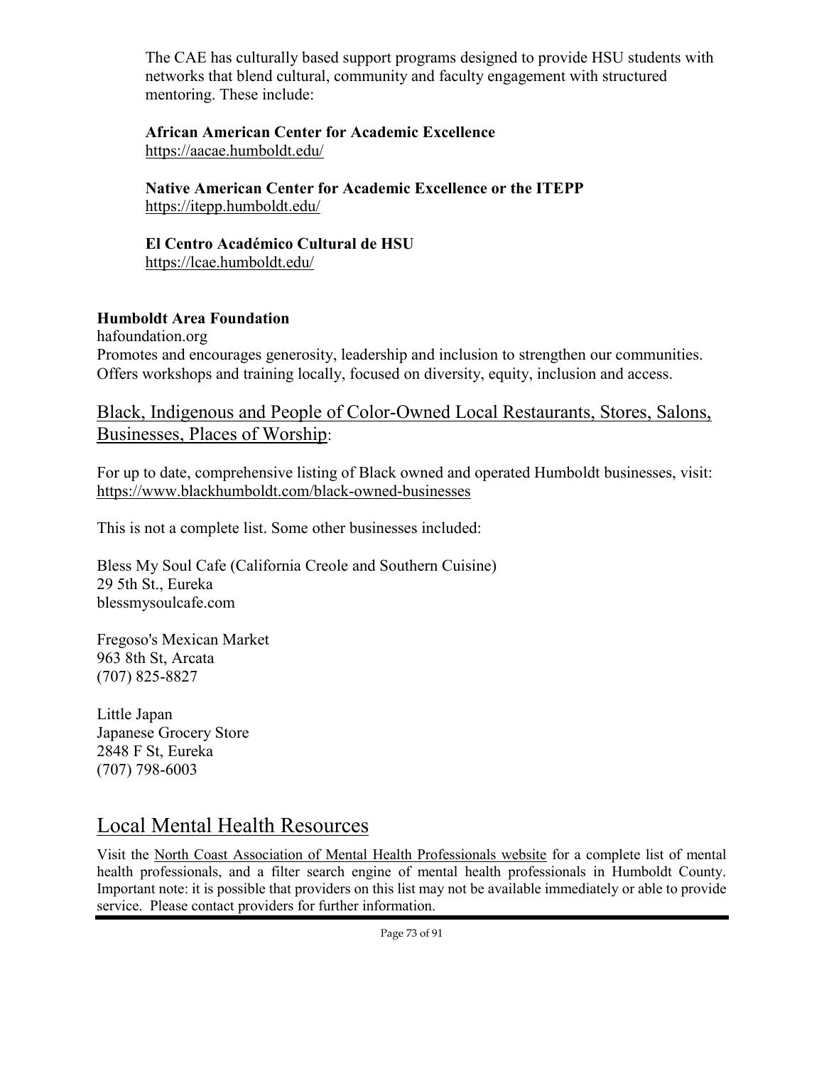The CAE has culturally based support programs designed to provide HSU students with networks that blend cultural, community and faculty engagement with structured mentoring. These include:

**African American Center for Academic Excellence**
https://aacae.humboldt.edu/

**Native American Center for Academic Excellence or the ITEPP**
https://itepp.humboldt.edu/

**El Centro Académico Cultural de HSU**
https://lcae.humboldt.edu/

**Humboldt Area Foundation**
hafoundation.org
Promotes and encourages generosity, leadership and inclusion to strengthen our communities. Offers workshops and training locally, focused on diversity, equity, inclusion and access.

## Black, Indigenous and People of Color-Owned Local Restaurants, Stores, Salons, Businesses, Places of Worship:

For up to date, comprehensive listing of Black owned and operated Humboldt businesses, visit: https://www.blackhumboldt.com/black-owned-businesses

This is not a complete list. Some other businesses included:

Bless My Soul Cafe (California Creole and Southern Cuisine)
29 5th St., Eureka
blessmysoulcafe.com

Fregoso's Mexican Market
963 8th St, Arcata
(707) 825-8827

Little Japan
Japanese Grocery Store
2848 F St, Eureka
(707) 798-6003

## Local Mental Health Resources

Visit the North Coast Association of Mental Health Professionals website for a complete list of mental health professionals, and a filter search engine of mental health professionals in Humboldt County. Important note: it is possible that providers on this list may not be available immediately or able to provide service. Please contact providers for further information.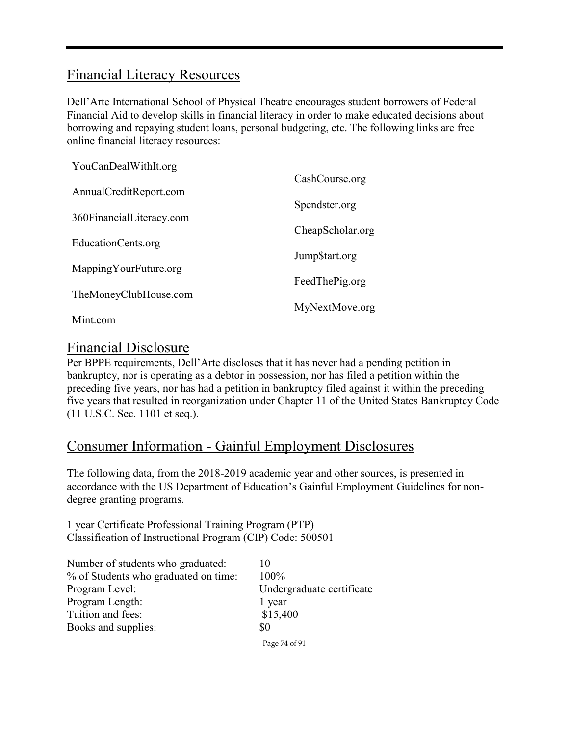## Financial Literacy Resources

Dell'Arte International School of Physical Theatre encourages student borrowers of Federal Financial Aid to develop skills in financial literacy in order to make educated decisions about borrowing and repaying student loans, personal budgeting, etc. The following links are free online financial literacy resources:

- YouCanDealWithIt.org
- AnnualCreditReport.com
- 360FinancialLiteracy.com
- EducationCents.org
- MappingYourFuture.org
- TheMoneyClubHouse.com
- Mint.com
- CashCourse.org
- Spendster.org
- CheapScholar.org
- Jump$tart.org
- FeedThePig.org
- MyNextMove.org

## Financial Disclosure

Per BPPE requirements, Dell'Arte discloses that it has never had a pending petition in bankruptcy, nor is operating as a debtor in possession, nor has filed a petition within the preceding five years, nor has had a petition in bankruptcy filed against it within the preceding five years that resulted in reorganization under Chapter 11 of the United States Bankruptcy Code (11 U.S.C. Sec. 1101 et seq.).

## Consumer Information - Gainful Employment Disclosures

The following data, from the 2018-2019 academic year and other sources, is presented in accordance with the US Department of Education's Gainful Employment Guidelines for non-degree granting programs.

1 year Certificate Professional Training Program (PTP)
Classification of Instructional Program (CIP) Code: 500501

| | |
|---|---|
| Number of students who graduated: | 10 |
| % of Students who graduated on time: | 100% |
| Program Level: | Undergraduate certificate |
| Program Length: | 1 year |
| Tuition and fees: | $15,400 |
| Books and supplies: | $0 |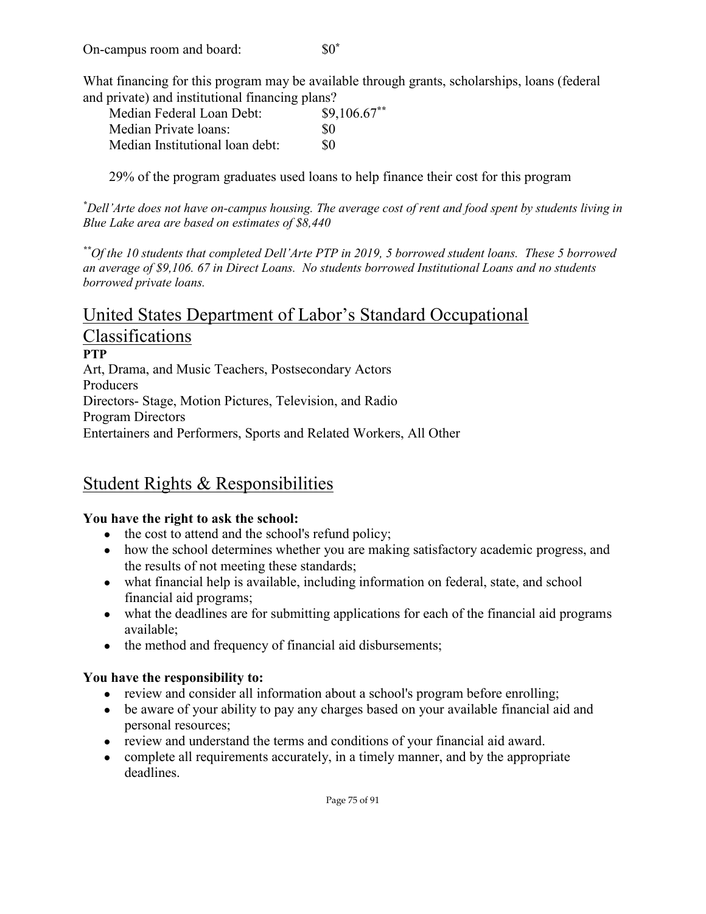On-campus room and board: $0*

What financing for this program may be available through grants, scholarships, loans (federal and private) and institutional financing plans?

| | |
|---|---|
| Median Federal Loan Debt: | $9,106.67** |
| Median Private loans: | $0 |
| Median Institutional loan debt: | $0 |

29% of the program graduates used loans to help finance their cost for this program

*\*Dell'Arte does not have on-campus housing. The average cost of rent and food spent by students living in Blue Lake area are based on estimates of $8,440*

*\*\*Of the 10 students that completed Dell'Arte PTP in 2019, 5 borrowed student loans. These 5 borrowed an average of $9,106. 67 in Direct Loans. No students borrowed Institutional Loans and no students borrowed private loans.*

## United States Department of Labor's Standard Occupational Classifications

**PTP**

Art, Drama, and Music Teachers, Postsecondary Actors
Producers
Directors- Stage, Motion Pictures, Television, and Radio
Program Directors
Entertainers and Performers, Sports and Related Workers, All Other

## Student Rights & Responsibilities

**You have the right to ask the school:**

- the cost to attend and the school's refund policy;
- how the school determines whether you are making satisfactory academic progress, and the results of not meeting these standards;
- what financial help is available, including information on federal, state, and school financial aid programs;
- what the deadlines are for submitting applications for each of the financial aid programs available;
- the method and frequency of financial aid disbursements;

**You have the responsibility to:**

- review and consider all information about a school's program before enrolling;
- be aware of your ability to pay any charges based on your available financial aid and personal resources;
- review and understand the terms and conditions of your financial aid award.
- complete all requirements accurately, in a timely manner, and by the appropriate deadlines.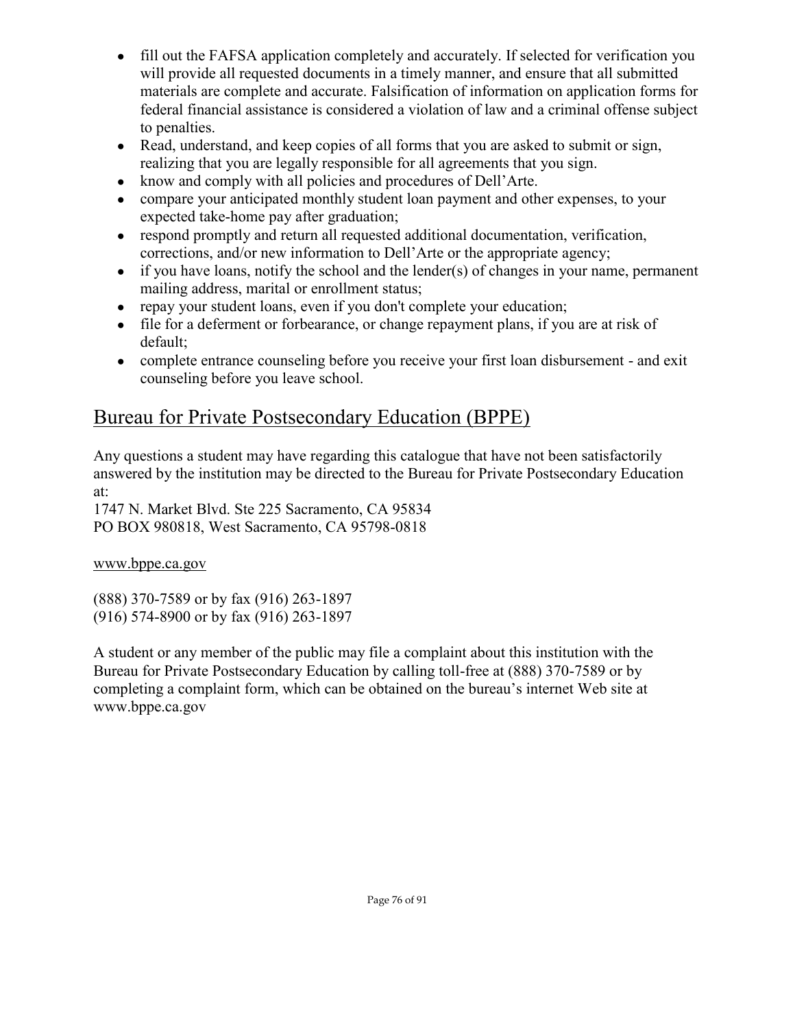- fill out the FAFSA application completely and accurately. If selected for verification you will provide all requested documents in a timely manner, and ensure that all submitted materials are complete and accurate. Falsification of information on application forms for federal financial assistance is considered a violation of law and a criminal offense subject to penalties.
- Read, understand, and keep copies of all forms that you are asked to submit or sign, realizing that you are legally responsible for all agreements that you sign.
- know and comply with all policies and procedures of Dell'Arte.
- compare your anticipated monthly student loan payment and other expenses, to your expected take-home pay after graduation;
- respond promptly and return all requested additional documentation, verification, corrections, and/or new information to Dell'Arte or the appropriate agency;
- if you have loans, notify the school and the lender(s) of changes in your name, permanent mailing address, marital or enrollment status;
- repay your student loans, even if you don't complete your education;
- file for a deferment or forbearance, or change repayment plans, if you are at risk of default;
- complete entrance counseling before you receive your first loan disbursement - and exit counseling before you leave school.

## Bureau for Private Postsecondary Education (BPPE)

Any questions a student may have regarding this catalogue that have not been satisfactorily answered by the institution may be directed to the Bureau for Private Postsecondary Education at:
1747 N. Market Blvd. Ste 225 Sacramento, CA 95834
PO BOX 980818, West Sacramento, CA 95798-0818

www.bppe.ca.gov

(888) 370-7589 or by fax (916) 263-1897
(916) 574-8900 or by fax (916) 263-1897

A student or any member of the public may file a complaint about this institution with the Bureau for Private Postsecondary Education by calling toll-free at (888) 370-7589 or by completing a complaint form, which can be obtained on the bureau's internet Web site at www.bppe.ca.gov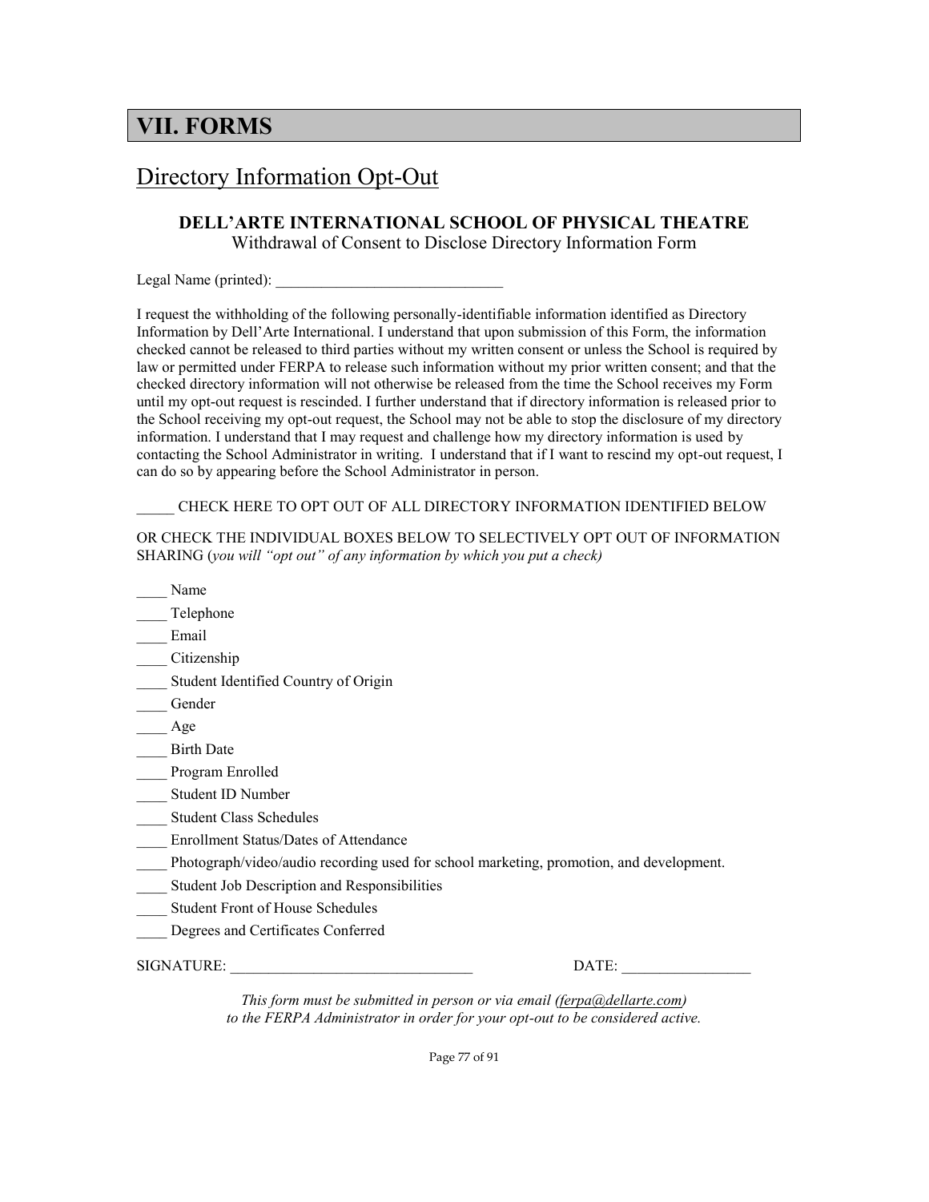# VII. FORMS

## Directory Information Opt-Out

**DELL'ARTE INTERNATIONAL SCHOOL OF PHYSICAL THEATRE**
Withdrawal of Consent to Disclose Directory Information Form

Legal Name (printed): ______________________________

I request the withholding of the following personally-identifiable information identified as Directory Information by Dell'Arte International. I understand that upon submission of this Form, the information checked cannot be released to third parties without my written consent or unless the School is required by law or permitted under FERPA to release such information without my prior written consent; and that the checked directory information will not otherwise be released from the time the School receives my Form until my opt-out request is rescinded. I further understand that if directory information is released prior to the School receiving my opt-out request, the School may not be able to stop the disclosure of my directory information. I understand that I may request and challenge how my directory information is used by contacting the School Administrator in writing. I understand that if I want to rescind my opt-out request, I can do so by appearing before the School Administrator in person.

_____ CHECK HERE TO OPT OUT OF ALL DIRECTORY INFORMATION IDENTIFIED BELOW

OR CHECK THE INDIVIDUAL BOXES BELOW TO SELECTIVELY OPT OUT OF INFORMATION SHARING (*you will "opt out" of any information by which you put a check)*

____ Name
____ Telephone
____ Email
____ Citizenship
____ Student Identified Country of Origin
____ Gender
____ Age
____ Birth Date
____ Program Enrolled
____ Student ID Number
____ Student Class Schedules
____ Enrollment Status/Dates of Attendance
____ Photograph/video/audio recording used for school marketing, promotion, and development.
____ Student Job Description and Responsibilities
____ Student Front of House Schedules
____ Degrees and Certificates Conferred

SIGNATURE: _______________________________ DATE: _________________

*This form must be submitted in person or via email (ferpa@dellarte.com) to the FERPA Administrator in order for your opt-out to be considered active.*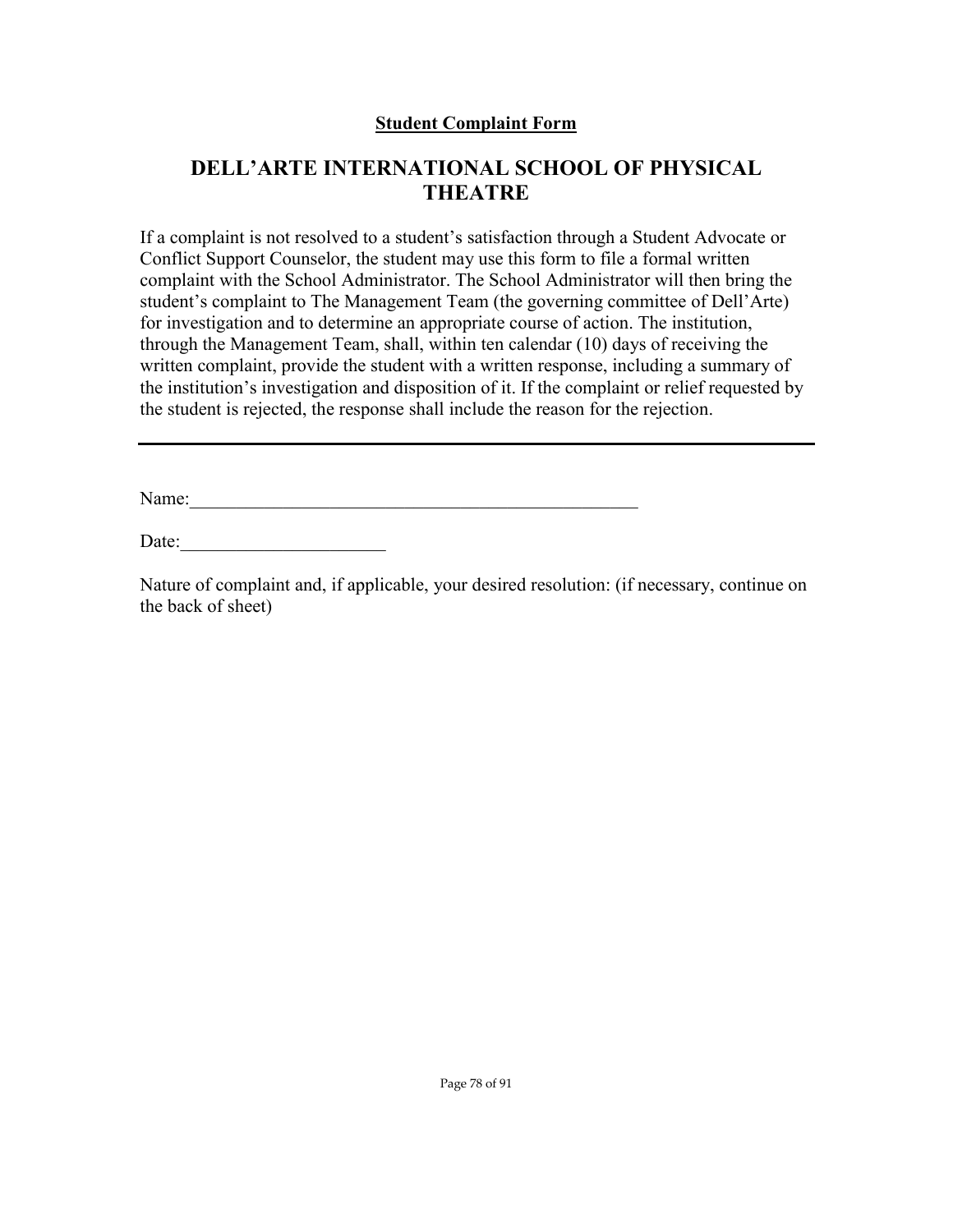**Student Complaint Form**

# DELL'ARTE INTERNATIONAL SCHOOL OF PHYSICAL THEATRE

If a complaint is not resolved to a student's satisfaction through a Student Advocate or Conflict Support Counselor, the student may use this form to file a formal written complaint with the School Administrator. The School Administrator will then bring the student's complaint to The Management Team (the governing committee of Dell'Arte) for investigation and to determine an appropriate course of action. The institution, through the Management Team, shall, within ten calendar (10) days of receiving the written complaint, provide the student with a written response, including a summary of the institution's investigation and disposition of it. If the complaint or relief requested by the student is rejected, the response shall include the reason for the rejection.

---

Name:_________________________________________________

Date:______________________

Nature of complaint and, if applicable, your desired resolution: (if necessary, continue on the back of sheet)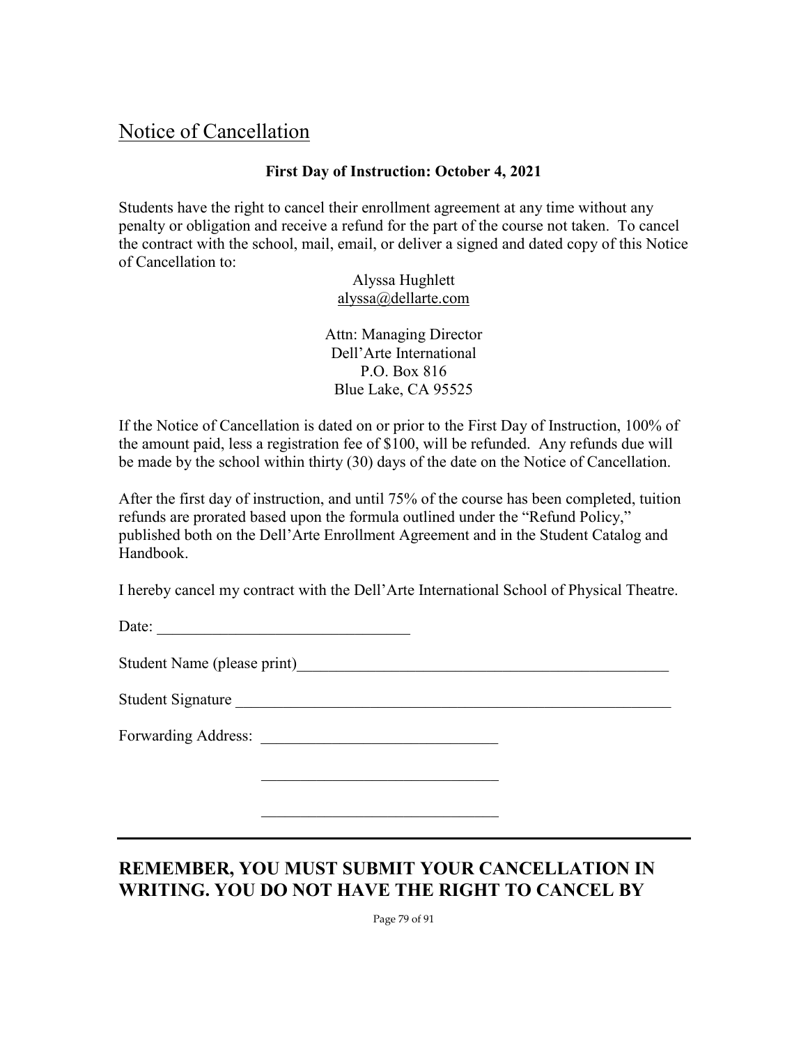## Notice of Cancellation

**First Day of Instruction: October 4, 2021**

Students have the right to cancel their enrollment agreement at any time without any penalty or obligation and receive a refund for the part of the course not taken. To cancel the contract with the school, mail, email, or deliver a signed and dated copy of this Notice of Cancellation to:

Alyssa Hughlett
alyssa@dellarte.com

Attn: Managing Director
Dell'Arte International
P.O. Box 816
Blue Lake, CA 95525

If the Notice of Cancellation is dated on or prior to the First Day of Instruction, 100% of the amount paid, less a registration fee of $100, will be refunded. Any refunds due will be made by the school within thirty (30) days of the date on the Notice of Cancellation.

After the first day of instruction, and until 75% of the course has been completed, tuition refunds are prorated based upon the formula outlined under the "Refund Policy," published both on the Dell'Arte Enrollment Agreement and in the Student Catalog and Handbook.

I hereby cancel my contract with the Dell'Arte International School of Physical Theatre.

Date: ________________________________

Student Name (please print)________________________________________________

Student Signature ________________________________________________________

Forwarding Address: ______________________________

______________________________

______________________________

---

**REMEMBER, YOU MUST SUBMIT YOUR CANCELLATION IN WRITING. YOU DO NOT HAVE THE RIGHT TO CANCEL BY**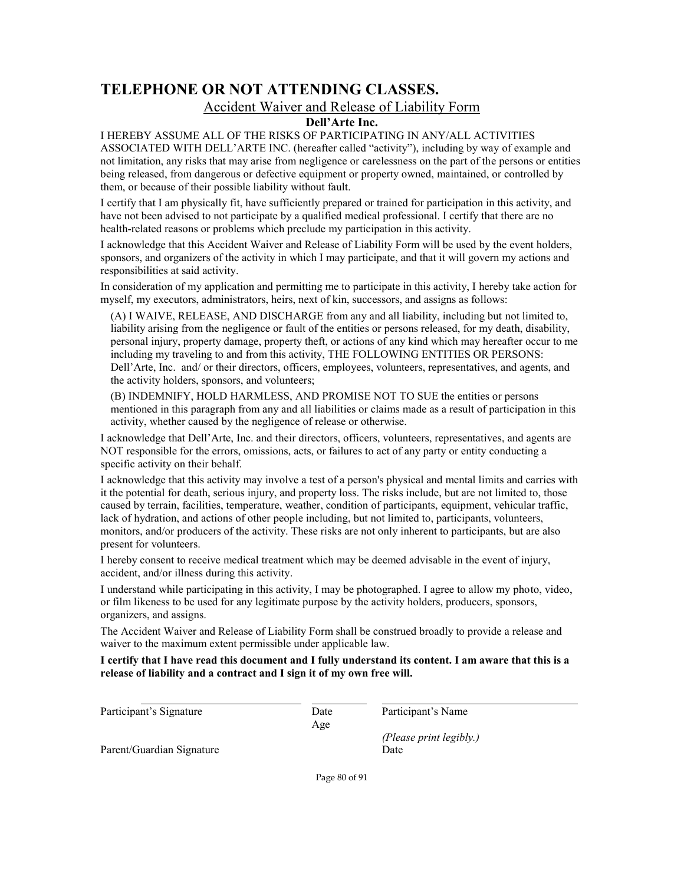## TELEPHONE OR NOT ATTENDING CLASSES.

### Accident Waiver and Release of Liability Form

**Dell'Arte Inc.**

I HEREBY ASSUME ALL OF THE RISKS OF PARTICIPATING IN ANY/ALL ACTIVITIES ASSOCIATED WITH DELL'ARTE INC. (hereafter called "activity"), including by way of example and not limitation, any risks that may arise from negligence or carelessness on the part of the persons or entities being released, from dangerous or defective equipment or property owned, maintained, or controlled by them, or because of their possible liability without fault.

I certify that I am physically fit, have sufficiently prepared or trained for participation in this activity, and have not been advised to not participate by a qualified medical professional. I certify that there are no health-related reasons or problems which preclude my participation in this activity.

I acknowledge that this Accident Waiver and Release of Liability Form will be used by the event holders, sponsors, and organizers of the activity in which I may participate, and that it will govern my actions and responsibilities at said activity.

In consideration of my application and permitting me to participate in this activity, I hereby take action for myself, my executors, administrators, heirs, next of kin, successors, and assigns as follows:

(A) I WAIVE, RELEASE, AND DISCHARGE from any and all liability, including but not limited to, liability arising from the negligence or fault of the entities or persons released, for my death, disability, personal injury, property damage, property theft, or actions of any kind which may hereafter occur to me including my traveling to and from this activity, THE FOLLOWING ENTITIES OR PERSONS: Dell'Arte, Inc. and/ or their directors, officers, employees, volunteers, representatives, and agents, and the activity holders, sponsors, and volunteers;

(B) INDEMNIFY, HOLD HARMLESS, AND PROMISE NOT TO SUE the entities or persons mentioned in this paragraph from any and all liabilities or claims made as a result of participation in this activity, whether caused by the negligence of release or otherwise.

I acknowledge that Dell'Arte, Inc. and their directors, officers, volunteers, representatives, and agents are NOT responsible for the errors, omissions, acts, or failures to act of any party or entity conducting a specific activity on their behalf.

I acknowledge that this activity may involve a test of a person's physical and mental limits and carries with it the potential for death, serious injury, and property loss. The risks include, but are not limited to, those caused by terrain, facilities, temperature, weather, condition of participants, equipment, vehicular traffic, lack of hydration, and actions of other people including, but not limited to, participants, volunteers, monitors, and/or producers of the activity. These risks are not only inherent to participants, but are also present for volunteers.

I hereby consent to receive medical treatment which may be deemed advisable in the event of injury, accident, and/or illness during this activity.

I understand while participating in this activity, I may be photographed. I agree to allow my photo, video, or film likeness to be used for any legitimate purpose by the activity holders, producers, sponsors, organizers, and assigns.

The Accident Waiver and Release of Liability Form shall be construed broadly to provide a release and waiver to the maximum extent permissible under applicable law.

**I certify that I have read this document and I fully understand its content. I am aware that this is a release of liability and a contract and I sign it of my own free will.**

Participant's Signature ______________________ Date ________ Participant's Name ______________________

Age

*(Please print legibly.)*

Parent/Guardian Signature Date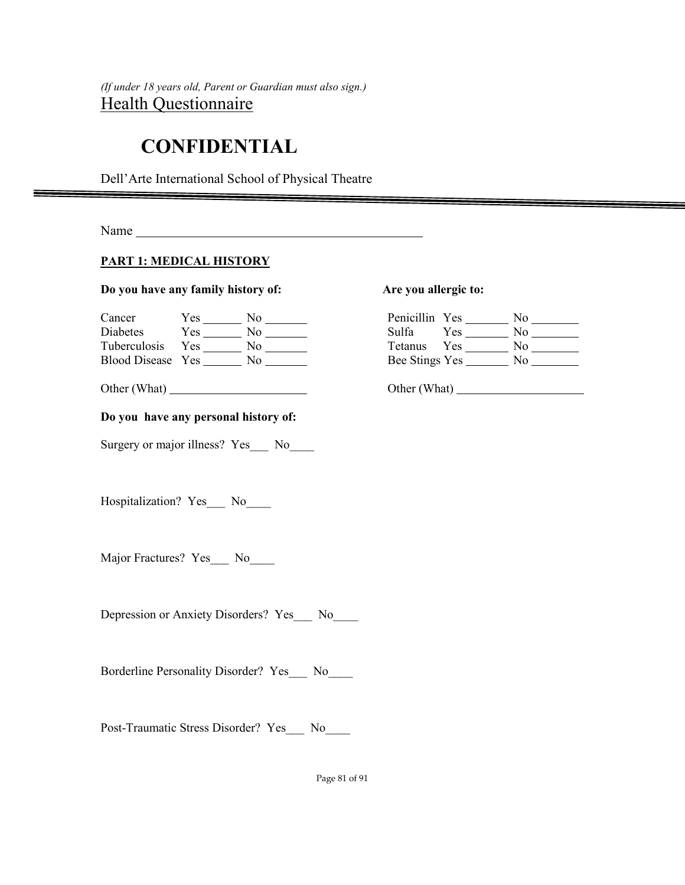*(If under 18 years old, Parent or Guardian must also sign.)*

Health Questionnaire

# CONFIDENTIAL

Dell'Arte International School of Physical Theatre

---

Name \_\_\_\_\_\_\_\_\_\_\_\_\_\_\_\_\_\_\_\_\_\_\_\_\_\_\_\_\_\_\_\_\_\_\_\_\_\_\_\_\_\_\_\_

**PART 1: MEDICAL HISTORY**

**Do you have any family history of:**

Cancer Yes \_\_\_\_\_\_ No \_\_\_\_\_\_\_

Diabetes Yes \_\_\_\_\_\_ No \_\_\_\_\_\_\_

Tuberculosis Yes \_\_\_\_\_\_ No \_\_\_\_\_\_\_

Blood Disease Yes \_\_\_\_\_\_ No \_\_\_\_\_\_\_

Other (What) \_\_\_\_\_\_\_\_\_\_\_\_\_\_\_\_\_\_\_\_\_\_

**Are you allergic to:**

Penicillin Yes \_\_\_\_\_\_\_ No \_\_\_\_\_\_\_\_

Sulfa Yes \_\_\_\_\_\_\_ No \_\_\_\_\_\_\_\_

Tetanus Yes \_\_\_\_\_\_\_ No \_\_\_\_\_\_\_\_

Bee Stings Yes \_\_\_\_\_\_\_ No \_\_\_\_\_\_\_\_

Other (What) \_\_\_\_\_\_\_\_\_\_\_\_\_\_\_\_\_\_\_\_\_

**Do you have any personal history of:**

Surgery or major illness? Yes\_\_\_ No\_\_\_\_

Hospitalization? Yes\_\_\_ No\_\_\_\_

Major Fractures? Yes\_\_\_ No\_\_\_\_

Depression or Anxiety Disorders? Yes\_\_\_ No\_\_\_\_

Borderline Personality Disorder? Yes\_\_\_ No\_\_\_\_

Post-Traumatic Stress Disorder? Yes\_\_\_ No\_\_\_\_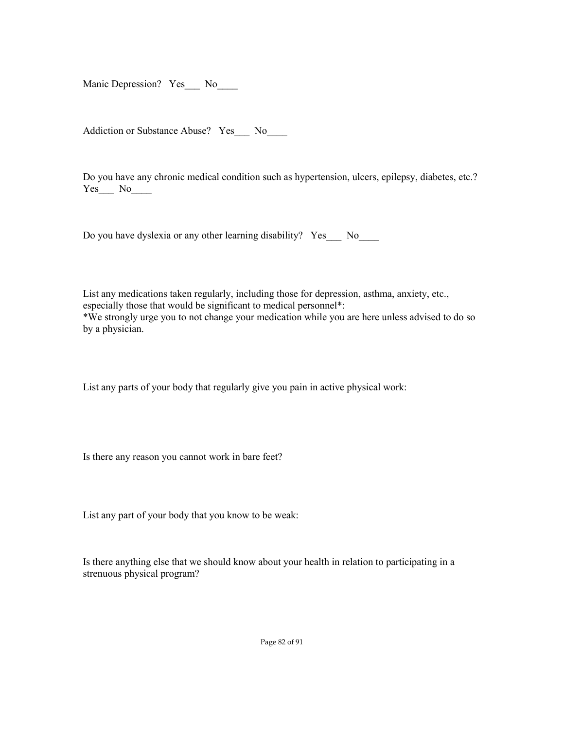Manic Depression? Yes___ No____

Addiction or Substance Abuse? Yes___ No____

Do you have any chronic medical condition such as hypertension, ulcers, epilepsy, diabetes, etc.? Yes___ No____

Do you have dyslexia or any other learning disability? Yes___ No____

List any medications taken regularly, including those for depression, asthma, anxiety, etc., especially those that would be significant to medical personnel*:
*We strongly urge you to not change your medication while you are here unless advised to do so by a physician.

List any parts of your body that regularly give you pain in active physical work:

Is there any reason you cannot work in bare feet?

List any part of your body that you know to be weak:

Is there anything else that we should know about your health in relation to participating in a strenuous physical program?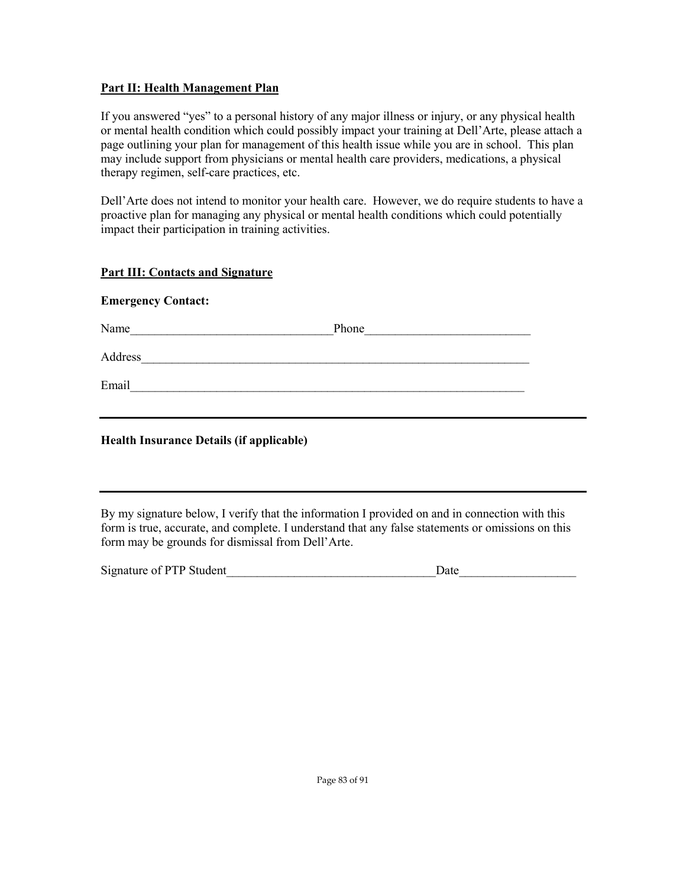**Part II: Health Management Plan**

If you answered "yes" to a personal history of any major illness or injury, or any physical health or mental health condition which could possibly impact your training at Dell'Arte, please attach a page outlining your plan for management of this health issue while you are in school. This plan may include support from physicians or mental health care providers, medications, a physical therapy regimen, self-care practices, etc.

Dell'Arte does not intend to monitor your health care. However, we do require students to have a proactive plan for managing any physical or mental health conditions which could potentially impact their participation in training activities.

**Part III: Contacts and Signature**

**Emergency Contact:**

Name_________________________________Phone___________________________

Address____________________________________________________________________

Email_____________________________________________________________________

---

**Health Insurance Details (if applicable)**

---

By my signature below, I verify that the information I provided on and in connection with this form is true, accurate, and complete. I understand that any false statements or omissions on this form may be grounds for dismissal from Dell'Arte.

Signature of PTP Student__________________________________Date___________________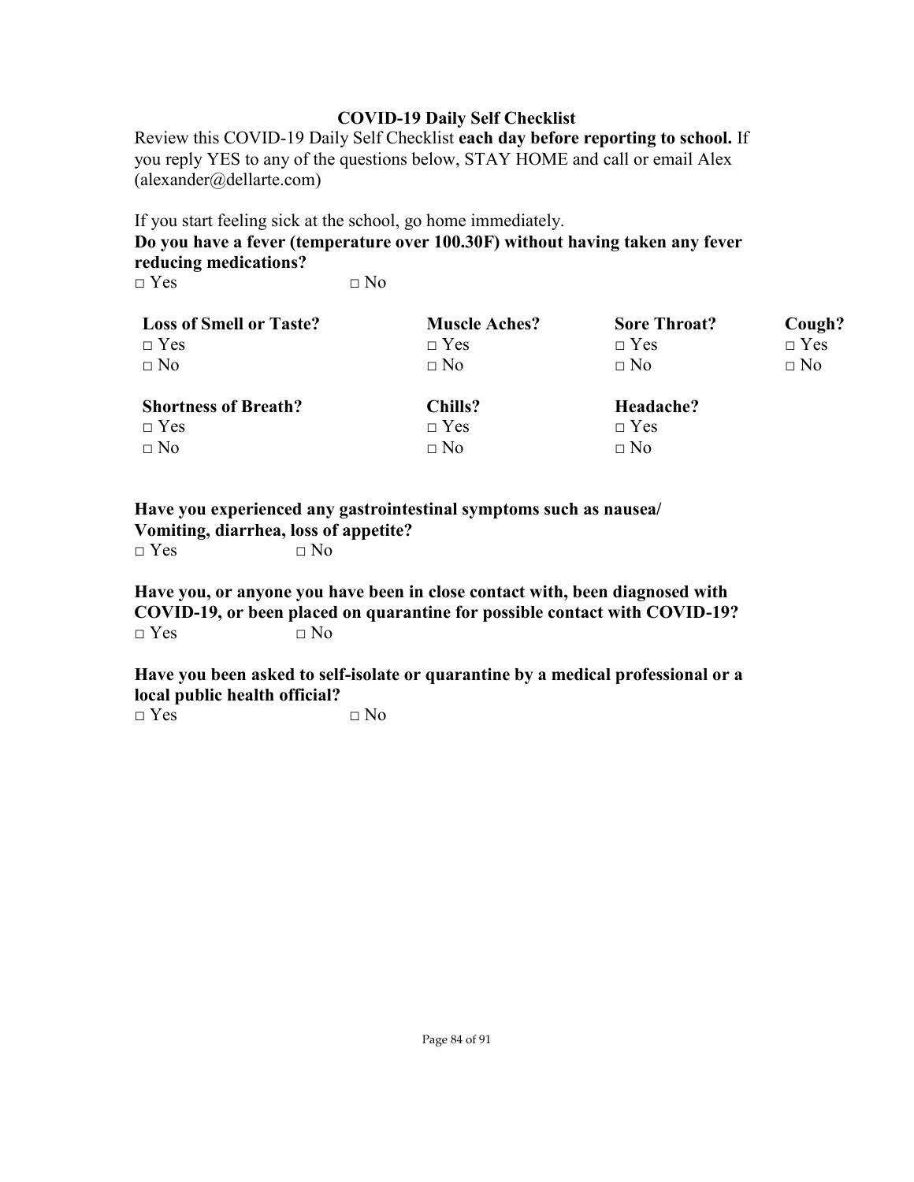## COVID-19 Daily Self Checklist

Review this COVID-19 Daily Self Checklist **each day before reporting to school.** If you reply YES to any of the questions below, STAY HOME and call or email Alex (alexander@dellarte.com)

If you start feeling sick at the school, go home immediately.

**Do you have a fever (temperature over 100.30F) without having taken any fever reducing medications?**

□ Yes □ No

| **Loss of Smell or Taste?** | **Muscle Aches?** | **Sore Throat?** | **Cough?** |
|---|---|---|---|
| □ Yes | □ Yes | □ Yes | □ Yes |
| □ No | □ No | □ No | □ No |
| **Shortness of Breath?** | **Chills?** | **Headache?** | |
| □ Yes | □ Yes | □ Yes | |
| □ No | □ No | □ No | |

**Have you experienced any gastrointestinal symptoms such as nausea/ Vomiting, diarrhea, loss of appetite?**

□ Yes □ No

**Have you, or anyone you have been in close contact with, been diagnosed with COVID-19, or been placed on quarantine for possible contact with COVID-19?**

□ Yes □ No

**Have you been asked to self-isolate or quarantine by a medical professional or a local public health official?**

□ Yes □ No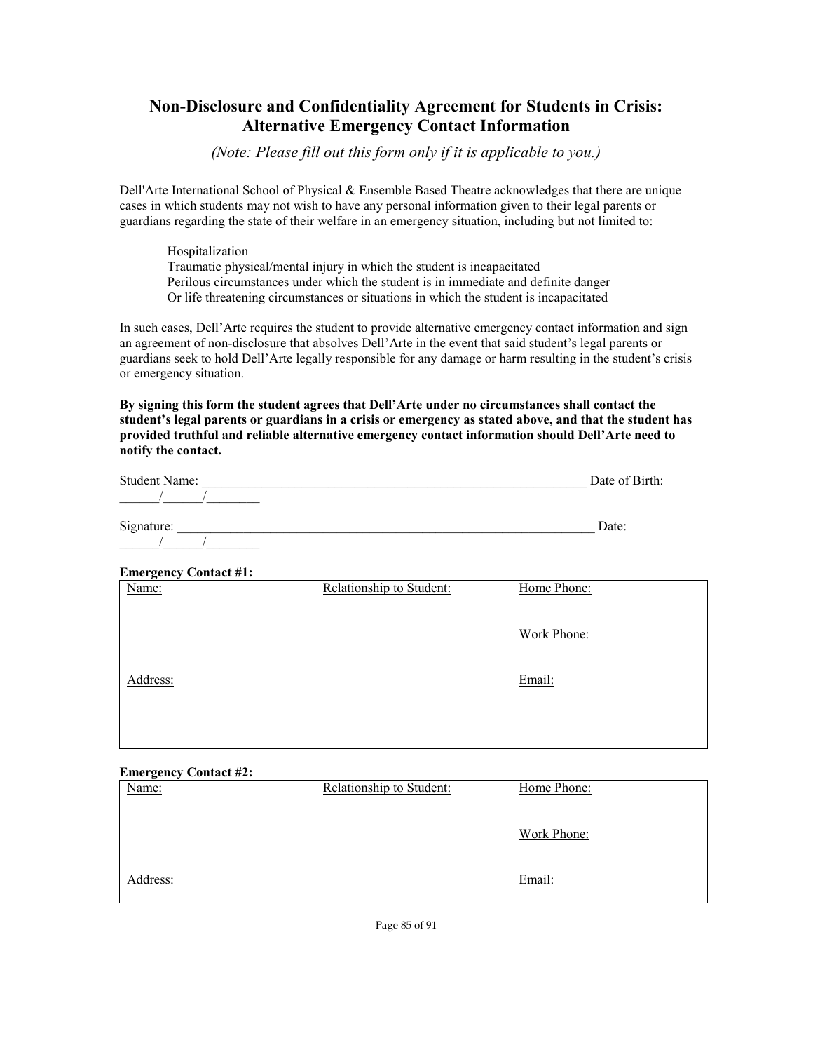# Non-Disclosure and Confidentiality Agreement for Students in Crisis: Alternative Emergency Contact Information

*(Note: Please fill out this form only if it is applicable to you.)*

Dell'Arte International School of Physical & Ensemble Based Theatre acknowledges that there are unique cases in which students may not wish to have any personal information given to their legal parents or guardians regarding the state of their welfare in an emergency situation, including but not limited to:

Hospitalization
Traumatic physical/mental injury in which the student is incapacitated
Perilous circumstances under which the student is in immediate and definite danger
Or life threatening circumstances or situations in which the student is incapacitated

In such cases, Dell'Arte requires the student to provide alternative emergency contact information and sign an agreement of non-disclosure that absolves Dell'Arte in the event that said student's legal parents or guardians seek to hold Dell'Arte legally responsible for any damage or harm resulting in the student's crisis or emergency situation.

**By signing this form the student agrees that Dell'Arte under no circumstances shall contact the student's legal parents or guardians in a crisis or emergency as stated above, and that the student has provided truthful and reliable alternative emergency contact information should Dell'Arte need to notify the contact.**

Student Name: ____________________________________________________________ Date of Birth: ______/______/________

Signature: _________________________________________________________________ Date: ______/______/________

**Emergency Contact #1:**

| Name: | Relationship to Student: | Home Phone: |
|---|---|---|
| | | Work Phone: |
| Address: | | Email: |

**Emergency Contact #2:**

| Name: | Relationship to Student: | Home Phone: |
|---|---|---|
| | | Work Phone: |
| Address: | | Email: |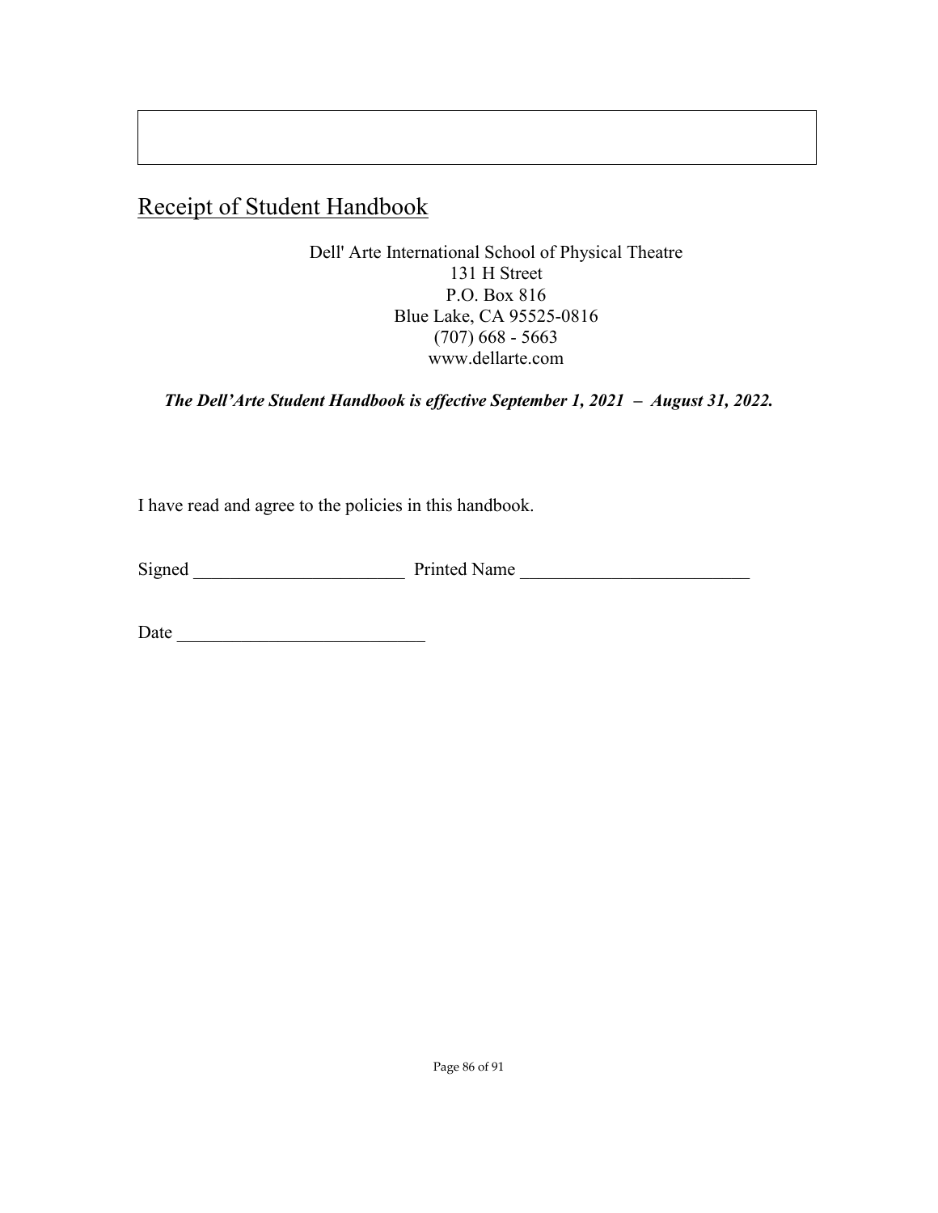## Receipt of Student Handbook

Dell' Arte International School of Physical Theatre
131 H Street
P.O. Box 816
Blue Lake, CA 95525-0816
(707) 668 - 5663
www.dellarte.com

***The Dell'Arte Student Handbook is effective September 1, 2021 – August 31, 2022.***

I have read and agree to the policies in this handbook.

Signed ________________________ Printed Name __________________________

Date ____________________________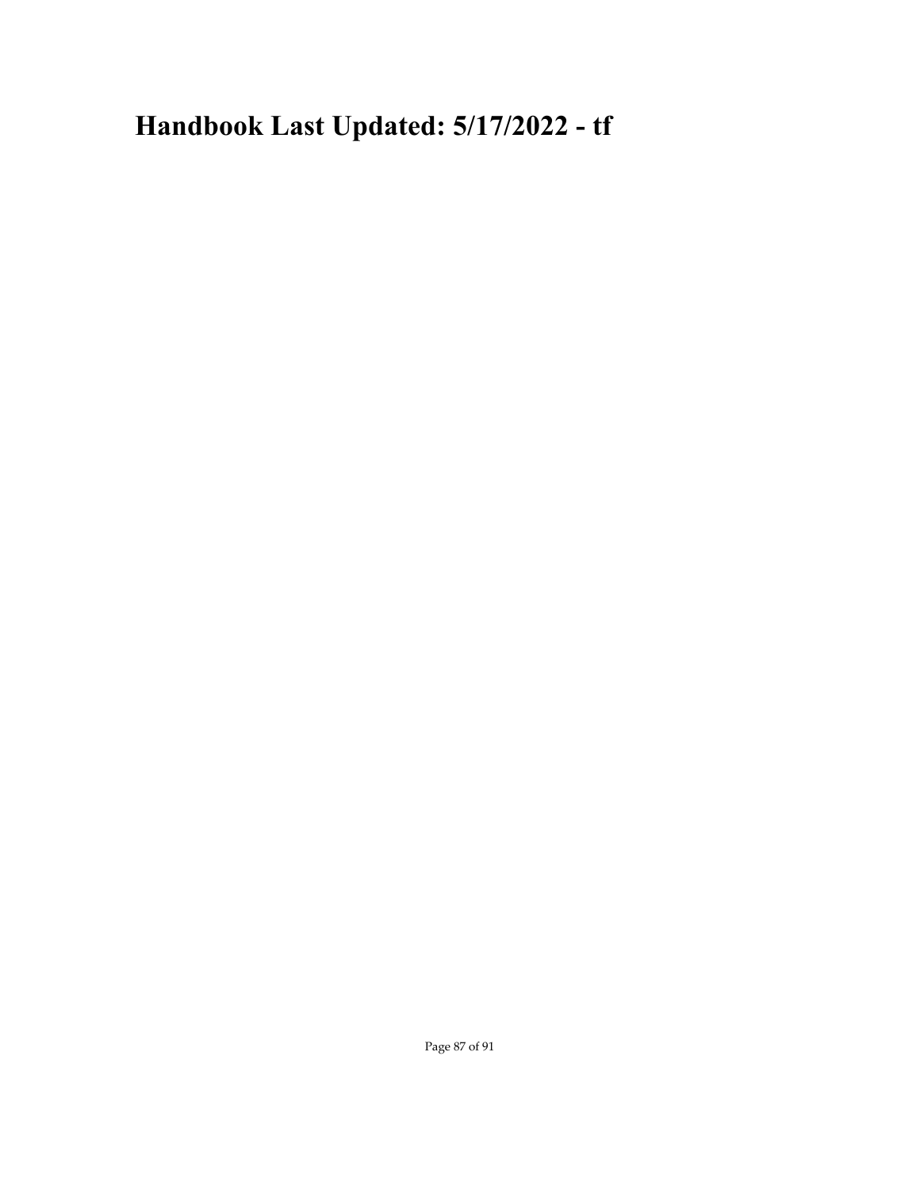# Handbook Last Updated: 5/17/2022 - tf